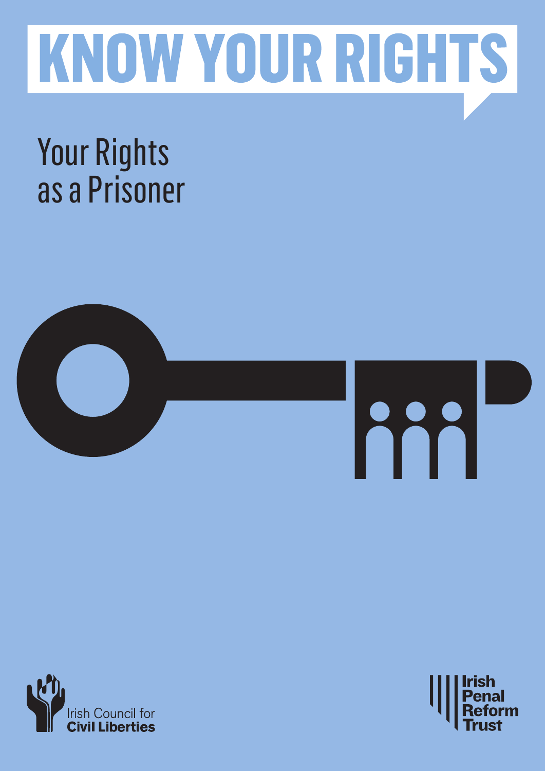# KNOW YOUR RIGHTS

## Your Rights as a Prisoner

Irish Council for **Civil Liberties**

**Irish Penal Reform Trust**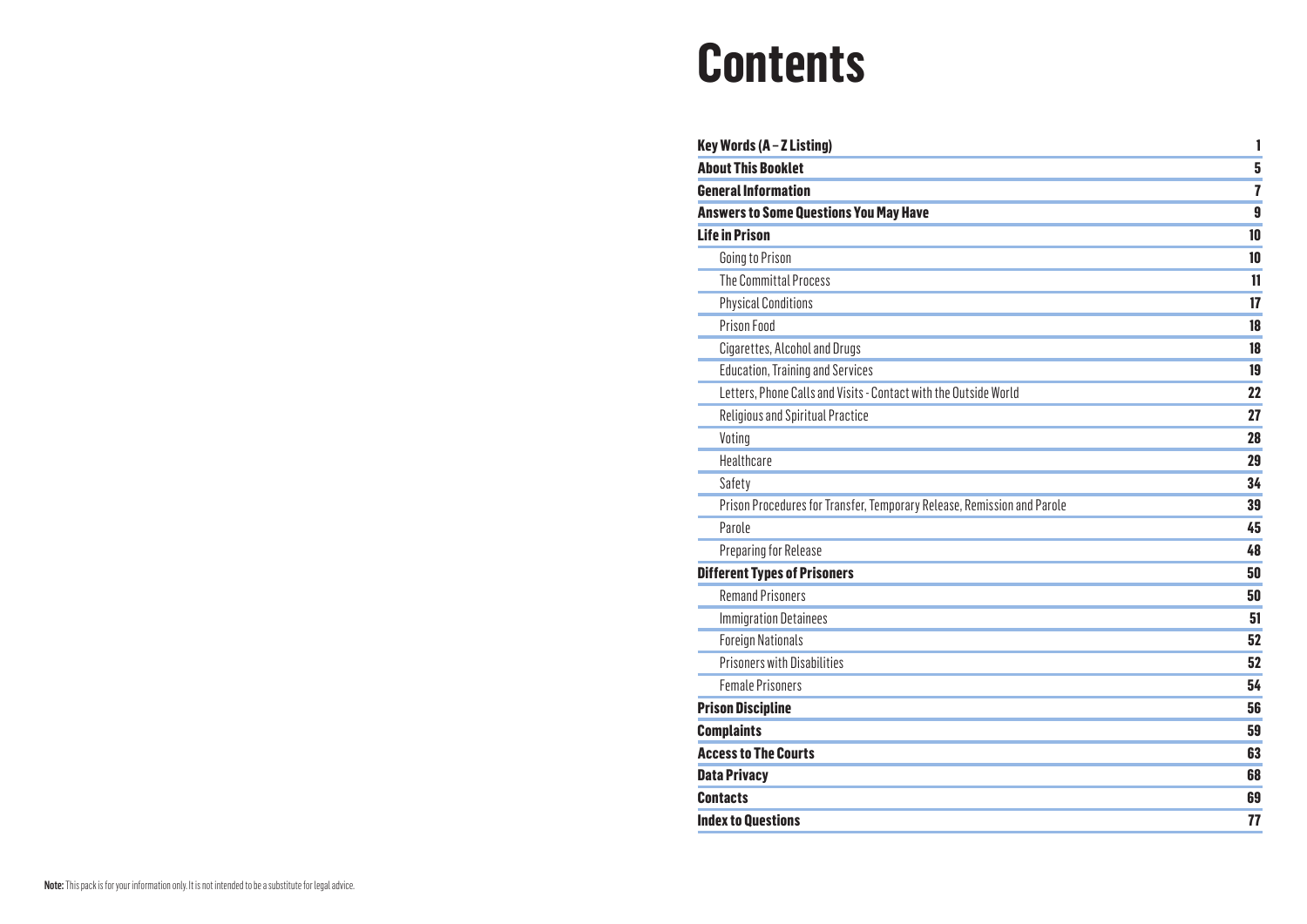# Contents

| | |
|---|---|
| **Key Words (A – Z Listing)** | **1** |
| **About This Booklet** | **5** |
| **General Information** | **7** |
| **Answers to Some Questions You May Have** | **9** |
| **Life in Prison** | **10** |
| Going to Prison | **10** |
| The Committal Process | **11** |
| Physical Conditions | **17** |
| Prison Food | **18** |
| Cigarettes, Alcohol and Drugs | **18** |
| Education, Training and Services | **19** |
| Letters, Phone Calls and Visits - Contact with the Outside World | **22** |
| Religious and Spiritual Practice | **27** |
| Voting | **28** |
| Healthcare | **29** |
| Safety | **34** |
| Prison Procedures for Transfer, Temporary Release, Remission and Parole | **39** |
| Parole | **45** |
| Preparing for Release | **48** |
| **Different Types of Prisoners** | **50** |
| Remand Prisoners | **50** |
| Immigration Detainees | **51** |
| Foreign Nationals | **52** |
| Prisoners with Disabilities | **52** |
| Female Prisoners | **54** |
| **Prison Discipline** | **56** |
| **Complaints** | **59** |
| **Access to The Courts** | **63** |
| **Data Privacy** | **68** |
| **Contacts** | **69** |
| **Index to Questions** | **77** |

**Note:** This pack is for your information only. It is not intended to be a substitute for legal advice.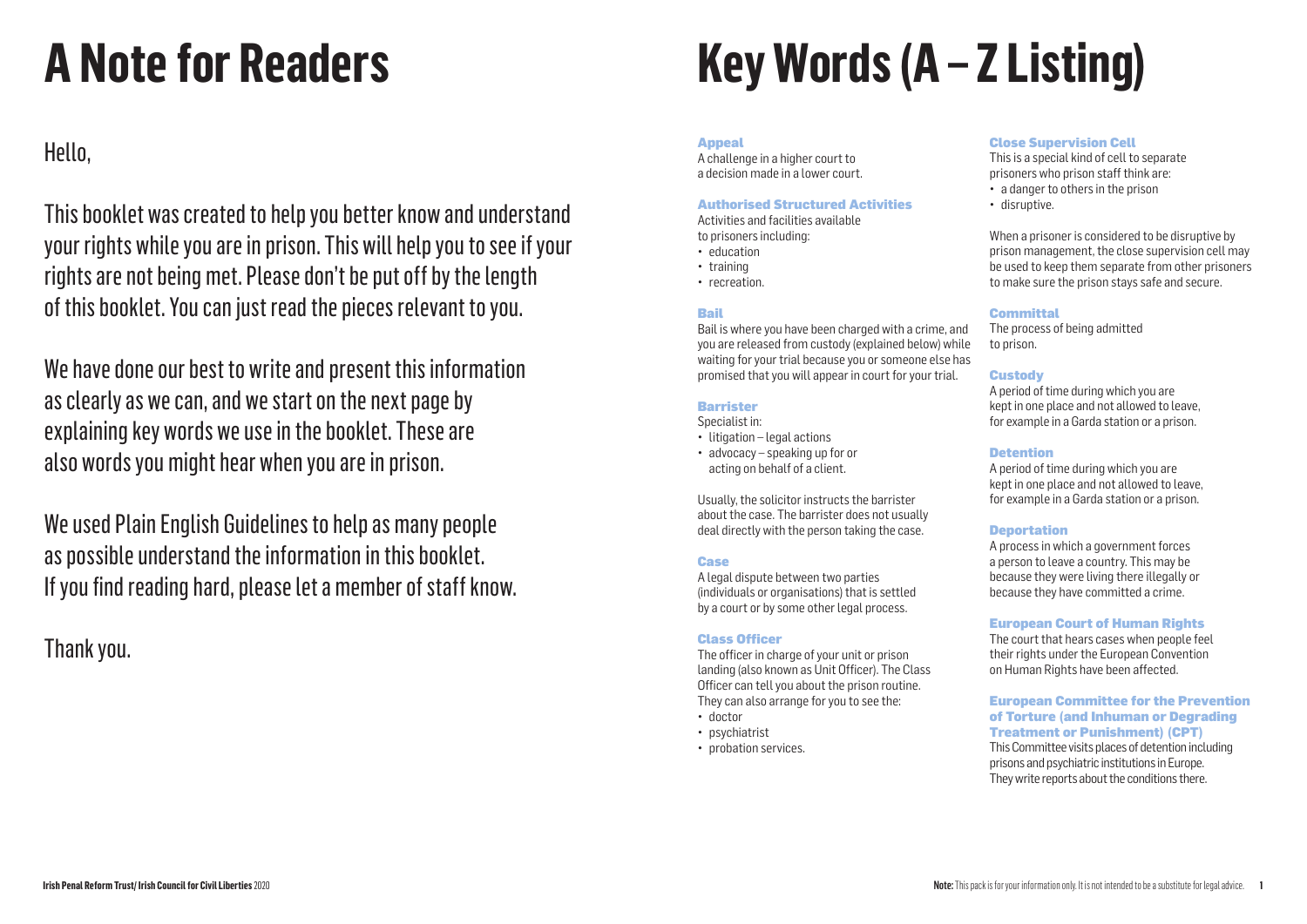# A Note for Readers

Hello,

This booklet was created to help you better know and understand your rights while you are in prison. This will help you to see if your rights are not being met. Please don't be put off by the length of this booklet. You can just read the pieces relevant to you.

We have done our best to write and present this information as clearly as we can, and we start on the next page by explaining key words we use in the booklet. These are also words you might hear when you are in prison.

We used Plain English Guidelines to help as many people as possible understand the information in this booklet. If you find reading hard, please let a member of staff know.

Thank you.

# Key Words (A – Z Listing)

### Appeal

A challenge in a higher court to a decision made in a lower court.

### Authorised Structured Activities

Activities and facilities available to prisoners including:

- education
- training
- recreation.

### Bail

Bail is where you have been charged with a crime, and you are released from custody (explained below) while waiting for your trial because you or someone else has promised that you will appear in court for your trial.

### Barrister

Specialist in:

- litigation – legal actions
- advocacy – speaking up for or acting on behalf of a client.

Usually, the solicitor instructs the barrister about the case. The barrister does not usually deal directly with the person taking the case.

### Case

A legal dispute between two parties (individuals or organisations) that is settled by a court or by some other legal process.

### Class Officer

The officer in charge of your unit or prison landing (also known as Unit Officer). The Class Officer can tell you about the prison routine. They can also arrange for you to see the:

- doctor
- psychiatrist
- probation services.

### Close Supervision Cell

This is a special kind of cell to separate prisoners who prison staff think are:

- a danger to others in the prison
- disruptive.

When a prisoner is considered to be disruptive by prison management, the close supervision cell may be used to keep them separate from other prisoners to make sure the prison stays safe and secure.

### Committal

The process of being admitted to prison.

### Custody

A period of time during which you are kept in one place and not allowed to leave, for example in a Garda station or a prison.

### Detention

A period of time during which you are kept in one place and not allowed to leave, for example in a Garda station or a prison.

### Deportation

A process in which a government forces a person to leave a country. This may be because they were living there illegally or because they have committed a crime.

### European Court of Human Rights

The court that hears cases when people feel their rights under the European Convention on Human Rights have been affected.

### European Committee for the Prevention of Torture (and Inhuman or Degrading Treatment or Punishment) (CPT)

This Committee visits places of detention including prisons and psychiatric institutions in Europe. They write reports about the conditions there.

**Note:** This pack is for your information only. It is not intended to be a substitute for legal advice.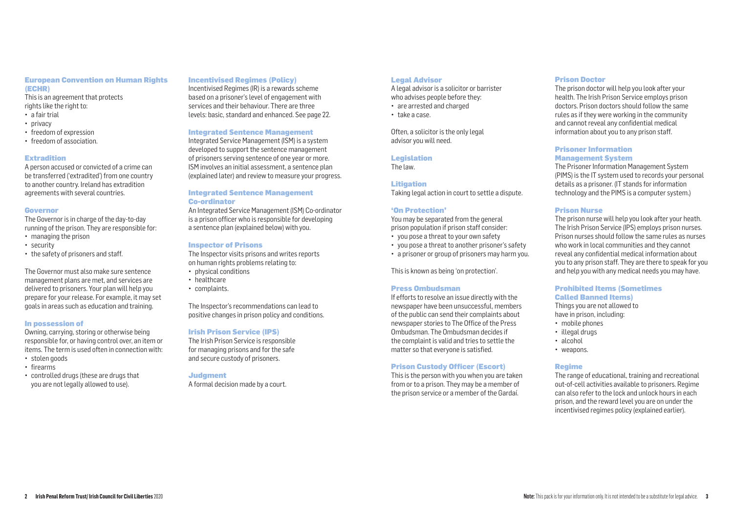### European Convention on Human Rights (ECHR)

This is an agreement that protects rights like the right to:

- a fair trial
- privacy
- freedom of expression
- freedom of association.

### Extradition

A person accused or convicted of a crime can be transferred ('extradited') from one country to another country. Ireland has extradition agreements with several countries.

### Governor

The Governor is in charge of the day-to-day running of the prison. They are responsible for:

- managing the prison
- security
- the safety of prisoners and staff.

The Governor must also make sure sentence management plans are met, and services are delivered to prisoners. Your plan will help you prepare for your release. For example, it may set goals in areas such as education and training.

### In possession of

Owning, carrying, storing or otherwise being responsible for, or having control over, an item or items. The term is used often in connection with:

- stolen goods
- firearms
- controlled drugs (these are drugs that you are not legally allowed to use).

### Incentivised Regimes (Policy)

Incentivised Regimes (IR) is a rewards scheme based on a prisoner's level of engagement with services and their behaviour. There are three levels: basic, standard and enhanced. See page 22.

### Integrated Sentence Management

Integrated Service Management (ISM) is a system developed to support the sentence management of prisoners serving sentence of one year or more. ISM involves an initial assessment, a sentence plan (explained later) and review to measure your progress.

### Integrated Sentence Management Co-ordinator

An Integrated Service Management (ISM) Co-ordinator is a prison officer who is responsible for developing a sentence plan (explained below) with you.

### Inspector of Prisons

The Inspector visits prisons and writes reports on human rights problems relating to:

- physical conditions
- healthcare
- complaints.

The Inspector's recommendations can lead to positive changes in prison policy and conditions.

### Irish Prison Service (IPS)

The Irish Prison Service is responsible for managing prisons and for the safe and secure custody of prisoners.

### Judgment

A formal decision made by a court.

### Legal Advisor

A legal advisor is a solicitor or barrister who advises people before they:

- are arrested and charged
- take a case.

Often, a solicitor is the only legal advisor you will need.

### Legislation

The law.

### Litigation

Taking legal action in court to settle a dispute.

### 'On Protection'

You may be separated from the general prison population if prison staff consider:

- you pose a threat to your own safety
- you pose a threat to another prisoner's safety
- a prisoner or group of prisoners may harm you.

This is known as being 'on protection'.

### Press Ombudsman

If efforts to resolve an issue directly with the newspaper have been unsuccessful, members of the public can send their complaints about newspaper stories to The Office of the Press Ombudsman. The Ombudsman decides if the complaint is valid and tries to settle the matter so that everyone is satisfied.

### Prison Custody Officer (Escort)

This is the person with you when you are taken from or to a prison. They may be a member of the prison service or a member of the Gardaí.

### Prison Doctor

The prison doctor will help you look after your health. The Irish Prison Service employs prison doctors. Prison doctors should follow the same rules as if they were working in the community and cannot reveal any confidential medical information about you to any prison staff.

### Prisoner Information Management System

The Prisoner Information Management System (PIMS) is the IT system used to records your personal details as a prisoner. (IT stands for information technology and the PIMS is a computer system.)

### Prison Nurse

The prison nurse will help you look after your heath. The Irish Prison Service (IPS) employs prison nurses. Prison nurses should follow the same rules as nurses who work in local communities and they cannot reveal any confidential medical information about you to any prison staff. They are there to speak for you and help you with any medical needs you may have.

### Prohibited Items (Sometimes Called Banned Items)

Things you are not allowed to have in prison, including:

- mobile phones
- illegal drugs
- alcohol
- weapons.

### Regime

The range of educational, training and recreational out-of-cell activities available to prisoners. Regime can also refer to the lock and unlock hours in each prison, and the reward level you are on under the incentivised regimes policy (explained earlier).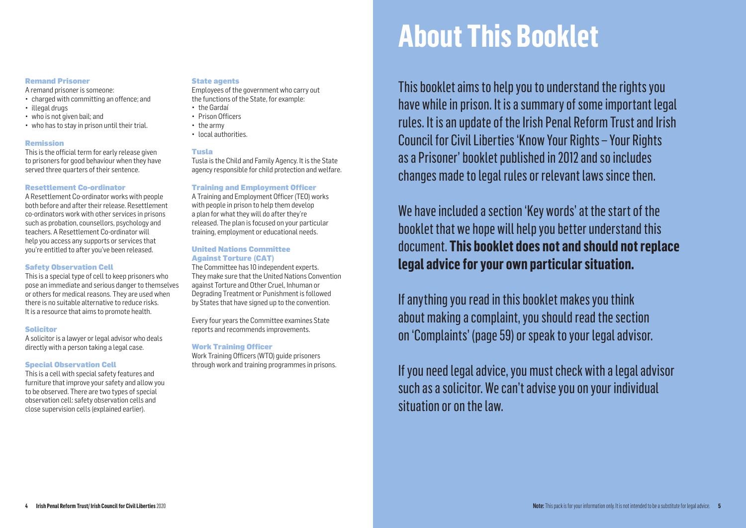### Remand Prisoner

A remand prisoner is someone:

- charged with committing an offence; and
- illegal drugs
- who is not given bail; and
- who has to stay in prison until their trial.

### Remission

This is the official term for early release given to prisoners for good behaviour when they have served three quarters of their sentence.

### Resettlement Co-ordinator

A Resettlement Co-ordinator works with people both before and after their release. Resettlement co-ordinators work with other services in prisons such as probation, counsellors, psychology and teachers. A Resettlement Co-ordinator will help you access any supports or services that you're entitled to after you've been released.

### Safety Observation Cell

This is a special type of cell to keep prisoners who pose an immediate and serious danger to themselves or others for medical reasons. They are used when there is no suitable alternative to reduce risks. It is a resource that aims to promote health.

### Solicitor

A solicitor is a lawyer or legal advisor who deals directly with a person taking a legal case.

### Special Observation Cell

This is a cell with special safety features and furniture that improve your safety and allow you to be observed. There are two types of special observation cell: safety observation cells and close supervision cells (explained earlier).

### State agents

Employees of the government who carry out the functions of the State, for example:

- the Gardaí
- Prison Officers
- the army
- local authorities.

### Tusla

Tusla is the Child and Family Agency. It is the State agency responsible for child protection and welfare.

### Training and Employment Officer

A Training and Employment Officer (TEO) works with people in prison to help them develop a plan for what they will do after they're released. The plan is focused on your particular training, employment or educational needs.

### United Nations Committee Against Torture (CAT)

The Committee has 10 independent experts. They make sure that the United Nations Convention against Torture and Other Cruel, Inhuman or Degrading Treatment or Punishment is followed by States that have signed up to the convention.

Every four years the Committee examines State reports and recommends improvements.

### Work Training Officer

Work Training Officers (WTO) guide prisoners through work and training programmes in prisons.

# About This Booklet

This booklet aims to help you to understand the rights you have while in prison. It is a summary of some important legal rules. It is an update of the Irish Penal Reform Trust and Irish Council for Civil Liberties 'Know Your Rights – Your Rights as a Prisoner' booklet published in 2012 and so includes changes made to legal rules or relevant laws since then.

We have included a section 'Key words' at the start of the booklet that we hope will help you better understand this document. **This booklet does not and should not replace legal advice for your own particular situation.**

If anything you read in this booklet makes you think about making a complaint, you should read the section on 'Complaints' (page 59) or speak to your legal advisor.

If you need legal advice, you must check with a legal advisor such as a solicitor. We can't advise you on your individual situation or on the law.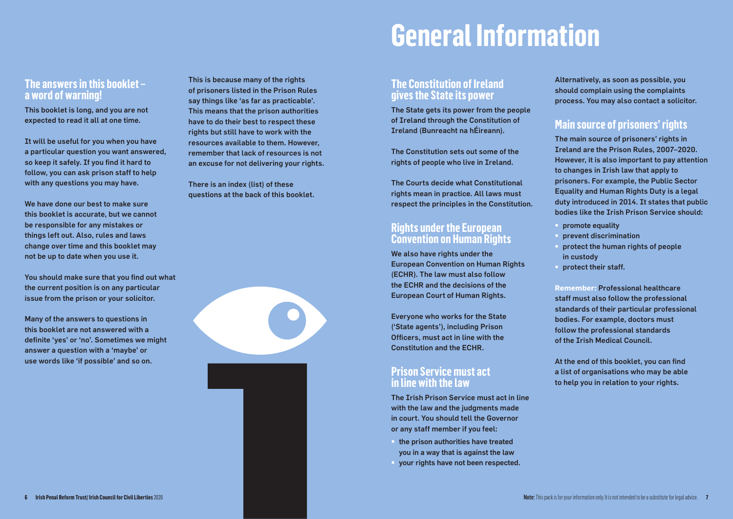# General Information

## The answers in this booklet – a word of warning!

This booklet is long, and you are not expected to read it all at one time.

It will be useful for you when you have a particular question you want answered, so keep it safely. If you find it hard to follow, you can ask prison staff to help with any questions you may have.

We have done our best to make sure this booklet is accurate, but we cannot be responsible for any mistakes or things left out. Also, rules and laws change over time and this booklet may not be up to date when you use it.

You should make sure that you find out what the current position is on any particular issue from the prison or your solicitor.

Many of the answers to questions in this booklet are not answered with a definite 'yes' or 'no'. Sometimes we might answer a question with a 'maybe' or use words like 'if possible' and so on.

This is because many of the rights of prisoners listed in the Prison Rules say things like 'as far as practicable'. This means that the prison authorities have to do their best to respect these rights but still have to work with the resources available to them. However, remember that lack of resources is not an excuse for not delivering your rights.

There is an index (list) of these questions at the back of this booklet.

## The Constitution of Ireland gives the State its power

The State gets its power from the people of Ireland through the Constitution of Ireland (Bunreacht na hÉireann).

The Constitution sets out some of the rights of people who live in Ireland.

The Courts decide what Constitutional rights mean in practice. All laws must respect the principles in the Constitution.

## Rights under the European Convention on Human Rights

We also have rights under the European Convention on Human Rights (ECHR). The law must also follow the ECHR and the decisions of the European Court of Human Rights.

Everyone who works for the State ('State agents'), including Prison Officers, must act in line with the Constitution and the ECHR.

## Prison Service must act in line with the law

The Irish Prison Service must act in line with the law and the judgments made in court. You should tell the Governor or any staff member if you feel:

- the prison authorities have treated you in a way that is against the law
- your rights have not been respected.

Alternatively, as soon as possible, you should complain using the complaints process. You may also contact a solicitor.

## Main source of prisoners' rights

The main source of prisoners' rights in Ireland are the Prison Rules, 2007–2020. However, it is also important to pay attention to changes in Irish law that apply to prisoners. For example, the Public Sector Equality and Human Rights Duty is a legal duty introduced in 2014. It states that public bodies like the Irish Prison Service should:

- promote equality
- prevent discrimination
- protect the human rights of people in custody
- protect their staff.

**Remember:** Professional healthcare staff must also follow the professional standards of their particular professional bodies. For example, doctors must follow the professional standards of the Irish Medical Council.

At the end of this booklet, you can find a list of organisations who may be able to help you in relation to your rights.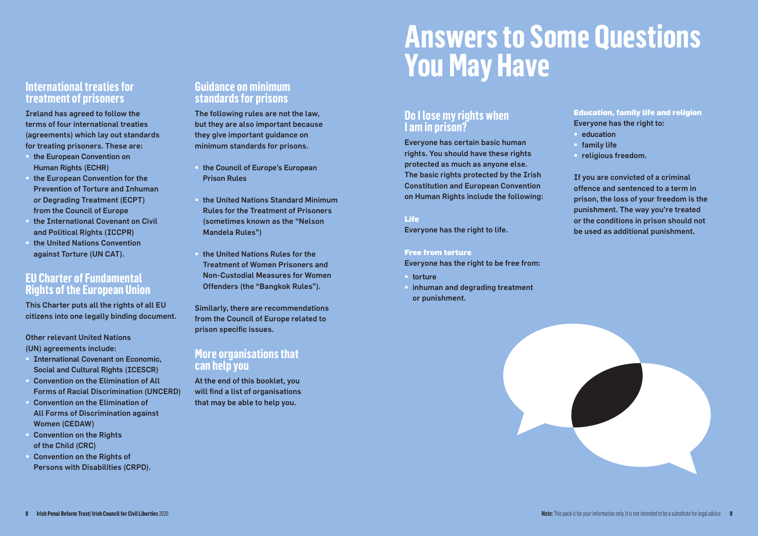## International treaties for treatment of prisoners

Ireland has agreed to follow the terms of four international treaties (agreements) which lay out standards for treating prisoners. These are:

- the European Convention on Human Rights (ECHR)
- the European Convention for the Prevention of Torture and Inhuman or Degrading Treatment (ECPT) from the Council of Europe
- the International Covenant on Civil and Political Rights (ICCPR)
- the United Nations Convention against Torture (UN CAT).

## EU Charter of Fundamental Rights of the European Union

This Charter puts all the rights of all EU citizens into one legally binding document.

Other relevant United Nations (UN) agreements include:

- International Covenant on Economic, Social and Cultural Rights (ICESCR)
- Convention on the Elimination of All Forms of Racial Discrimination (UNCERD)
- Convention on the Elimination of All Forms of Discrimination against Women (CEDAW)
- Convention on the Rights of the Child (CRC)
- Convention on the Rights of Persons with Disabilities (CRPD).

## Guidance on minimum standards for prisons

The following rules are not the law, but they are also important because they give important guidance on minimum standards for prisons.

- the Council of Europe's European Prison Rules
- the United Nations Standard Minimum Rules for the Treatment of Prisoners (sometimes known as the "Nelson Mandela Rules")
- the United Nations Rules for the Treatment of Women Prisoners and Non-Custodial Measures for Women Offenders (the "Bangkok Rules").

Similarly, there are recommendations from the Council of Europe related to prison specific issues.

## More organisations that can help you

At the end of this booklet, you will find a list of organisations that may be able to help you.

# Answers to Some Questions You May Have

## Do I lose my rights when I am in prison?

Everyone has certain basic human rights. You should have these rights protected as much as anyone else. The basic rights protected by the Irish Constitution and European Convention on Human Rights include the following:

### Life

Everyone has the right to life.

### Free from torture

Everyone has the right to be free from:

- torture
- inhuman and degrading treatment or punishment.

### Education, family life and religion

Everyone has the right to:

- education
- family life
- religious freedom.

If you are convicted of a criminal offence and sentenced to a term in prison, the loss of your freedom is the punishment. The way you're treated or the conditions in prison should not be used as additional punishment.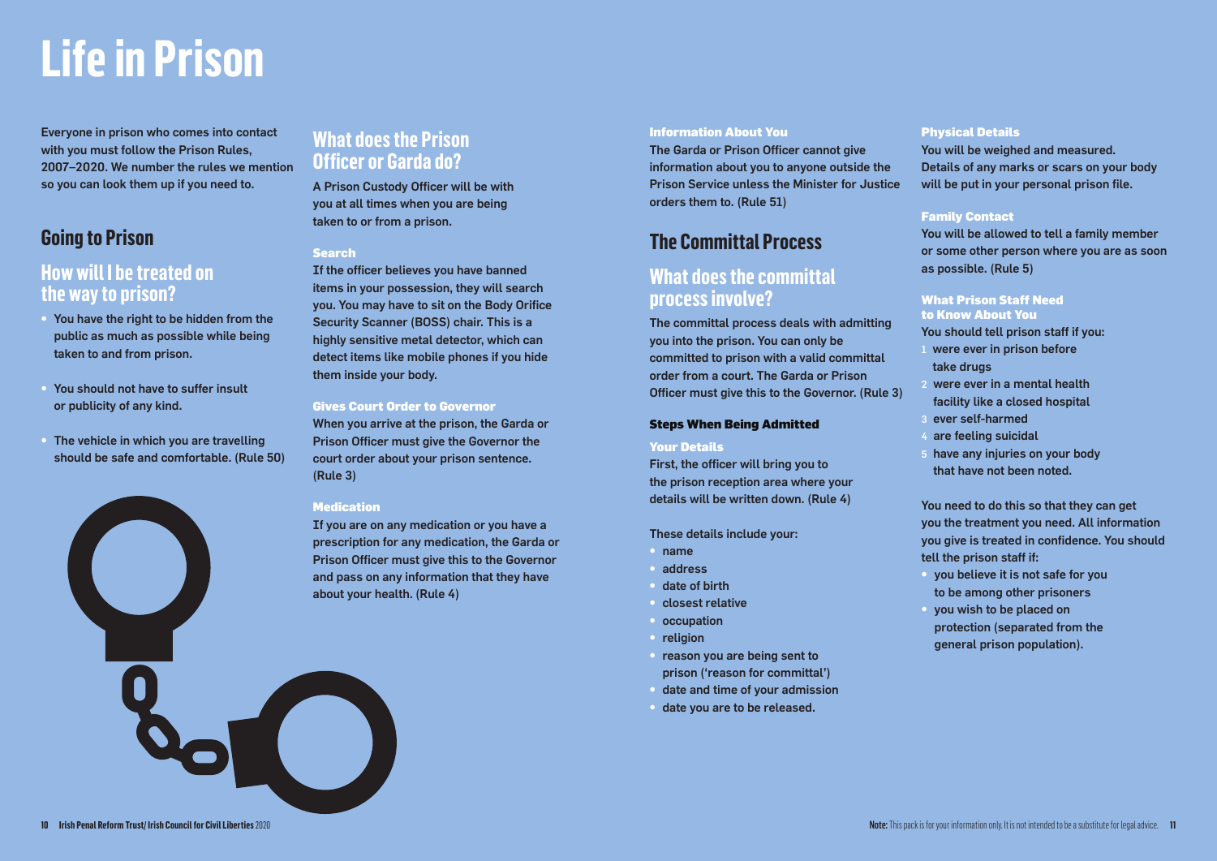# Life in Prison

Everyone in prison who comes into contact with you must follow the Prison Rules, 2007–2020. We number the rules we mention so you can look them up if you need to.

## Going to Prison

### How will I be treated on the way to prison?

- You have the right to be hidden from the public as much as possible while being taken to and from prison.
- You should not have to suffer insult or publicity of any kind.
- The vehicle in which you are travelling should be safe and comfortable. (Rule 50)

### What does the Prison Officer or Garda do?

A Prison Custody Officer will be with you at all times when you are being taken to or from a prison.

#### Search

If the officer believes you have banned items in your possession, they will search you. You may have to sit on the Body Orifice Security Scanner (BOSS) chair. This is a highly sensitive metal detector, which can detect items like mobile phones if you hide them inside your body.

#### Gives Court Order to Governor

When you arrive at the prison, the Garda or Prison Officer must give the Governor the court order about your prison sentence. (Rule 3)

#### Medication

If you are on any medication or you have a prescription for any medication, the Garda or Prison Officer must give this to the Governor and pass on any information that they have about your health. (Rule 4)

#### Information About You

The Garda or Prison Officer cannot give information about you to anyone outside the Prison Service unless the Minister for Justice orders them to. (Rule 51)

## The Committal Process

### What does the committal process involve?

The committal process deals with admitting you into the prison. You can only be committed to prison with a valid committal order from a court. The Garda or Prison Officer must give this to the Governor. (Rule 3)

#### Steps When Being Admitted

#### Your Details

First, the officer will bring you to the prison reception area where your details will be written down. (Rule 4)

These details include your:

- name
- address
- date of birth
- closest relative
- occupation
- religion
- reason you are being sent to prison ('reason for committal')
- date and time of your admission
- date you are to be released.

#### Physical Details

You will be weighed and measured. Details of any marks or scars on your body will be put in your personal prison file.

#### Family Contact

You will be allowed to tell a family member or some other person where you are as soon as possible. (Rule 5)

#### What Prison Staff Need to Know About You

You should tell prison staff if you:

1. were ever in prison before take drugs
2. were ever in a mental health facility like a closed hospital
3. ever self-harmed
4. are feeling suicidal
5. have any injuries on your body that have not been noted.

You need to do this so that they can get you the treatment you need. All information you give is treated in confidence. You should tell the prison staff if:

- you believe it is not safe for you to be among other prisoners
- you wish to be placed on protection (separated from the general prison population).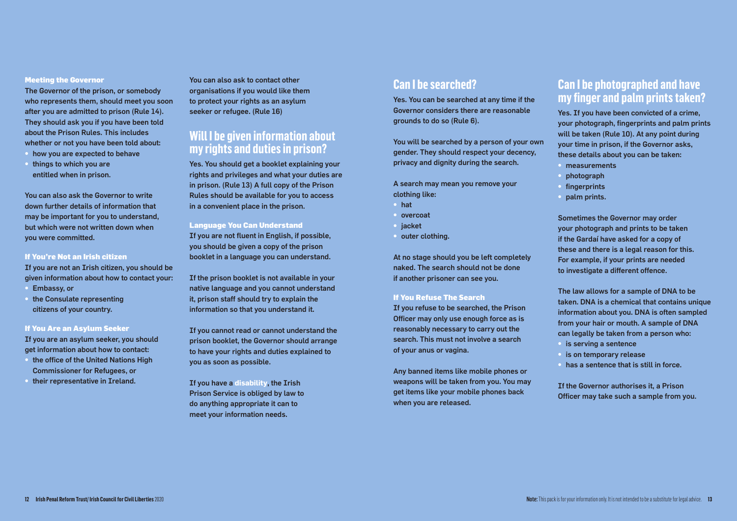### Meeting the Governor

The Governor of the prison, or somebody who represents them, should meet you soon after you are admitted to prison (Rule 14). They should ask you if you have been told about the Prison Rules. This includes whether or not you have been told about:

- how you are expected to behave
- things to which you are entitled when in prison.

You can also ask the Governor to write down further details of information that may be important for you to understand, but which were not written down when you were committed.

### If You're Not an Irish citizen

If you are not an Irish citizen, you should be given information about how to contact your:

- Embassy, or
- the Consulate representing citizens of your country.

### If You Are an Asylum Seeker

If you are an asylum seeker, you should get information about how to contact:

- the office of the United Nations High Commissioner for Refugees, or
- their representative in Ireland.

You can also ask to contact other organisations if you would like them to protect your rights as an asylum seeker or refugee. (Rule 16)

## Will I be given information about my rights and duties in prison?

Yes. You should get a booklet explaining your rights and privileges and what your duties are in prison. (Rule 13) A full copy of the Prison Rules should be available for you to access in a convenient place in the prison.

### Language You Can Understand

If you are not fluent in English, if possible, you should be given a copy of the prison booklet in a language you can understand.

If the prison booklet is not available in your native language and you cannot understand it, prison staff should try to explain the information so that you understand it.

If you cannot read or cannot understand the prison booklet, the Governor should arrange to have your rights and duties explained to you as soon as possible.

If you have a **disability**, the Irish Prison Service is obliged by law to do anything appropriate it can to meet your information needs.

## Can I be searched?

Yes. You can be searched at any time if the Governor considers there are reasonable grounds to do so (Rule 6).

You will be searched by a person of your own gender. They should respect your decency, privacy and dignity during the search.

A search may mean you remove your clothing like:

- hat
- overcoat
- jacket
- outer clothing.

At no stage should you be left completely naked. The search should not be done if another prisoner can see you.

### If You Refuse The Search

If you refuse to be searched, the Prison Officer may only use enough force as is reasonably necessary to carry out the search. This must not involve a search of your anus or vagina.

Any banned items like mobile phones or weapons will be taken from you. You may get items like your mobile phones back when you are released.

## Can I be photographed and have my finger and palm prints taken?

Yes. If you have been convicted of a crime, your photograph, fingerprints and palm prints will be taken (Rule 10). At any point during your time in prison, if the Governor asks, these details about you can be taken:

- measurements
- photograph
- fingerprints
- palm prints.

Sometimes the Governor may order your photograph and prints to be taken if the Gardaí have asked for a copy of these and there is a legal reason for this. For example, if your prints are needed to investigate a different offence.

The law allows for a sample of DNA to be taken. DNA is a chemical that contains unique information about you. DNA is often sampled from your hair or mouth. A sample of DNA can legally be taken from a person who:

- is serving a sentence
- is on temporary release
- has a sentence that is still in force.

If the Governor authorises it, a Prison Officer may take such a sample from you.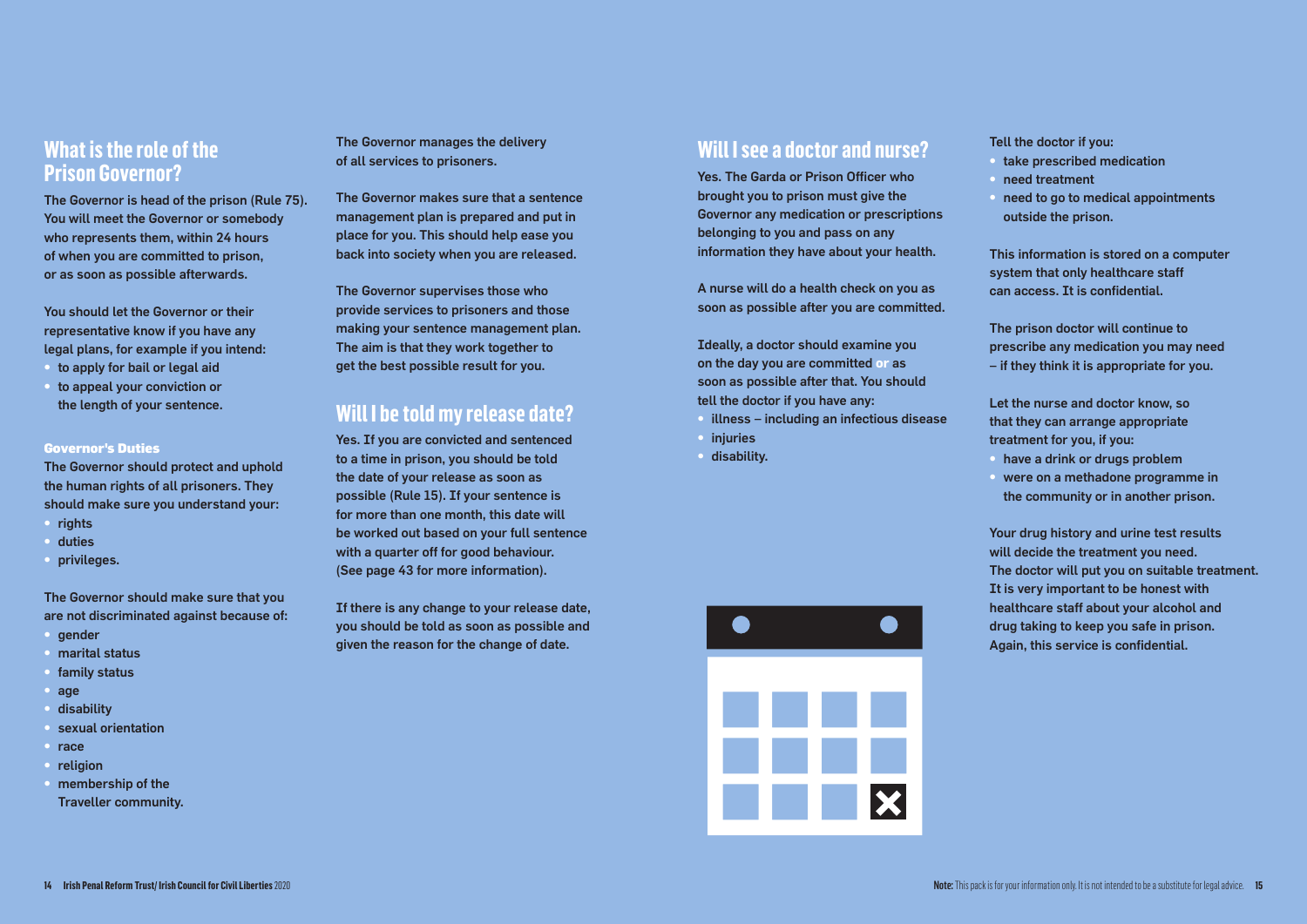## What is the role of the Prison Governor?

The Governor is head of the prison (Rule 75). You will meet the Governor or somebody who represents them, within 24 hours of when you are committed to prison, or as soon as possible afterwards.

You should let the Governor or their representative know if you have any legal plans, for example if you intend:

- to apply for bail or legal aid
- to appeal your conviction or the length of your sentence.

### Governor's Duties

The Governor should protect and uphold the human rights of all prisoners. They should make sure you understand your:

- rights
- duties
- privileges.

The Governor should make sure that you are not discriminated against because of:

- gender
- marital status
- family status
- age
- disability
- sexual orientation
- race
- religion
- membership of the Traveller community.

The Governor manages the delivery of all services to prisoners.

The Governor makes sure that a sentence management plan is prepared and put in place for you. This should help ease you back into society when you are released.

The Governor supervises those who provide services to prisoners and those making your sentence management plan. The aim is that they work together to get the best possible result for you.

## Will I be told my release date?

Yes. If you are convicted and sentenced to a time in prison, you should be told the date of your release as soon as possible (Rule 15). If your sentence is for more than one month, this date will be worked out based on your full sentence with a quarter off for good behaviour. (See page 43 for more information).

If there is any change to your release date, you should be told as soon as possible and given the reason for the change of date.

## Will I see a doctor and nurse?

Yes. The Garda or Prison Officer who brought you to prison must give the Governor any medication or prescriptions belonging to you and pass on any information they have about your health.

A nurse will do a health check on you as soon as possible after you are committed.

Ideally, a doctor should examine you on the day you are committed or as soon as possible after that. You should tell the doctor if you have any:

- illness – including an infectious disease
- injuries
- disability.

Tell the doctor if you:

- take prescribed medication
- need treatment
- need to go to medical appointments outside the prison.

This information is stored on a computer system that only healthcare staff can access. It is confidential.

The prison doctor will continue to prescribe any medication you may need – if they think it is appropriate for you.

Let the nurse and doctor know, so that they can arrange appropriate treatment for you, if you:

- have a drink or drugs problem
- were on a methadone programme in the community or in another prison.

Your drug history and urine test results will decide the treatment you need. The doctor will put you on suitable treatment. It is very important to be honest with healthcare staff about your alcohol and drug taking to keep you safe in prison. Again, this service is confidential.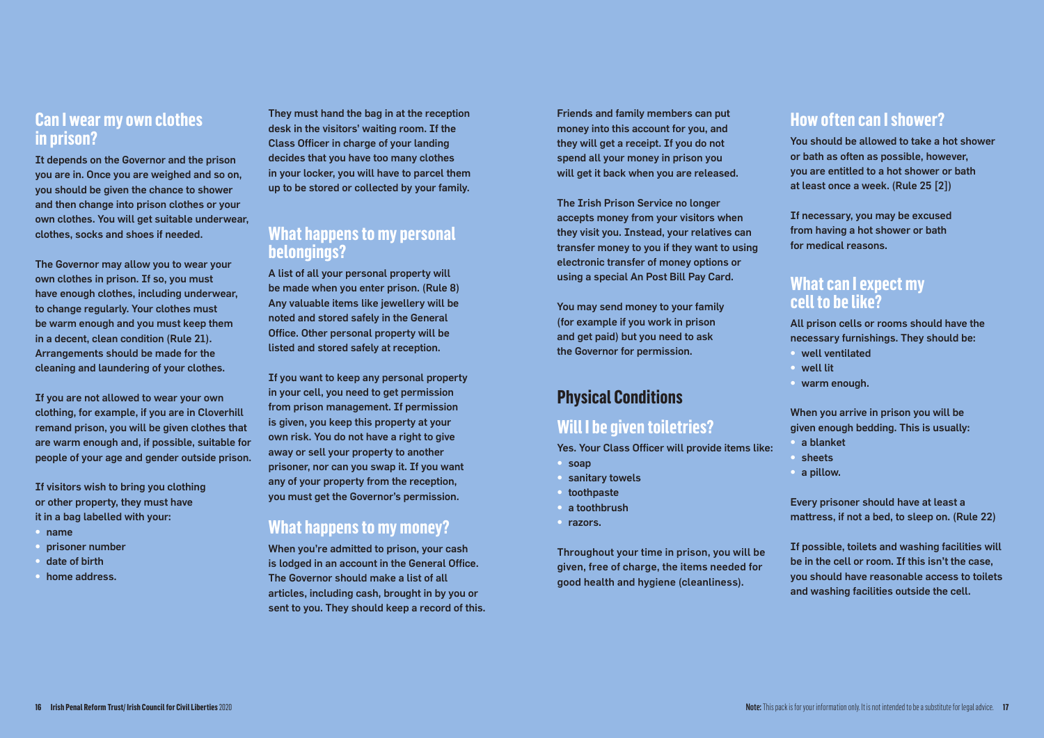## Can I wear my own clothes in prison?

It depends on the Governor and the prison you are in. Once you are weighed and so on, you should be given the chance to shower and then change into prison clothes or your own clothes. You will get suitable underwear, clothes, socks and shoes if needed.

The Governor may allow you to wear your own clothes in prison. If so, you must have enough clothes, including underwear, to change regularly. Your clothes must be warm enough and you must keep them in a decent, clean condition (Rule 21). Arrangements should be made for the cleaning and laundering of your clothes.

If you are not allowed to wear your own clothing, for example, if you are in Cloverhill remand prison, you will be given clothes that are warm enough and, if possible, suitable for people of your age and gender outside prison.

If visitors wish to bring you clothing or other property, they must have it in a bag labelled with your:

- name
- prisoner number
- date of birth
- home address.

They must hand the bag in at the reception desk in the visitors' waiting room. If the Class Officer in charge of your landing decides that you have too many clothes in your locker, you will have to parcel them up to be stored or collected by your family.

## What happens to my personal belongings?

A list of all your personal property will be made when you enter prison. (Rule 8) Any valuable items like jewellery will be noted and stored safely in the General Office. Other personal property will be listed and stored safely at reception.

If you want to keep any personal property in your cell, you need to get permission from prison management. If permission is given, you keep this property at your own risk. You do not have a right to give away or sell your property to another prisoner, nor can you swap it. If you want any of your property from the reception, you must get the Governor's permission.

## What happens to my money?

When you're admitted to prison, your cash is lodged in an account in the General Office. The Governor should make a list of all articles, including cash, brought in by you or sent to you. They should keep a record of this.

Friends and family members can put money into this account for you, and they will get a receipt. If you do not spend all your money in prison you will get it back when you are released.

The Irish Prison Service no longer accepts money from your visitors when they visit you. Instead, your relatives can transfer money to you if they want to using electronic transfer of money options or using a special An Post Bill Pay Card.

You may send money to your family (for example if you work in prison and get paid) but you need to ask the Governor for permission.

# Physical Conditions

## Will I be given toiletries?

Yes. Your Class Officer will provide items like:

- soap
- sanitary towels
- toothpaste
- a toothbrush
- razors.

Throughout your time in prison, you will be given, free of charge, the items needed for good health and hygiene (cleanliness).

## How often can I shower?

You should be allowed to take a hot shower or bath as often as possible, however, you are entitled to a hot shower or bath at least once a week. (Rule 25 [2])

If necessary, you may be excused from having a hot shower or bath for medical reasons.

## What can I expect my cell to be like?

All prison cells or rooms should have the necessary furnishings. They should be:

- well ventilated
- well lit
- warm enough.

When you arrive in prison you will be given enough bedding. This is usually:

- a blanket
- sheets
- a pillow.

Every prisoner should have at least a mattress, if not a bed, to sleep on. (Rule 22)

If possible, toilets and washing facilities will be in the cell or room. If this isn't the case, you should have reasonable access to toilets and washing facilities outside the cell.

**Note:** This pack is for your information only. It is not intended to be a substitute for legal advice.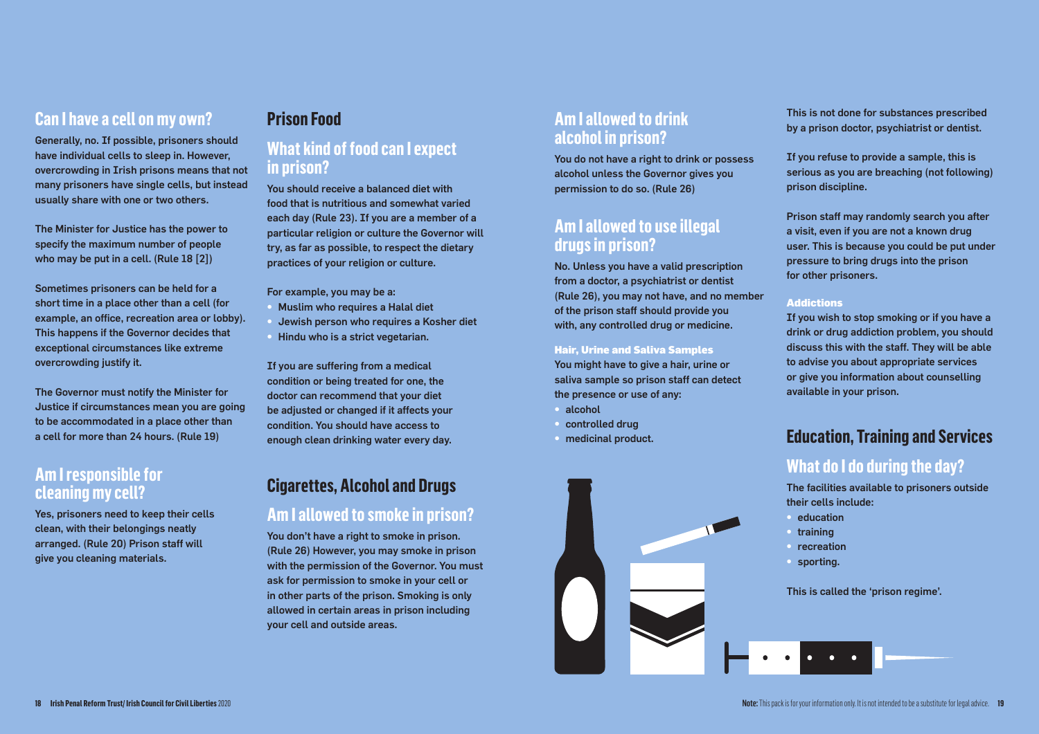## Can I have a cell on my own?

Generally, no. If possible, prisoners should have individual cells to sleep in. However, overcrowding in Irish prisons means that not many prisoners have single cells, but instead usually share with one or two others.

The Minister for Justice has the power to specify the maximum number of people who may be put in a cell. (Rule 18 [2])

Sometimes prisoners can be held for a short time in a place other than a cell (for example, an office, recreation area or lobby). This happens if the Governor decides that exceptional circumstances like extreme overcrowding justify it.

The Governor must notify the Minister for Justice if circumstances mean you are going to be accommodated in a place other than a cell for more than 24 hours. (Rule 19)

## Am I responsible for cleaning my cell?

Yes, prisoners need to keep their cells clean, with their belongings neatly arranged. (Rule 20) Prison staff will give you cleaning materials.

# Prison Food

## What kind of food can I expect in prison?

You should receive a balanced diet with food that is nutritious and somewhat varied each day (Rule 23). If you are a member of a particular religion or culture the Governor will try, as far as possible, to respect the dietary practices of your religion or culture.

For example, you may be a:

- Muslim who requires a Halal diet
- Jewish person who requires a Kosher diet
- Hindu who is a strict vegetarian.

If you are suffering from a medical condition or being treated for one, the doctor can recommend that your diet be adjusted or changed if it affects your condition. You should have access to enough clean drinking water every day.

# Cigarettes, Alcohol and Drugs

## Am I allowed to smoke in prison?

You don't have a right to smoke in prison. (Rule 26) However, you may smoke in prison with the permission of the Governor. You must ask for permission to smoke in your cell or in other parts of the prison. Smoking is only allowed in certain areas in prison including your cell and outside areas.

## Am I allowed to drink alcohol in prison?

You do not have a right to drink or possess alcohol unless the Governor gives you permission to do so. (Rule 26)

## Am I allowed to use illegal drugs in prison?

No. Unless you have a valid prescription from a doctor, a psychiatrist or dentist (Rule 26), you may not have, and no member of the prison staff should provide you with, any controlled drug or medicine.

### Hair, Urine and Saliva Samples

You might have to give a hair, urine or saliva sample so prison staff can detect the presence or use of any:

- alcohol
- controlled drug
- medicinal product.

This is not done for substances prescribed by a prison doctor, psychiatrist or dentist.

If you refuse to provide a sample, this is serious as you are breaching (not following) prison discipline.

Prison staff may randomly search you after a visit, even if you are not a known drug user. This is because you could be put under pressure to bring drugs into the prison for other prisoners.

### Addictions

If you wish to stop smoking or if you have a drink or drug addiction problem, you should discuss this with the staff. They will be able to advise you about appropriate services or give you information about counselling available in your prison.

# Education, Training and Services

## What do I do during the day?

The facilities available to prisoners outside their cells include:

- education
- training
- recreation
- sporting.

This is called the 'prison regime'.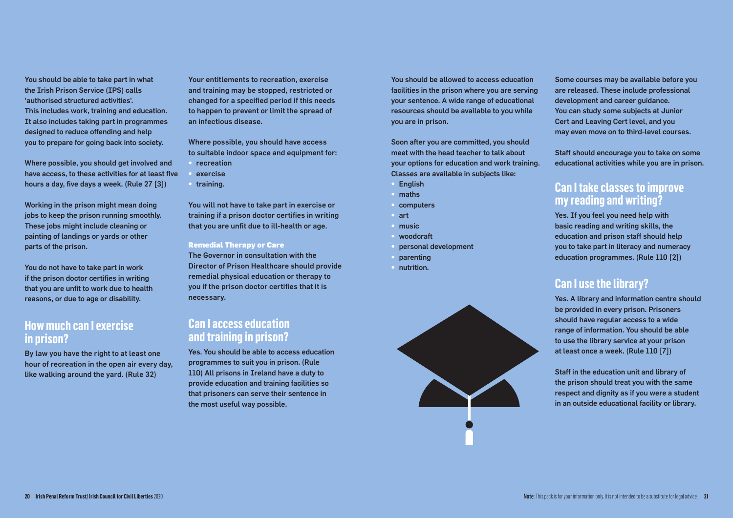You should be able to take part in what the Irish Prison Service (IPS) calls 'authorised structured activities'. This includes work, training and education. It also includes taking part in programmes designed to reduce offending and help you to prepare for going back into society.

Where possible, you should get involved and have access, to these activities for at least five hours a day, five days a week. (Rule 27 [3])

Working in the prison might mean doing jobs to keep the prison running smoothly. These jobs might include cleaning or painting of landings or yards or other parts of the prison.

You do not have to take part in work if the prison doctor certifies in writing that you are unfit to work due to health reasons, or due to age or disability.

## How much can I exercise in prison?

By law you have the right to at least one hour of recreation in the open air every day, like walking around the yard. (Rule 32)

Your entitlements to recreation, exercise and training may be stopped, restricted or changed for a specified period if this needs to happen to prevent or limit the spread of an infectious disease.

Where possible, you should have access to suitable indoor space and equipment for:

- recreation
- exercise
- training.

You will not have to take part in exercise or training if a prison doctor certifies in writing that you are unfit due to ill-health or age.

### Remedial Therapy or Care

The Governor in consultation with the Director of Prison Healthcare should provide remedial physical education or therapy to you if the prison doctor certifies that it is necessary.

## Can I access education and training in prison?

Yes. You should be able to access education programmes to suit you in prison. (Rule 110) All prisons in Ireland have a duty to provide education and training facilities so that prisoners can serve their sentence in the most useful way possible.

You should be allowed to access education facilities in the prison where you are serving your sentence. A wide range of educational resources should be available to you while you are in prison.

Soon after you are committed, you should meet with the head teacher to talk about your options for education and work training. Classes are available in subjects like:

- English
- maths
- computers
- art
- music
- woodcraft
- personal development
- parenting
- nutrition.

Some courses may be available before you are released. These include professional development and career guidance. You can study some subjects at Junior Cert and Leaving Cert level, and you may even move on to third-level courses.

Staff should encourage you to take on some educational activities while you are in prison.

## Can I take classes to improve my reading and writing?

Yes. If you feel you need help with basic reading and writing skills, the education and prison staff should help you to take part in literacy and numeracy education programmes. (Rule 110 [2])

## Can I use the library?

Yes. A library and information centre should be provided in every prison. Prisoners should have regular access to a wide range of information. You should be able to use the library service at your prison at least once a week. (Rule 110 [7])

Staff in the education unit and library of the prison should treat you with the same respect and dignity as if you were a student in an outside educational facility or library.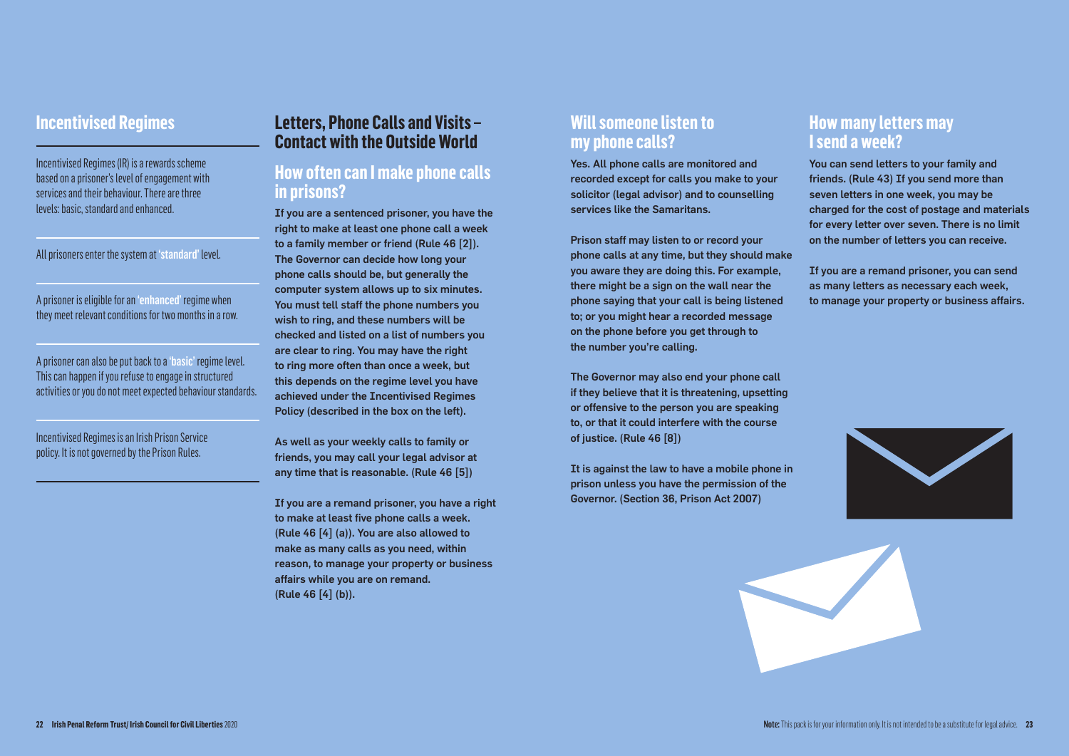## Incentivised Regimes

Incentivised Regimes (IR) is a rewards scheme based on a prisoner's level of engagement with services and their behaviour. There are three levels: basic, standard and enhanced.

All prisoners enter the system at '**standard**' level.

A prisoner is eligible for an '**enhanced**' regime when they meet relevant conditions for two months in a row.

A prisoner can also be put back to a '**basic**' regime level. This can happen if you refuse to engage in structured activities or you do not meet expected behaviour standards.

Incentivised Regimes is an Irish Prison Service policy. It is not governed by the Prison Rules.

## Letters, Phone Calls and Visits – Contact with the Outside World

### How often can I make phone calls in prisons?

**If you are a sentenced prisoner, you have the right to make at least one phone call a week to a family member or friend (Rule 46 [2]). The Governor can decide how long your phone calls should be, but generally the computer system allows up to six minutes. You must tell staff the phone numbers you wish to ring, and these numbers will be checked and listed on a list of numbers you are clear to ring. You may have the right to ring more often than once a week, but this depends on the regime level you have achieved under the Incentivised Regimes Policy (described in the box on the left).**

**As well as your weekly calls to family or friends, you may call your legal advisor at any time that is reasonable. (Rule 46 [5])**

**If you are a remand prisoner, you have a right to make at least five phone calls a week. (Rule 46 [4] (a)). You are also allowed to make as many calls as you need, within reason, to manage your property or business affairs while you are on remand. (Rule 46 [4] (b)).**

### Will someone listen to my phone calls?

**Yes. All phone calls are monitored and recorded except for calls you make to your solicitor (legal advisor) and to counselling services like the Samaritans.**

**Prison staff may listen to or record your phone calls at any time, but they should make you aware they are doing this. For example, there might be a sign on the wall near the phone saying that your call is being listened to; or you might hear a recorded message on the phone before you get through to the number you're calling.**

**The Governor may also end your phone call if they believe that it is threatening, upsetting or offensive to the person you are speaking to, or that it could interfere with the course of justice. (Rule 46 [8])**

**It is against the law to have a mobile phone in prison unless you have the permission of the Governor. (Section 36, Prison Act 2007)**

### How many letters may I send a week?

**You can send letters to your family and friends. (Rule 43) If you send more than seven letters in one week, you may be charged for the cost of postage and materials for every letter over seven. There is no limit on the number of letters you can receive.**

**If you are a remand prisoner, you can send as many letters as necessary each week, to manage your property or business affairs.**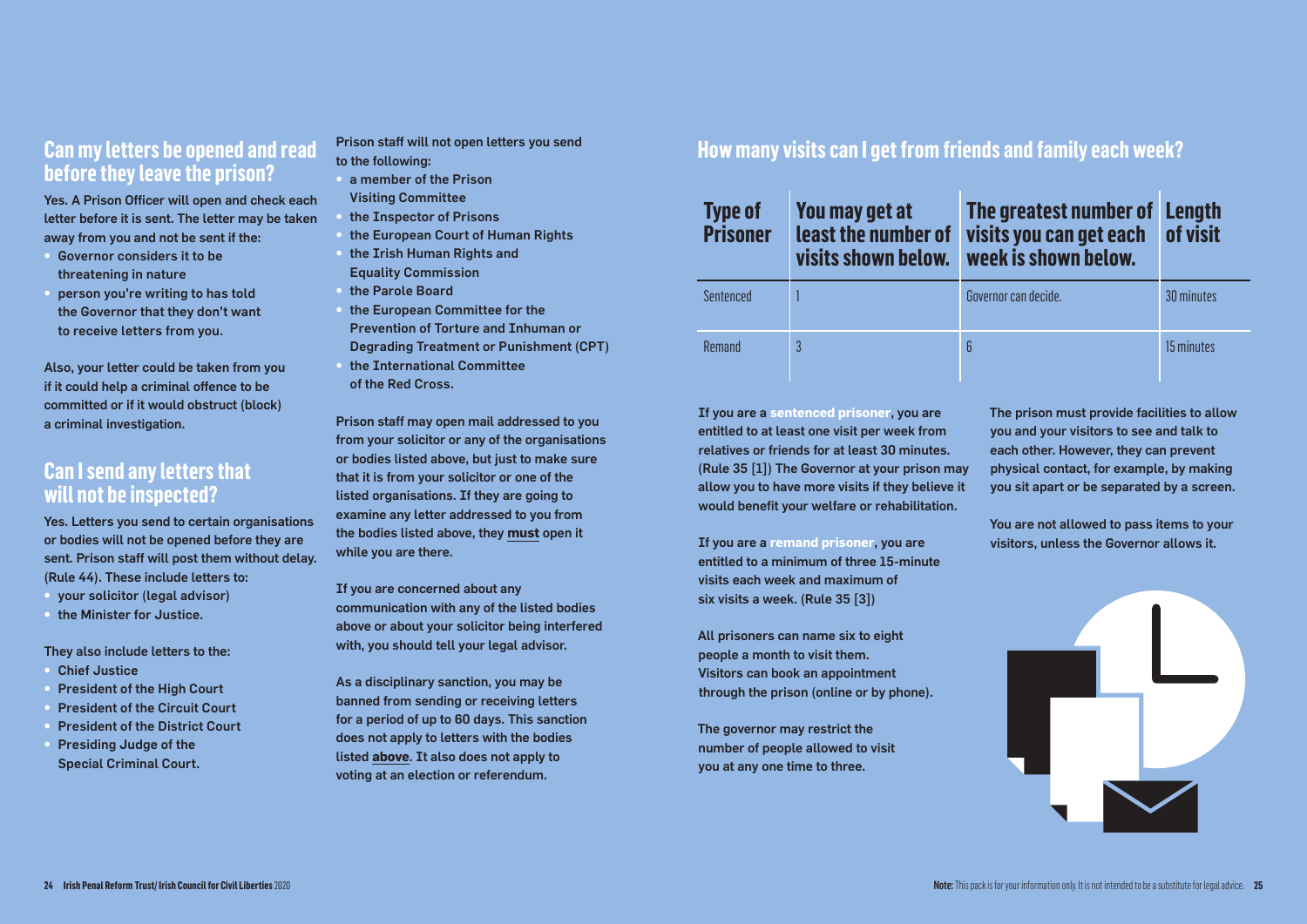## Can my letters be opened and read before they leave the prison?

Yes. A Prison Officer will open and check each letter before it is sent. The letter may be taken away from you and not be sent if the:

- Governor considers it to be threatening in nature
- person you're writing to has told the Governor that they don't want to receive letters from you.

Also, your letter could be taken from you if it could help a criminal offence to be committed or if it would obstruct (block) a criminal investigation.

## Can I send any letters that will not be inspected?

Yes. Letters you send to certain organisations or bodies will not be opened before they are sent. Prison staff will post them without delay. (Rule 44). These include letters to:

- your solicitor (legal advisor)
- the Minister for Justice.

They also include letters to the:

- Chief Justice
- President of the High Court
- President of the Circuit Court
- President of the District Court
- Presiding Judge of the Special Criminal Court.

Prison staff will not open letters you send to the following:

- a member of the Prison Visiting Committee
- the Inspector of Prisons
- the European Court of Human Rights
- the Irish Human Rights and Equality Commission
- the Parole Board
- the European Committee for the Prevention of Torture and Inhuman or Degrading Treatment or Punishment (CPT)
- the International Committee of the Red Cross.

Prison staff may open mail addressed to you from your solicitor or any of the organisations or bodies listed above, but just to make sure that it is from your solicitor or one of the listed organisations. If they are going to examine any letter addressed to you from the bodies listed above, they **must** open it while you are there.

If you are concerned about any communication with any of the listed bodies above or about your solicitor being interfered with, you should tell your legal advisor.

As a disciplinary sanction, you may be banned from sending or receiving letters for a period of up to 60 days. This sanction does not apply to letters with the bodies listed **above**. It also does not apply to voting at an election or referendum.

## How many visits can I get from friends and family each week?

| Type of Prisoner | You may get at least the number of visits shown below. | The greatest number of visits you can get each week is shown below. | Length of visit |
|---|---|---|---|
| Sentenced | 1 | Governor can decide. | 30 minutes |
| Remand | 3 | 6 | 15 minutes |

If you are a **sentenced prisoner**, you are entitled to at least one visit per week from relatives or friends for at least 30 minutes. (Rule 35 [1]) The Governor at your prison may allow you to have more visits if they believe it would benefit your welfare or rehabilitation.

If you are a **remand prisoner**, you are entitled to a minimum of three 15-minute visits each week and maximum of six visits a week. (Rule 35 [3])

All prisoners can name six to eight people a month to visit them. Visitors can book an appointment through the prison (online or by phone).

The governor may restrict the number of people allowed to visit you at any one time to three.

The prison must provide facilities to allow you and your visitors to see and talk to each other. However, they can prevent physical contact, for example, by making you sit apart or be separated by a screen.

You are not allowed to pass items to your visitors, unless the Governor allows it.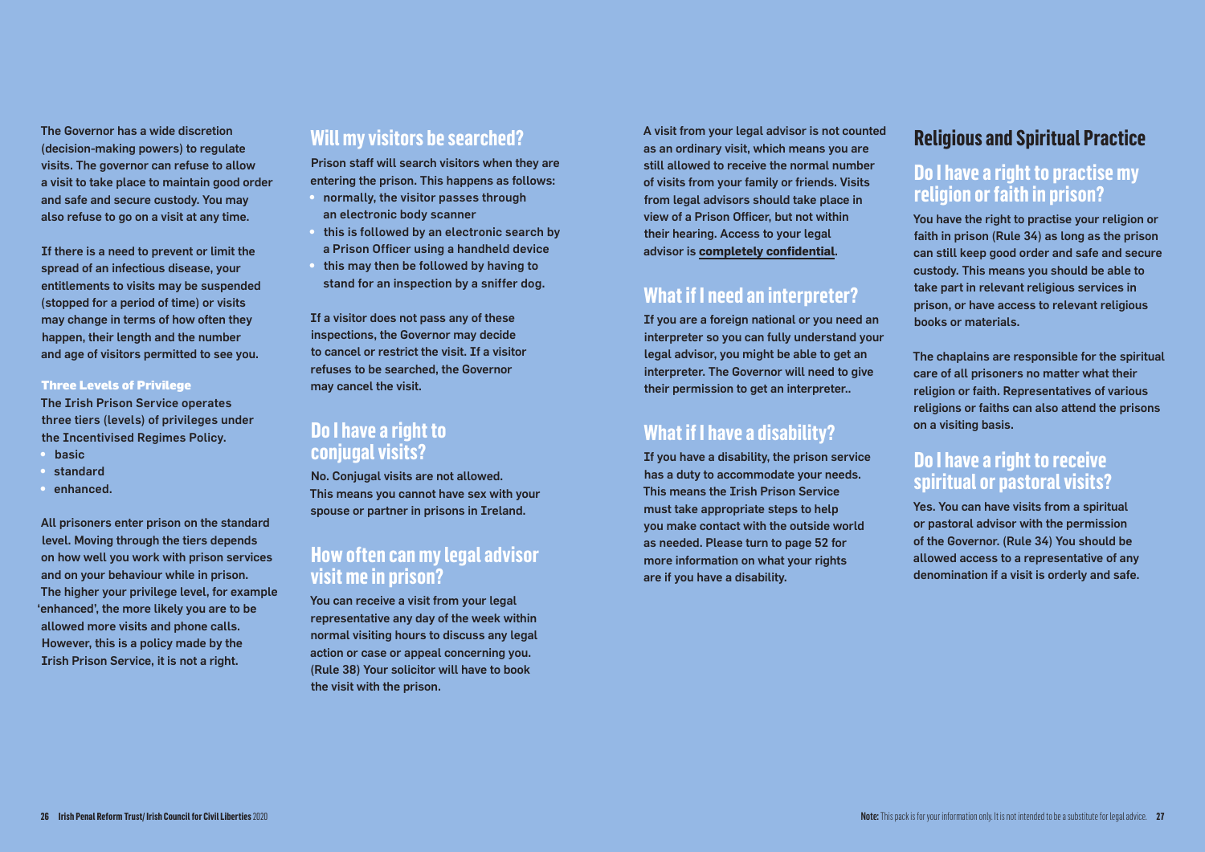The Governor has a wide discretion (decision-making powers) to regulate visits. The governor can refuse to allow a visit to take place to maintain good order and safe and secure custody. You may also refuse to go on a visit at any time.

If there is a need to prevent or limit the spread of an infectious disease, your entitlements to visits may be suspended (stopped for a period of time) or visits may change in terms of how often they happen, their length and the number and age of visitors permitted to see you.

#### Three Levels of Privilege

The Irish Prison Service operates three tiers (levels) of privileges under the Incentivised Regimes Policy.

- basic
- standard
- enhanced.

All prisoners enter prison on the standard level. Moving through the tiers depends on how well you work with prison services and on your behaviour while in prison. The higher your privilege level, for example 'enhanced', the more likely you are to be allowed more visits and phone calls. However, this is a policy made by the Irish Prison Service, it is not a right.

## Will my visitors be searched?

Prison staff will search visitors when they are entering the prison. This happens as follows:

- normally, the visitor passes through an electronic body scanner
- this is followed by an electronic search by a Prison Officer using a handheld device
- this may then be followed by having to stand for an inspection by a sniffer dog.

If a visitor does not pass any of these inspections, the Governor may decide to cancel or restrict the visit. If a visitor refuses to be searched, the Governor may cancel the visit.

## Do I have a right to conjugal visits?

No. Conjugal visits are not allowed. This means you cannot have sex with your spouse or partner in prisons in Ireland.

## How often can my legal advisor visit me in prison?

You can receive a visit from your legal representative any day of the week within normal visiting hours to discuss any legal action or case or appeal concerning you. (Rule 38) Your solicitor will have to book the visit with the prison.

A visit from your legal advisor is not counted as an ordinary visit, which means you are still allowed to receive the normal number of visits from your family or friends. Visits from legal advisors should take place in view of a Prison Officer, but not within their hearing. Access to your legal advisor is **completely confidential**.

## What if I need an interpreter?

If you are a foreign national or you need an interpreter so you can fully understand your legal advisor, you might be able to get an interpreter. The Governor will need to give their permission to get an interpreter..

## What if I have a disability?

If you have a disability, the prison service has a duty to accommodate your needs. This means the Irish Prison Service must take appropriate steps to help you make contact with the outside world as needed. Please turn to page 52 for more information on what your rights are if you have a disability.

# Religious and Spiritual Practice

## Do I have a right to practise my religion or faith in prison?

You have the right to practise your religion or faith in prison (Rule 34) as long as the prison can still keep good order and safe and secure custody. This means you should be able to take part in relevant religious services in prison, or have access to relevant religious books or materials.

The chaplains are responsible for the spiritual care of all prisoners no matter what their religion or faith. Representatives of various religions or faiths can also attend the prisons on a visiting basis.

## Do I have a right to receive spiritual or pastoral visits?

Yes. You can have visits from a spiritual or pastoral advisor with the permission of the Governor. (Rule 34) You should be allowed access to a representative of any denomination if a visit is orderly and safe.

**Note:** This pack is for your information only. It is not intended to be a substitute for legal advice.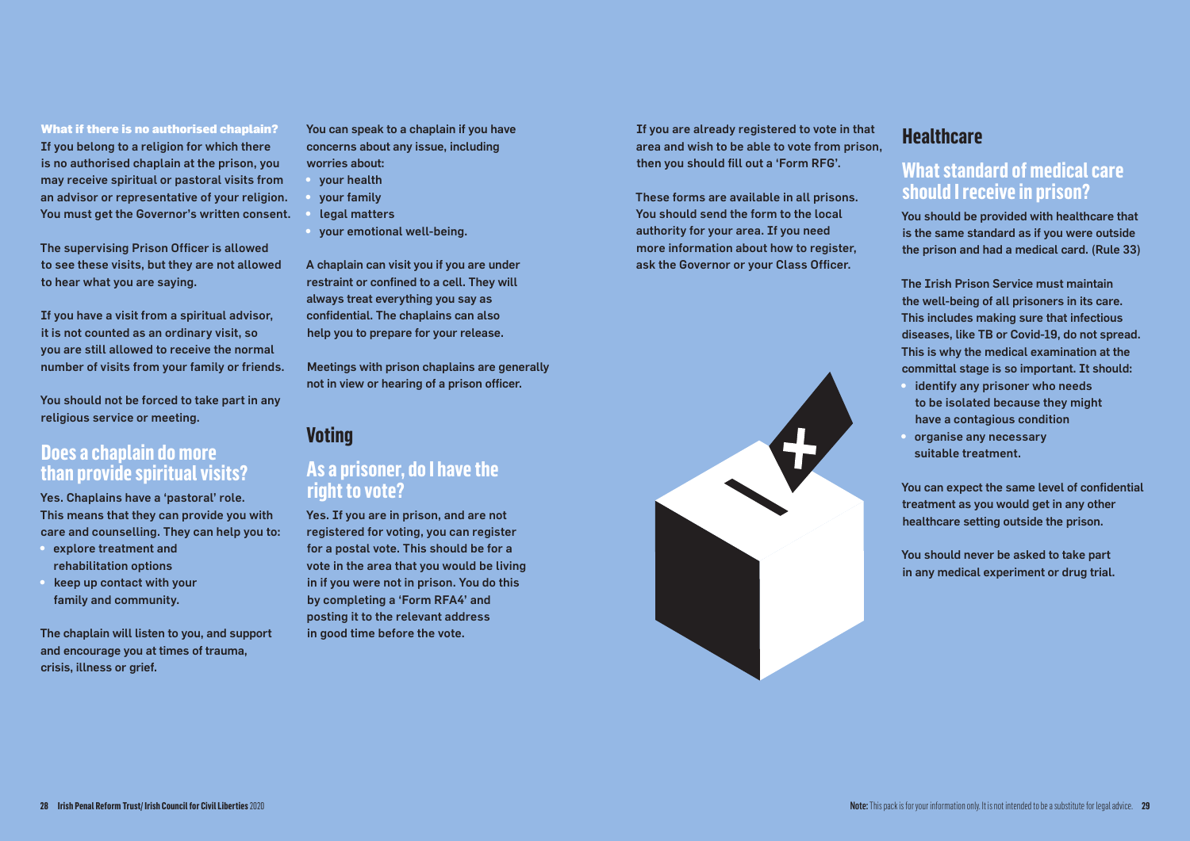**What if there is no authorised chaplain?**

If you belong to a religion for which there is no authorised chaplain at the prison, you may receive spiritual or pastoral visits from an advisor or representative of your religion. You must get the Governor's written consent.

The supervising Prison Officer is allowed to see these visits, but they are not allowed to hear what you are saying.

If you have a visit from a spiritual advisor, it is not counted as an ordinary visit, so you are still allowed to receive the normal number of visits from your family or friends.

You should not be forced to take part in any religious service or meeting.

## Does a chaplain do more than provide spiritual visits?

Yes. Chaplains have a 'pastoral' role. This means that they can provide you with care and counselling. They can help you to:

- explore treatment and rehabilitation options
- keep up contact with your family and community.

The chaplain will listen to you, and support and encourage you at times of trauma, crisis, illness or grief.

You can speak to a chaplain if you have concerns about any issue, including worries about:

- your health
- your family
- legal matters
- your emotional well-being.

A chaplain can visit you if you are under restraint or confined to a cell. They will always treat everything you say as confidential. The chaplains can also help you to prepare for your release.

Meetings with prison chaplains are generally not in view or hearing of a prison officer.

# Voting

## As a prisoner, do I have the right to vote?

Yes. If you are in prison, and are not registered for voting, you can register for a postal vote. This should be for a vote in the area that you would be living in if you were not in prison. You do this by completing a 'Form RFA4' and posting it to the relevant address in good time before the vote.

If you are already registered to vote in that area and wish to be able to vote from prison, then you should fill out a 'Form RFG'.

These forms are available in all prisons. You should send the form to the local authority for your area. If you need more information about how to register, ask the Governor or your Class Officer.

# Healthcare

## What standard of medical care should I receive in prison?

You should be provided with healthcare that is the same standard as if you were outside the prison and had a medical card. (Rule 33)

The Irish Prison Service must maintain the well-being of all prisoners in its care. This includes making sure that infectious diseases, like TB or Covid-19, do not spread. This is why the medical examination at the committal stage is so important. It should:

- identify any prisoner who needs to be isolated because they might have a contagious condition
- organise any necessary suitable treatment.

You can expect the same level of confidential treatment as you would get in any other healthcare setting outside the prison.

You should never be asked to take part in any medical experiment or drug trial.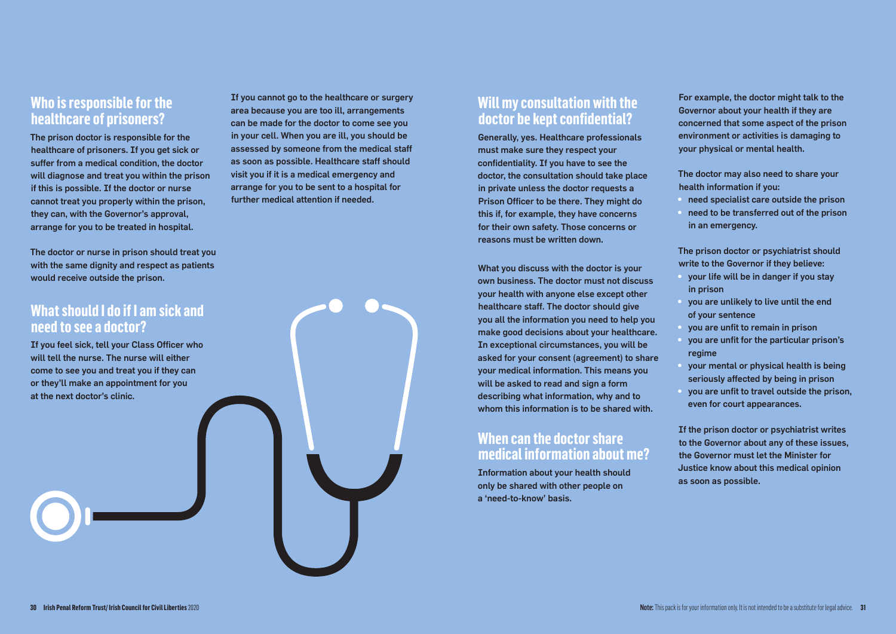## Who is responsible for the healthcare of prisoners?

The prison doctor is responsible for the healthcare of prisoners. If you get sick or suffer from a medical condition, the doctor will diagnose and treat you within the prison if this is possible. If the doctor or nurse cannot treat you properly within the prison, they can, with the Governor's approval, arrange for you to be treated in hospital.

The doctor or nurse in prison should treat you with the same dignity and respect as patients would receive outside the prison.

## What should I do if I am sick and need to see a doctor?

If you feel sick, tell your Class Officer who will tell the nurse. The nurse will either come to see you and treat you if they can or they'll make an appointment for you at the next doctor's clinic.

If you cannot go to the healthcare or surgery area because you are too ill, arrangements can be made for the doctor to come see you in your cell. When you are ill, you should be assessed by someone from the medical staff as soon as possible. Healthcare staff should visit you if it is a medical emergency and arrange for you to be sent to a hospital for further medical attention if needed.

## Will my consultation with the doctor be kept confidential?

Generally, yes. Healthcare professionals must make sure they respect your confidentiality. If you have to see the doctor, the consultation should take place in private unless the doctor requests a Prison Officer to be there. They might do this if, for example, they have concerns for their own safety. Those concerns or reasons must be written down.

What you discuss with the doctor is your own business. The doctor must not discuss your health with anyone else except other healthcare staff. The doctor should give you all the information you need to help you make good decisions about your healthcare. In exceptional circumstances, you will be asked for your consent (agreement) to share your medical information. This means you will be asked to read and sign a form describing what information, why and to whom this information is to be shared with.

## When can the doctor share medical information about me?

Information about your health should only be shared with other people on a 'need-to-know' basis.

For example, the doctor might talk to the Governor about your health if they are concerned that some aspect of the prison environment or activities is damaging to your physical or mental health.

The doctor may also need to share your health information if you:

- need specialist care outside the prison
- need to be transferred out of the prison in an emergency.

The prison doctor or psychiatrist should write to the Governor if they believe:

- your life will be in danger if you stay in prison
- you are unlikely to live until the end of your sentence
- you are unfit to remain in prison
- you are unfit for the particular prison's regime
- your mental or physical health is being seriously affected by being in prison
- you are unfit to travel outside the prison, even for court appearances.

If the prison doctor or psychiatrist writes to the Governor about any of these issues, the Governor must let the Minister for Justice know about this medical opinion as soon as possible.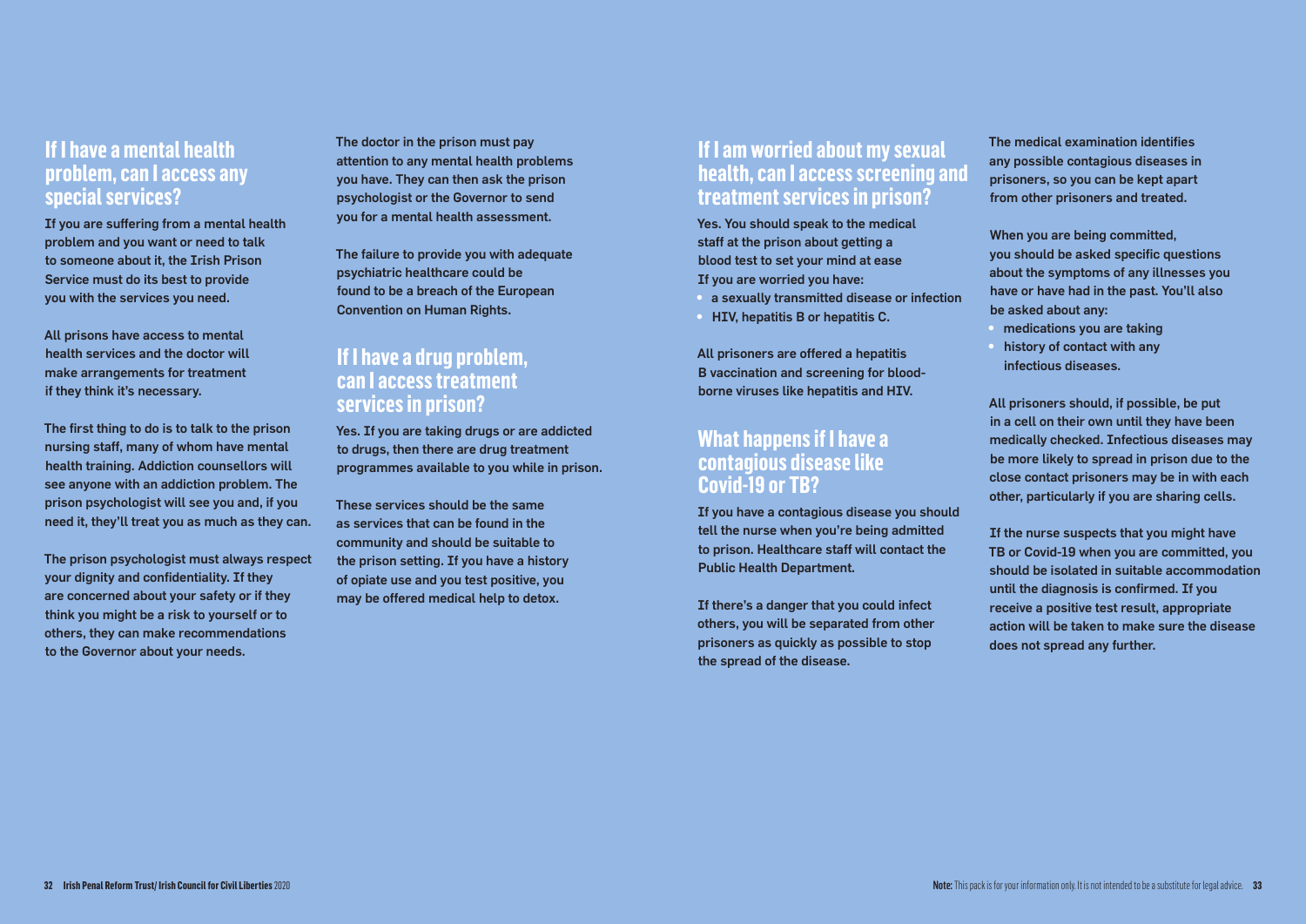## If I have a mental health problem, can I access any special services?

If you are suffering from a mental health problem and you want or need to talk to someone about it, the Irish Prison Service must do its best to provide you with the services you need.

All prisons have access to mental health services and the doctor will make arrangements for treatment if they think it's necessary.

The first thing to do is to talk to the prison nursing staff, many of whom have mental health training. Addiction counsellors will see anyone with an addiction problem. The prison psychologist will see you and, if you need it, they'll treat you as much as they can.

The prison psychologist must always respect your dignity and confidentiality. If they are concerned about your safety or if they think you might be a risk to yourself or to others, they can make recommendations to the Governor about your needs.

The doctor in the prison must pay attention to any mental health problems you have. They can then ask the prison psychologist or the Governor to send you for a mental health assessment.

The failure to provide you with adequate psychiatric healthcare could be found to be a breach of the European Convention on Human Rights.

## If I have a drug problem, can I access treatment services in prison?

Yes. If you are taking drugs or are addicted to drugs, then there are drug treatment programmes available to you while in prison.

These services should be the same as services that can be found in the community and should be suitable to the prison setting. If you have a history of opiate use and you test positive, you may be offered medical help to detox.

## If I am worried about my sexual health, can I access screening and treatment services in prison?

Yes. You should speak to the medical staff at the prison about getting a blood test to set your mind at ease If you are worried you have:

- a sexually transmitted disease or infection
- HIV, hepatitis B or hepatitis C.

All prisoners are offered a hepatitis B vaccination and screening for blood-borne viruses like hepatitis and HIV.

## What happens if I have a contagious disease like Covid-19 or TB?

If you have a contagious disease you should tell the nurse when you're being admitted to prison. Healthcare staff will contact the Public Health Department.

If there's a danger that you could infect others, you will be separated from other prisoners as quickly as possible to stop the spread of the disease.

The medical examination identifies any possible contagious diseases in prisoners, so you can be kept apart from other prisoners and treated.

When you are being committed, you should be asked specific questions about the symptoms of any illnesses you have or have had in the past. You'll also be asked about any:

- medications you are taking
- history of contact with any infectious diseases.

All prisoners should, if possible, be put in a cell on their own until they have been medically checked. Infectious diseases may be more likely to spread in prison due to the close contact prisoners may be in with each other, particularly if you are sharing cells.

If the nurse suspects that you might have TB or Covid-19 when you are committed, you should be isolated in suitable accommodation until the diagnosis is confirmed. If you receive a positive test result, appropriate action will be taken to make sure the disease does not spread any further.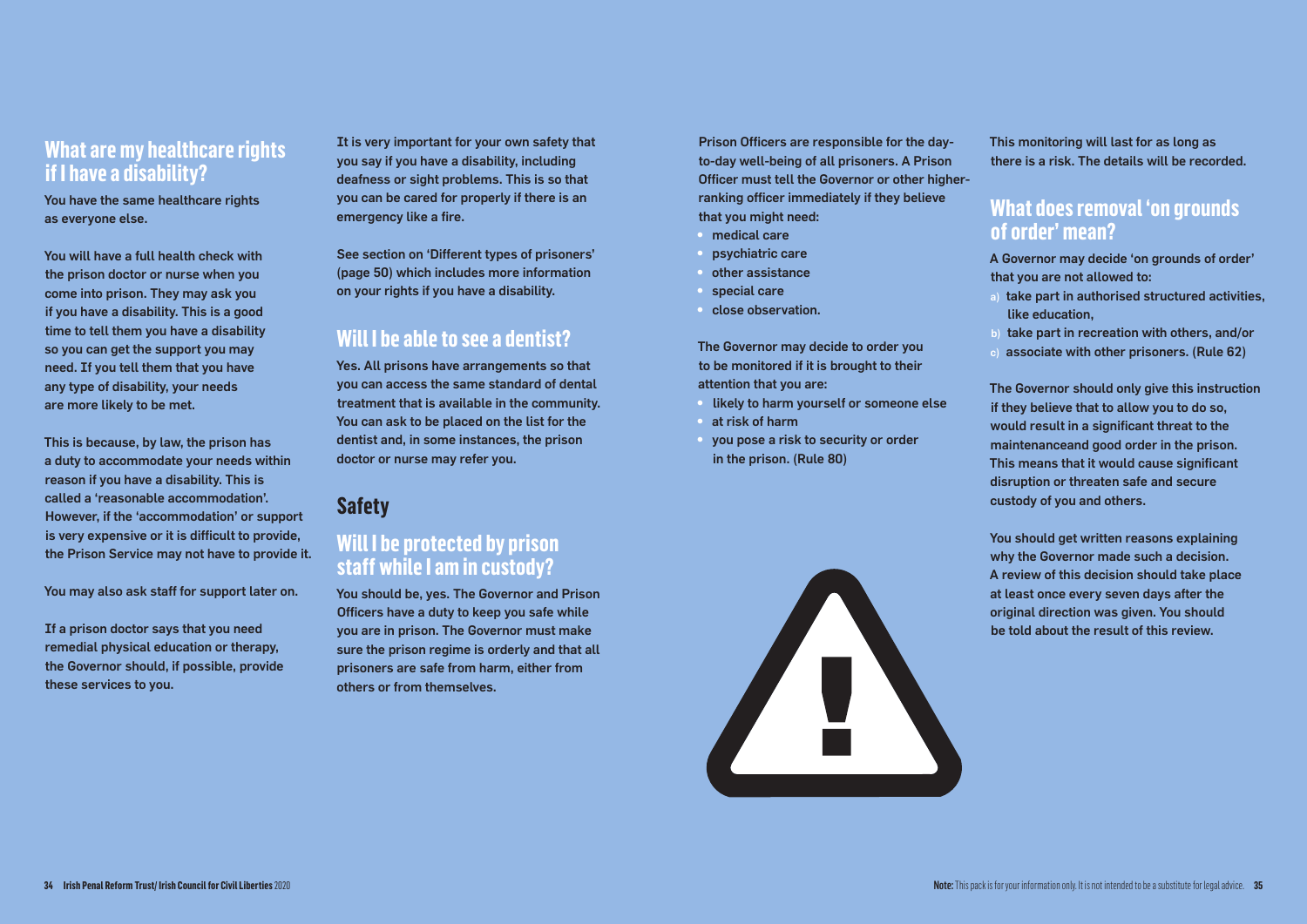## What are my healthcare rights if I have a disability?

You have the same healthcare rights as everyone else.

You will have a full health check with the prison doctor or nurse when you come into prison. They may ask you if you have a disability. This is a good time to tell them you have a disability so you can get the support you may need. If you tell them that you have any type of disability, your needs are more likely to be met.

This is because, by law, the prison has a duty to accommodate your needs within reason if you have a disability. This is called a 'reasonable accommodation'. However, if the 'accommodation' or support is very expensive or it is difficult to provide, the Prison Service may not have to provide it.

You may also ask staff for support later on.

If a prison doctor says that you need remedial physical education or therapy, the Governor should, if possible, provide these services to you.

It is very important for your own safety that you say if you have a disability, including deafness or sight problems. This is so that you can be cared for properly if there is an emergency like a fire.

See section on 'Different types of prisoners' (page 50) which includes more information on your rights if you have a disability.

## Will I be able to see a dentist?

Yes. All prisons have arrangements so that you can access the same standard of dental treatment that is available in the community. You can ask to be placed on the list for the dentist and, in some instances, the prison doctor or nurse may refer you.

# Safety

## Will I be protected by prison staff while I am in custody?

You should be, yes. The Governor and Prison Officers have a duty to keep you safe while you are in prison. The Governor must make sure the prison regime is orderly and that all prisoners are safe from harm, either from others or from themselves.

Prison Officers are responsible for the day-to-day well-being of all prisoners. A Prison Officer must tell the Governor or other higher-ranking officer immediately if they believe that you might need:

- medical care
- psychiatric care
- other assistance
- special care
- close observation.

The Governor may decide to order you to be monitored if it is brought to their attention that you are:

- likely to harm yourself or someone else
- at risk of harm
- you pose a risk to security or order in the prison. (Rule 80)

This monitoring will last for as long as there is a risk. The details will be recorded.

## What does removal 'on grounds of order' mean?

A Governor may decide 'on grounds of order' that you are not allowed to:

a) take part in authorised structured activities, like education,
b) take part in recreation with others, and/or
c) associate with other prisoners. (Rule 62)

The Governor should only give this instruction if they believe that to allow you to do so, would result in a significant threat to the maintenanceand good order in the prison. This means that it would cause significant disruption or threaten safe and secure custody of you and others.

You should get written reasons explaining why the Governor made such a decision. A review of this decision should take place at least once every seven days after the original direction was given. You should be told about the result of this review.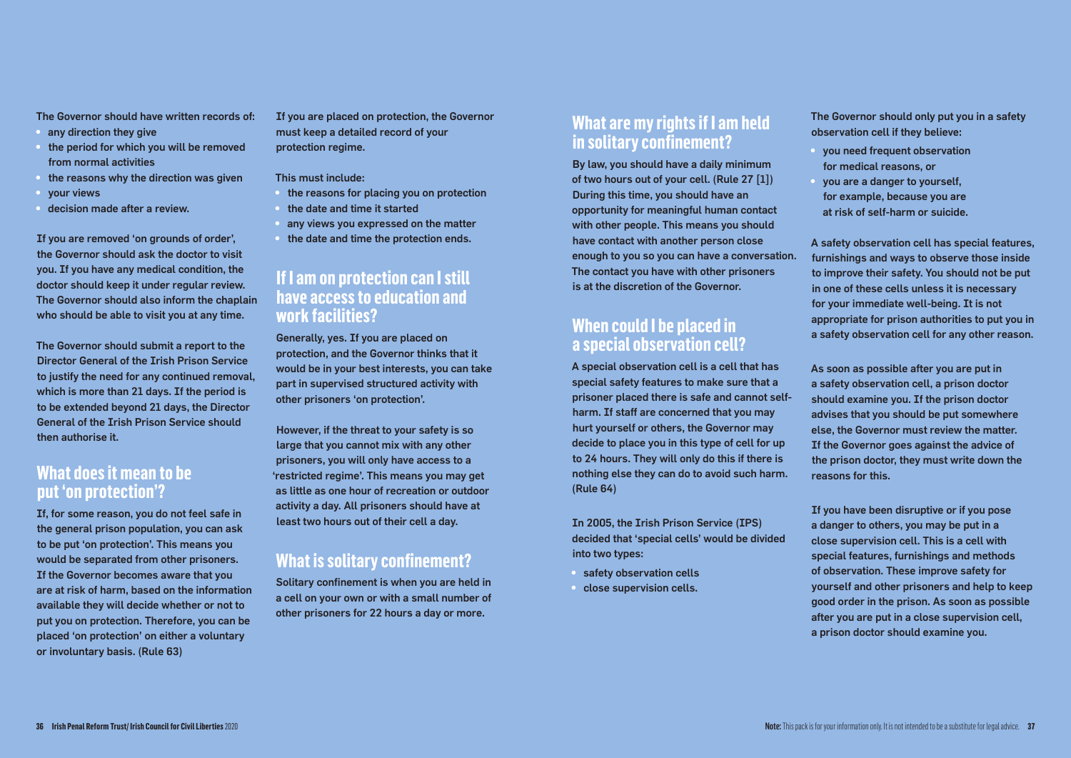The Governor should have written records of:

- any direction they give
- the period for which you will be removed from normal activities
- the reasons why the direction was given
- your views
- decision made after a review.

If you are removed 'on grounds of order', the Governor should ask the doctor to visit you. If you have any medical condition, the doctor should keep it under regular review. The Governor should also inform the chaplain who should be able to visit you at any time.

The Governor should submit a report to the Director General of the Irish Prison Service to justify the need for any continued removal, which is more than 21 days. If the period is to be extended beyond 21 days, the Director General of the Irish Prison Service should then authorise it.

## What does it mean to be put 'on protection'?

If, for some reason, you do not feel safe in the general prison population, you can ask to be put 'on protection'. This means you would be separated from other prisoners. If the Governor becomes aware that you are at risk of harm, based on the information available they will decide whether or not to put you on protection. Therefore, you can be placed 'on protection' on either a voluntary or involuntary basis. (Rule 63)

If you are placed on protection, the Governor must keep a detailed record of your protection regime.

This must include:

- the reasons for placing you on protection
- the date and time it started
- any views you expressed on the matter
- the date and time the protection ends.

## If I am on protection can I still have access to education and work facilities?

Generally, yes. If you are placed on protection, and the Governor thinks that it would be in your best interests, you can take part in supervised structured activity with other prisoners 'on protection'.

However, if the threat to your safety is so large that you cannot mix with any other prisoners, you will only have access to a 'restricted regime'. This means you may get as little as one hour of recreation or outdoor activity a day. All prisoners should have at least two hours out of their cell a day.

## What is solitary confinement?

Solitary confinement is when you are held in a cell on your own or with a small number of other prisoners for 22 hours a day or more.

## What are my rights if I am held in solitary confinement?

By law, you should have a daily minimum of two hours out of your cell. (Rule 27 [1]) During this time, you should have an opportunity for meaningful human contact with other people. This means you should have contact with another person close enough to you so you can have a conversation. The contact you have with other prisoners is at the discretion of the Governor.

## When could I be placed in a special observation cell?

A special observation cell is a cell that has special safety features to make sure that a prisoner placed there is safe and cannot self-harm. If staff are concerned that you may hurt yourself or others, the Governor may decide to place you in this type of cell for up to 24 hours. They will only do this if there is nothing else they can do to avoid such harm. (Rule 64)

In 2005, the Irish Prison Service (IPS) decided that 'special cells' would be divided into two types:

- safety observation cells
- close supervision cells.

The Governor should only put you in a safety observation cell if they believe:

- you need frequent observation for medical reasons, or
- you are a danger to yourself, for example, because you are at risk of self-harm or suicide.

A safety observation cell has special features, furnishings and ways to observe those inside to improve their safety. You should not be put in one of these cells unless it is necessary for your immediate well-being. It is not appropriate for prison authorities to put you in a safety observation cell for any other reason.

As soon as possible after you are put in a safety observation cell, a prison doctor should examine you. If the prison doctor advises that you should be put somewhere else, the Governor must review the matter. If the Governor goes against the advice of the prison doctor, they must write down the reasons for this.

If you have been disruptive or if you pose a danger to others, you may be put in a close supervision cell. This is a cell with special features, furnishings and methods of observation. These improve safety for yourself and other prisoners and help to keep good order in the prison. As soon as possible after you are put in a close supervision cell, a prison doctor should examine you.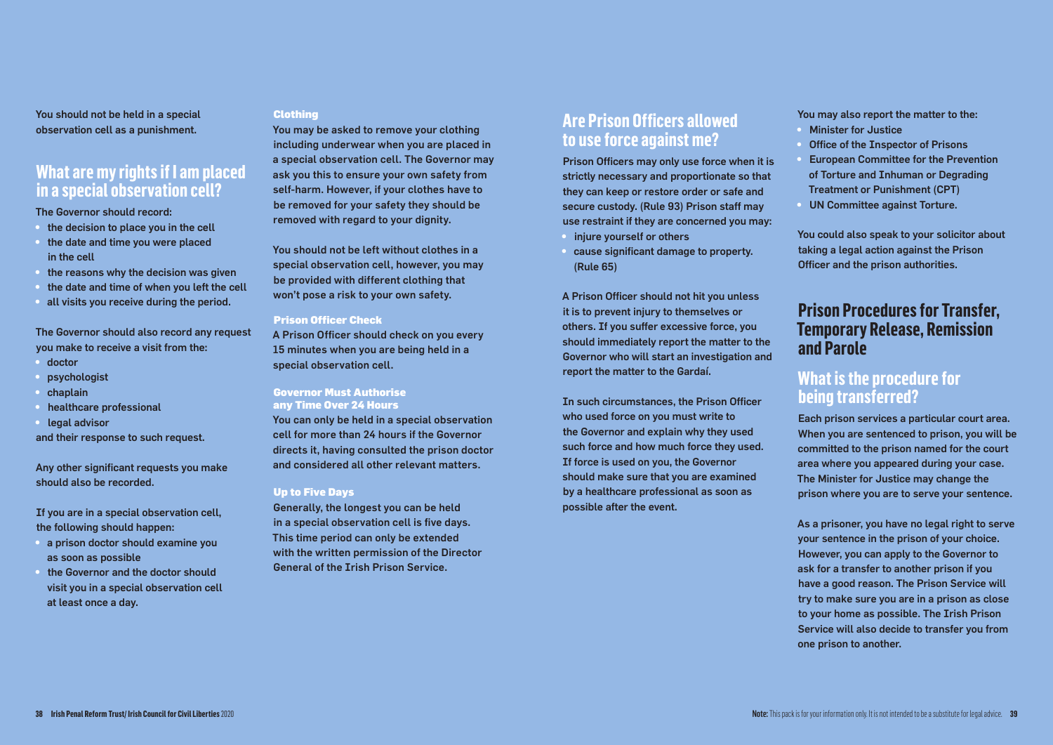You should not be held in a special observation cell as a punishment.

## What are my rights if I am placed in a special observation cell?

The Governor should record:

- the decision to place you in the cell
- the date and time you were placed in the cell
- the reasons why the decision was given
- the date and time of when you left the cell
- all visits you receive during the period.

The Governor should also record any request you make to receive a visit from the:

- doctor
- psychologist
- chaplain
- healthcare professional
- legal advisor

and their response to such request.

Any other significant requests you make should also be recorded.

If you are in a special observation cell, the following should happen:

- a prison doctor should examine you as soon as possible
- the Governor and the doctor should visit you in a special observation cell at least once a day.

### Clothing

You may be asked to remove your clothing including underwear when you are placed in a special observation cell. The Governor may ask you this to ensure your own safety from self-harm. However, if your clothes have to be removed for your safety they should be removed with regard to your dignity.

You should not be left without clothes in a special observation cell, however, you may be provided with different clothing that won't pose a risk to your own safety.

### Prison Officer Check

A Prison Officer should check on you every 15 minutes when you are being held in a special observation cell.

### Governor Must Authorise any Time Over 24 Hours

You can only be held in a special observation cell for more than 24 hours if the Governor directs it, having consulted the prison doctor and considered all other relevant matters.

### Up to Five Days

Generally, the longest you can be held in a special observation cell is five days. This time period can only be extended with the written permission of the Director General of the Irish Prison Service.

## Are Prison Officers allowed to use force against me?

Prison Officers may only use force when it is strictly necessary and proportionate so that they can keep or restore order or safe and secure custody. (Rule 93) Prison staff may use restraint if they are concerned you may:

- injure yourself or others
- cause significant damage to property. (Rule 65)

A Prison Officer should not hit you unless it is to prevent injury to themselves or others. If you suffer excessive force, you should immediately report the matter to the Governor who will start an investigation and report the matter to the Gardaí.

In such circumstances, the Prison Officer who used force on you must write to the Governor and explain why they used such force and how much force they used. If force is used on you, the Governor should make sure that you are examined by a healthcare professional as soon as possible after the event.

You may also report the matter to the:

- Minister for Justice
- Office of the Inspector of Prisons
- European Committee for the Prevention of Torture and Inhuman or Degrading Treatment or Punishment (CPT)
- UN Committee against Torture.

You could also speak to your solicitor about taking a legal action against the Prison Officer and the prison authorities.

# Prison Procedures for Transfer, Temporary Release, Remission and Parole

## What is the procedure for being transferred?

Each prison services a particular court area. When you are sentenced to prison, you will be committed to the prison named for the court area where you appeared during your case. The Minister for Justice may change the prison where you are to serve your sentence.

As a prisoner, you have no legal right to serve your sentence in the prison of your choice. However, you can apply to the Governor to ask for a transfer to another prison if you have a good reason. The Prison Service will try to make sure you are in a prison as close to your home as possible. The Irish Prison Service will also decide to transfer you from one prison to another.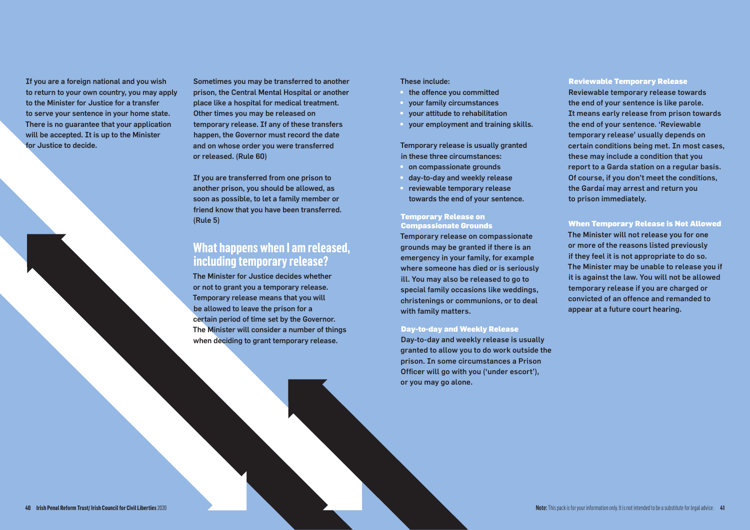If you are a foreign national and you wish to return to your own country, you may apply to the Minister for Justice for a transfer to serve your sentence in your home state. There is no guarantee that your application will be accepted. It is up to the Minister for Justice to decide.

Sometimes you may be transferred to another prison, the Central Mental Hospital or another place like a hospital for medical treatment. Other times you may be released on temporary release. If any of these transfers happen, the Governor must record the date and on whose order you were transferred or released. (Rule 60)

If you are transferred from one prison to another prison, you should be allowed, as soon as possible, to let a family member or friend know that you have been transferred. (Rule 5)

## What happens when I am released, including temporary release?

The Minister for Justice decides whether or not to grant you a temporary release. Temporary release means that you will be allowed to leave the prison for a certain period of time set by the Governor. The Minister will consider a number of things when deciding to grant temporary release.

These include:

- the offence you committed
- your family circumstances
- your attitude to rehabilitation
- your employment and training skills.

Temporary release is usually granted in these three circumstances:

- on compassionate grounds
- day-to-day and weekly release
- reviewable temporary release towards the end of your sentence.

### Temporary Release on Compassionate Grounds

Temporary release on compassionate grounds may be granted if there is an emergency in your family, for example where someone has died or is seriously ill. You may also be released to go to special family occasions like weddings, christenings or communions, or to deal with family matters.

### Day-to-day and Weekly Release

Day-to-day and weekly release is usually granted to allow you to do work outside the prison. In some circumstances a Prison Officer will go with you ('under escort'), or you may go alone.

### Reviewable Temporary Release

Reviewable temporary release towards the end of your sentence is like parole. It means early release from prison towards the end of your sentence. 'Reviewable temporary release' usually depends on certain conditions being met. In most cases, these may include a condition that you report to a Garda station on a regular basis. Of course, if you don't meet the conditions, the Gardaí may arrest and return you to prison immediately.

### When Temporary Release is Not Allowed

The Minister will not release you for one or more of the reasons listed previously if they feel it is not appropriate to do so. The Minister may be unable to release you if it is against the law. You will not be allowed temporary release if you are charged or convicted of an offence and remanded to appear at a future court hearing.

**Note:** This pack is for your information only. It is not intended to be a substitute for legal advice.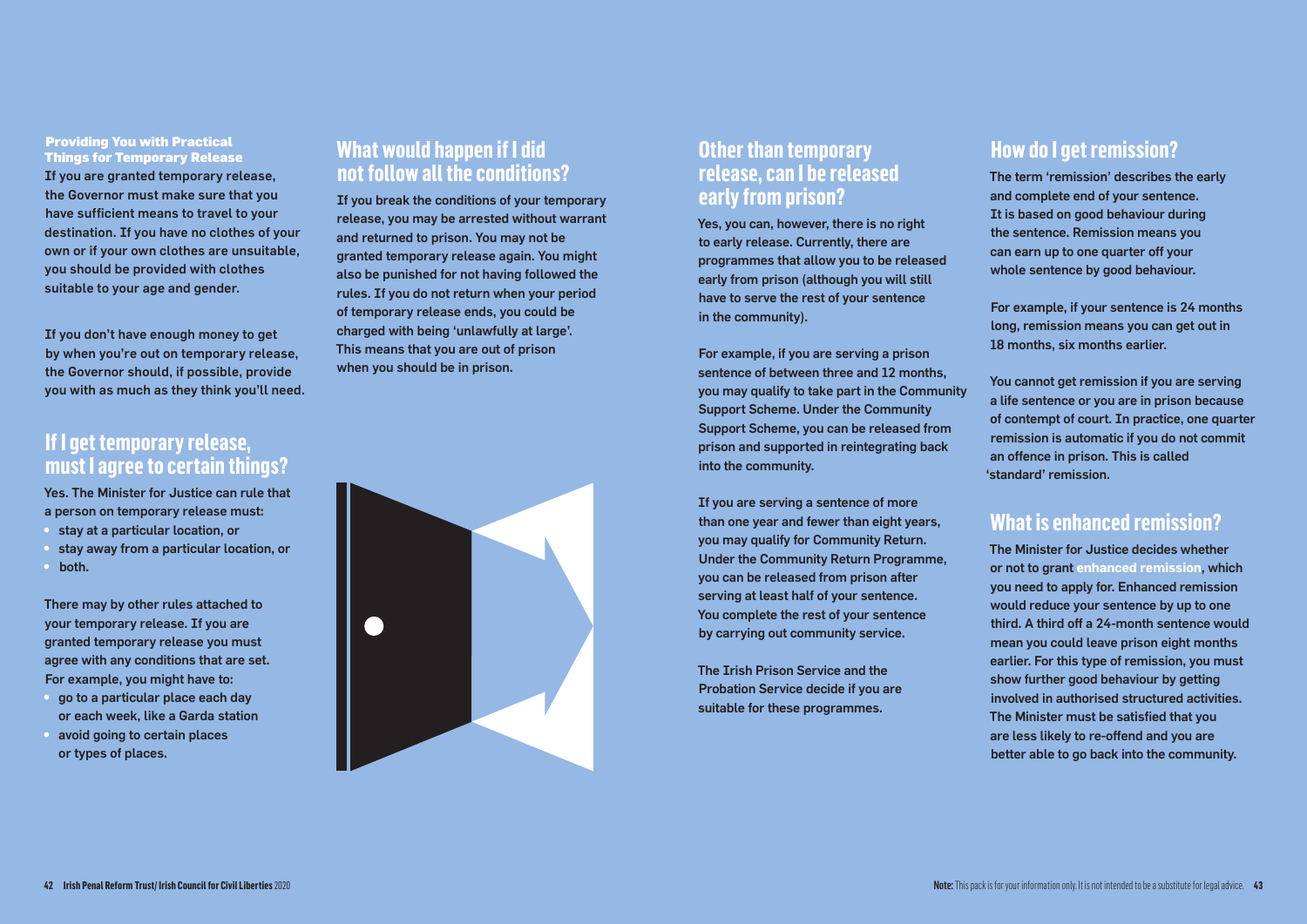### Providing You with Practical Things for Temporary Release

If you are granted temporary release, the Governor must make sure that you have sufficient means to travel to your destination. If you have no clothes of your own or if your own clothes are unsuitable, you should be provided with clothes suitable to your age and gender.

If you don't have enough money to get by when you're out on temporary release, the Governor should, if possible, provide you with as much as they think you'll need.

## If I get temporary release, must I agree to certain things?

Yes. The Minister for Justice can rule that a person on temporary release must:

- stay at a particular location, or
- stay away from a particular location, or
- both.

There may by other rules attached to your temporary release. If you are granted temporary release you must agree with any conditions that are set. For example, you might have to:

- go to a particular place each day or each week, like a Garda station
- avoid going to certain places or types of places.

## What would happen if I did not follow all the conditions?

If you break the conditions of your temporary release, you may be arrested without warrant and returned to prison. You may not be granted temporary release again. You might also be punished for not having followed the rules. If you do not return when your period of temporary release ends, you could be charged with being 'unlawfully at large'. This means that you are out of prison when you should be in prison.

## Other than temporary release, can I be released early from prison?

Yes, you can, however, there is no right to early release. Currently, there are programmes that allow you to be released early from prison (although you will still have to serve the rest of your sentence in the community).

For example, if you are serving a prison sentence of between three and 12 months, you may qualify to take part in the Community Support Scheme. Under the Community Support Scheme, you can be released from prison and supported in reintegrating back into the community.

If you are serving a sentence of more than one year and fewer than eight years, you may qualify for Community Return. Under the Community Return Programme, you can be released from prison after serving at least half of your sentence. You complete the rest of your sentence by carrying out community service.

The Irish Prison Service and the Probation Service decide if you are suitable for these programmes.

## How do I get remission?

The term 'remission' describes the early and complete end of your sentence. It is based on good behaviour during the sentence. Remission means you can earn up to one quarter off your whole sentence by good behaviour.

For example, if your sentence is 24 months long, remission means you can get out in 18 months, six months earlier.

You cannot get remission if you are serving a life sentence or you are in prison because of contempt of court. In practice, one quarter remission is automatic if you do not commit an offence in prison. This is called 'standard' remission.

## What is enhanced remission?

The Minister for Justice decides whether or not to grant **enhanced remission**, which you need to apply for. Enhanced remission would reduce your sentence by up to one third. A third off a 24-month sentence would mean you could leave prison eight months earlier. For this type of remission, you must show further good behaviour by getting involved in authorised structured activities. The Minister must be satisfied that you are less likely to re-offend and you are better able to go back into the community.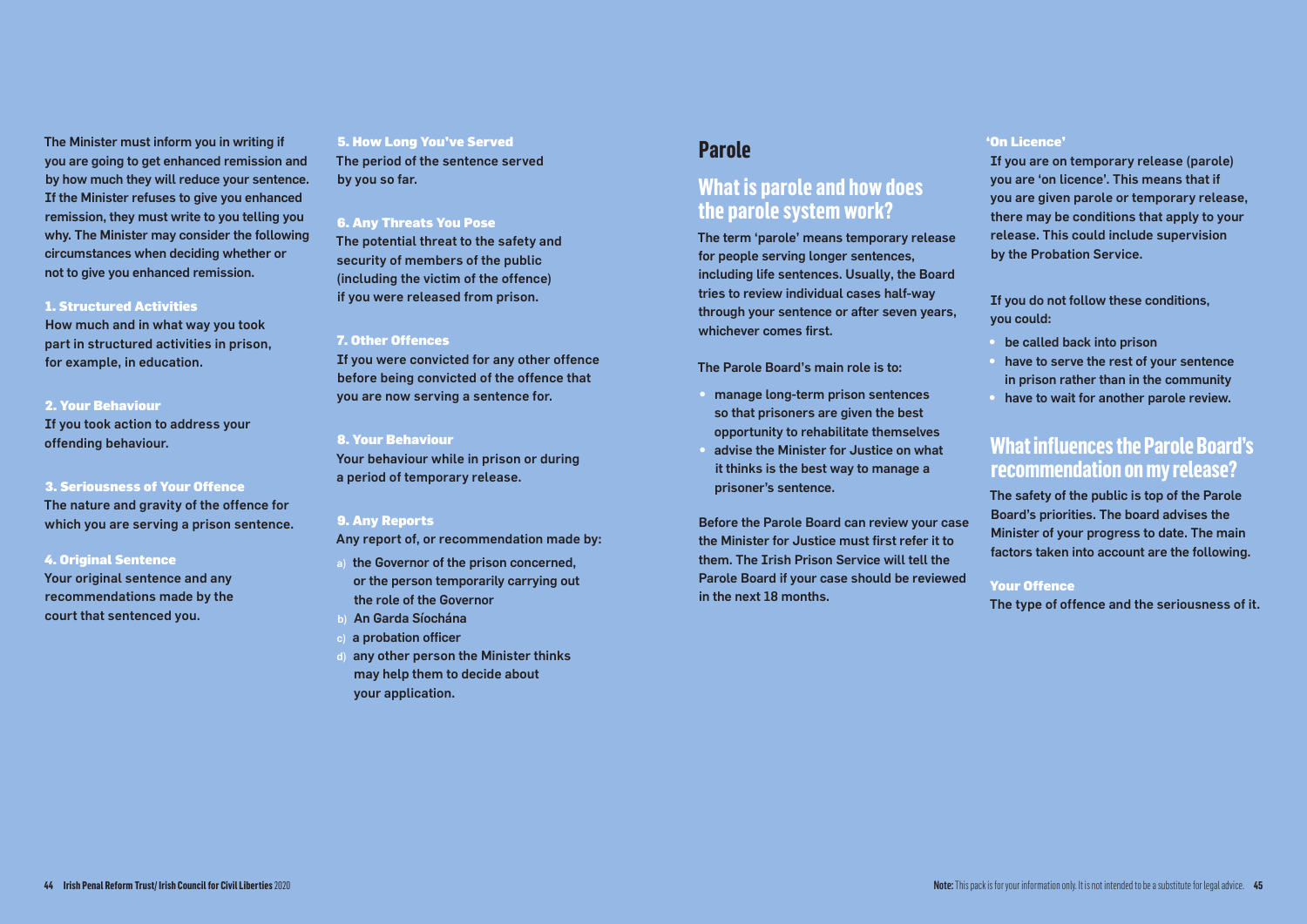The Minister must inform you in writing if you are going to get enhanced remission and by how much they will reduce your sentence. If the Minister refuses to give you enhanced remission, they must write to you telling you why. The Minister may consider the following circumstances when deciding whether or not to give you enhanced remission.

**1. Structured Activities**
How much and in what way you took part in structured activities in prison, for example, in education.

**2. Your Behaviour**
If you took action to address your offending behaviour.

**3. Seriousness of Your Offence**
The nature and gravity of the offence for which you are serving a prison sentence.

**4. Original Sentence**
Your original sentence and any recommendations made by the court that sentenced you.

**5. How Long You've Served**
The period of the sentence served by you so far.

**6. Any Threats You Pose**
The potential threat to the safety and security of members of the public (including the victim of the offence) if you were released from prison.

**7. Other Offences**
If you were convicted for any other offence before being convicted of the offence that you are now serving a sentence for.

**8. Your Behaviour**
Your behaviour while in prison or during a period of temporary release.

**9. Any Reports**
Any report of, or recommendation made by:

a) the Governor of the prison concerned, or the person temporarily carrying out the role of the Governor
b) An Garda Síochána
c) a probation officer
d) any other person the Minister thinks may help them to decide about your application.

# Parole

## What is parole and how does the parole system work?

The term 'parole' means temporary release for people serving longer sentences, including life sentences. Usually, the Board tries to review individual cases half-way through your sentence or after seven years, whichever comes first.

The Parole Board's main role is to:

- manage long-term prison sentences so that prisoners are given the best opportunity to rehabilitate themselves
- advise the Minister for Justice on what it thinks is the best way to manage a prisoner's sentence.

Before the Parole Board can review your case the Minister for Justice must first refer it to them. The Irish Prison Service will tell the Parole Board if your case should be reviewed in the next 18 months.

**'On Licence'**
If you are on temporary release (parole) you are 'on licence'. This means that if you are given parole or temporary release, there may be conditions that apply to your release. This could include supervision by the Probation Service.

If you do not follow these conditions, you could:

- be called back into prison
- have to serve the rest of your sentence in prison rather than in the community
- have to wait for another parole review.

## What influences the Parole Board's recommendation on my release?

The safety of the public is top of the Parole Board's priorities. The board advises the Minister of your progress to date. The main factors taken into account are the following.

**Your Offence**
The type of offence and the seriousness of it.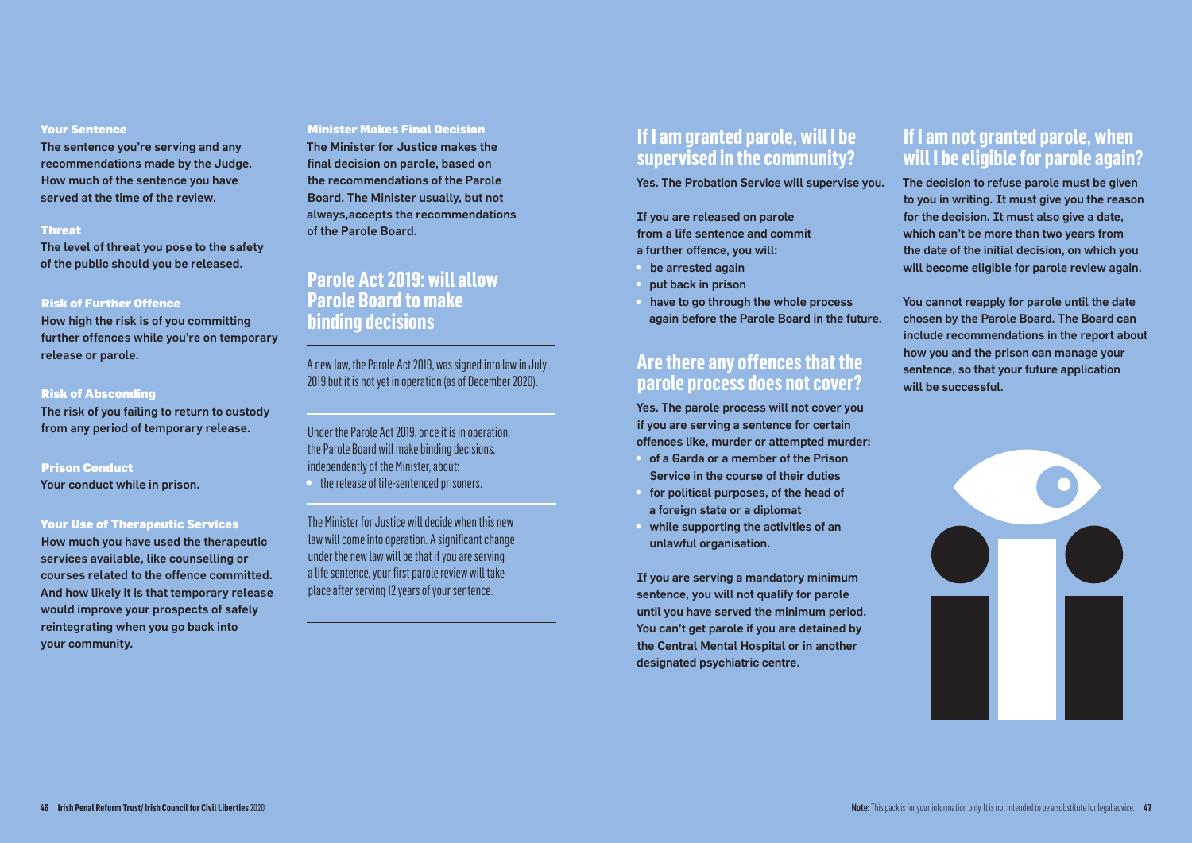#### Your Sentence

The sentence you're serving and any recommendations made by the Judge. How much of the sentence you have served at the time of the review.

#### Threat

The level of threat you pose to the safety of the public should you be released.

#### Risk of Further Offence

How high the risk is of you committing further offences while you're on temporary release or parole.

#### Risk of Absconding

The risk of you failing to return to custody from any period of temporary release.

#### Prison Conduct

Your conduct while in prison.

#### Your Use of Therapeutic Services

How much you have used the therapeutic services available, like counselling or courses related to the offence committed. And how likely it is that temporary release would improve your prospects of safely reintegrating when you go back into your community.

#### Minister Makes Final Decision

The Minister for Justice makes the final decision on parole, based on the recommendations of the Parole Board. The Minister usually, but not always,accepts the recommendations of the Parole Board.

## Parole Act 2019: will allow Parole Board to make binding decisions

A new law, the Parole Act 2019, was signed into law in July 2019 but it is not yet in operation (as of December 2020).

Under the Parole Act 2019, once it is in operation, the Parole Board will make binding decisions, independently of the Minister, about:

- the release of life-sentenced prisoners.

The Minister for Justice will decide when this new law will come into operation. A significant change under the new law will be that if you are serving a life sentence, your first parole review will take place after serving 12 years of your sentence.

## If I am granted parole, will I be supervised in the community?

Yes. The Probation Service will supervise you.

If you are released on parole from a life sentence and commit a further offence, you will:

- be arrested again
- put back in prison
- have to go through the whole process again before the Parole Board in the future.

## Are there any offences that the parole process does not cover?

Yes. The parole process will not cover you if you are serving a sentence for certain offences like, murder or attempted murder:

- of a Garda or a member of the Prison Service in the course of their duties
- for political purposes, of the head of a foreign state or a diplomat
- while supporting the activities of an unlawful organisation.

If you are serving a mandatory minimum sentence, you will not qualify for parole until you have served the minimum period. You can't get parole if you are detained by the Central Mental Hospital or in another designated psychiatric centre.

## If I am not granted parole, when will I be eligible for parole again?

The decision to refuse parole must be given to you in writing. It must give you the reason for the decision. It must also give a date, which can't be more than two years from the date of the initial decision, on which you will become eligible for parole review again.

You cannot reapply for parole until the date chosen by the Parole Board. The Board can include recommendations in the report about how you and the prison can manage your sentence, so that your future application will be successful.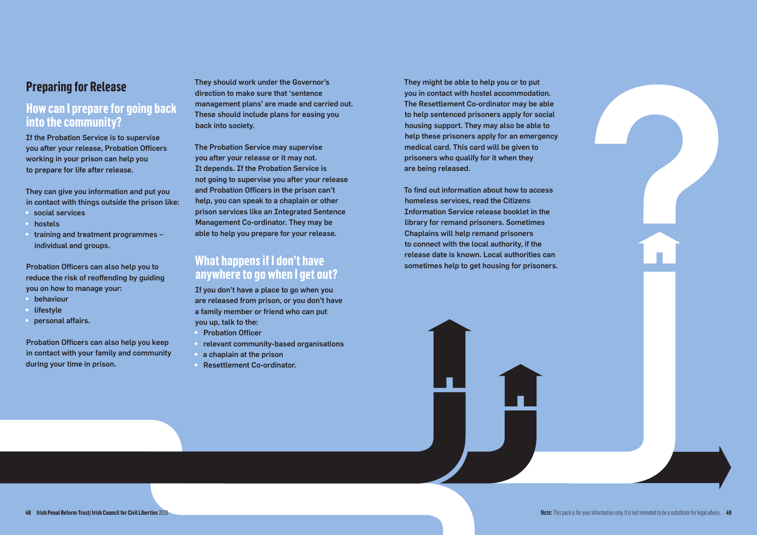# Preparing for Release

## How can I prepare for going back into the community?

If the Probation Service is to supervise you after your release, Probation Officers working in your prison can help you to prepare for life after release.

They can give you information and put you in contact with things outside the prison like:

- social services
- hostels
- training and treatment programmes – individual and groups.

Probation Officers can also help you to reduce the risk of reoffending by guiding you on how to manage your:

- behaviour
- lifestyle
- personal affairs.

Probation Officers can also help you keep in contact with your family and community during your time in prison.

They should work under the Governor's direction to make sure that 'sentence management plans' are made and carried out. These should include plans for easing you back into society.

The Probation Service may supervise you after your release or it may not. It depends. If the Probation Service is not going to supervise you after your release and Probation Officers in the prison can't help, you can speak to a chaplain or other prison services like an Integrated Sentence Management Co-ordinator. They may be able to help you prepare for your release.

## What happens if I don't have anywhere to go when I get out?

If you don't have a place to go when you are released from prison, or you don't have a family member or friend who can put you up, talk to the:

- Probation Officer
- relevant community-based organisations
- a chaplain at the prison
- Resettlement Co-ordinator.

They might be able to help you or to put you in contact with hostel accommodation. The Resettlement Co-ordinator may be able to help sentenced prisoners apply for social housing support. They may also be able to help these prisoners apply for an emergency medical card. This card will be given to prisoners who qualify for it when they are being released.

To find out information about how to access homeless services, read the Citizens Information Service release booklet in the library for remand prisoners. Sometimes Chaplains will help remand prisoners to connect with the local authority, if the release date is known. Local authorities can sometimes help to get housing for prisoners.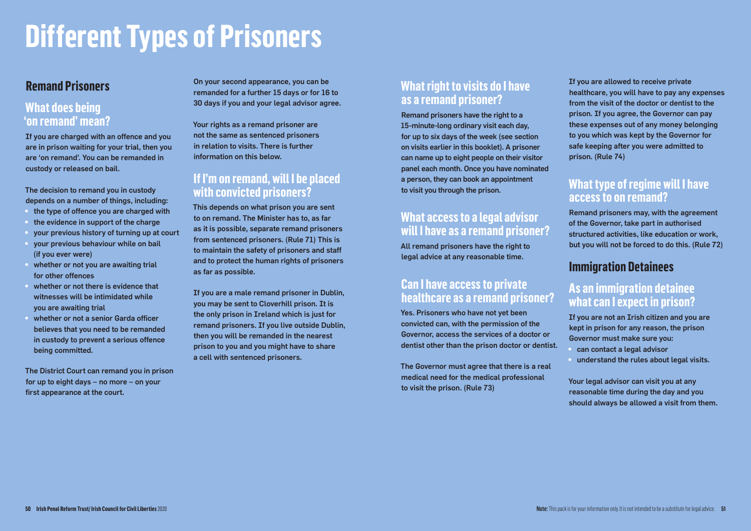# Different Types of Prisoners

## Remand Prisoners

### What does being 'on remand' mean?

If you are charged with an offence and you are in prison waiting for your trial, then you are 'on remand'. You can be remanded in custody or released on bail.

The decision to remand you in custody depends on a number of things, including:

- the type of offence you are charged with
- the evidence in support of the charge
- your previous history of turning up at court
- your previous behaviour while on bail (if you ever were)
- whether or not you are awaiting trial for other offences
- whether or not there is evidence that witnesses will be intimidated while you are awaiting trial
- whether or not a senior Garda officer believes that you need to be remanded in custody to prevent a serious offence being committed.

The District Court can remand you in prison for up to eight days – no more – on your first appearance at the court.

On your second appearance, you can be remanded for a further 15 days or for 16 to 30 days if you and your legal advisor agree.

Your rights as a remand prisoner are not the same as sentenced prisoners in relation to visits. There is further information on this below.

### If I'm on remand, will I be placed with convicted prisoners?

This depends on what prison you are sent to on remand. The Minister has to, as far as it is possible, separate remand prisoners from sentenced prisoners. (Rule 71) This is to maintain the safety of prisoners and staff and to protect the human rights of prisoners as far as possible.

If you are a male remand prisoner in Dublin, you may be sent to Cloverhill prison. It is the only prison in Ireland which is just for remand prisoners. If you live outside Dublin, then you will be remanded in the nearest prison to you and you might have to share a cell with sentenced prisoners.

### What right to visits do I have as a remand prisoner?

Remand prisoners have the right to a 15-minute-long ordinary visit each day, for up to six days of the week (see section on visits earlier in this booklet). A prisoner can name up to eight people on their visitor panel each month. Once you have nominated a person, they can book an appointment to visit you through the prison.

### What access to a legal advisor will I have as a remand prisoner?

All remand prisoners have the right to legal advice at any reasonable time.

### Can I have access to private healthcare as a remand prisoner?

Yes. Prisoners who have not yet been convicted can, with the permission of the Governor, access the services of a doctor or dentist other than the prison doctor or dentist.

The Governor must agree that there is a real medical need for the medical professional to visit the prison. (Rule 73)

If you are allowed to receive private healthcare, you will have to pay any expenses from the visit of the doctor or dentist to the prison. If you agree, the Governor can pay these expenses out of any money belonging to you which was kept by the Governor for safe keeping after you were admitted to prison. (Rule 74)

### What type of regime will I have access to on remand?

Remand prisoners may, with the agreement of the Governor, take part in authorised structured activities, like education or work, but you will not be forced to do this. (Rule 72)

## Immigration Detainees

### As an immigration detainee what can I expect in prison?

If you are not an Irish citizen and you are kept in prison for any reason, the prison Governor must make sure you:

- can contact a legal advisor
- understand the rules about legal visits.

Your legal advisor can visit you at any reasonable time during the day and you should always be allowed a visit from them.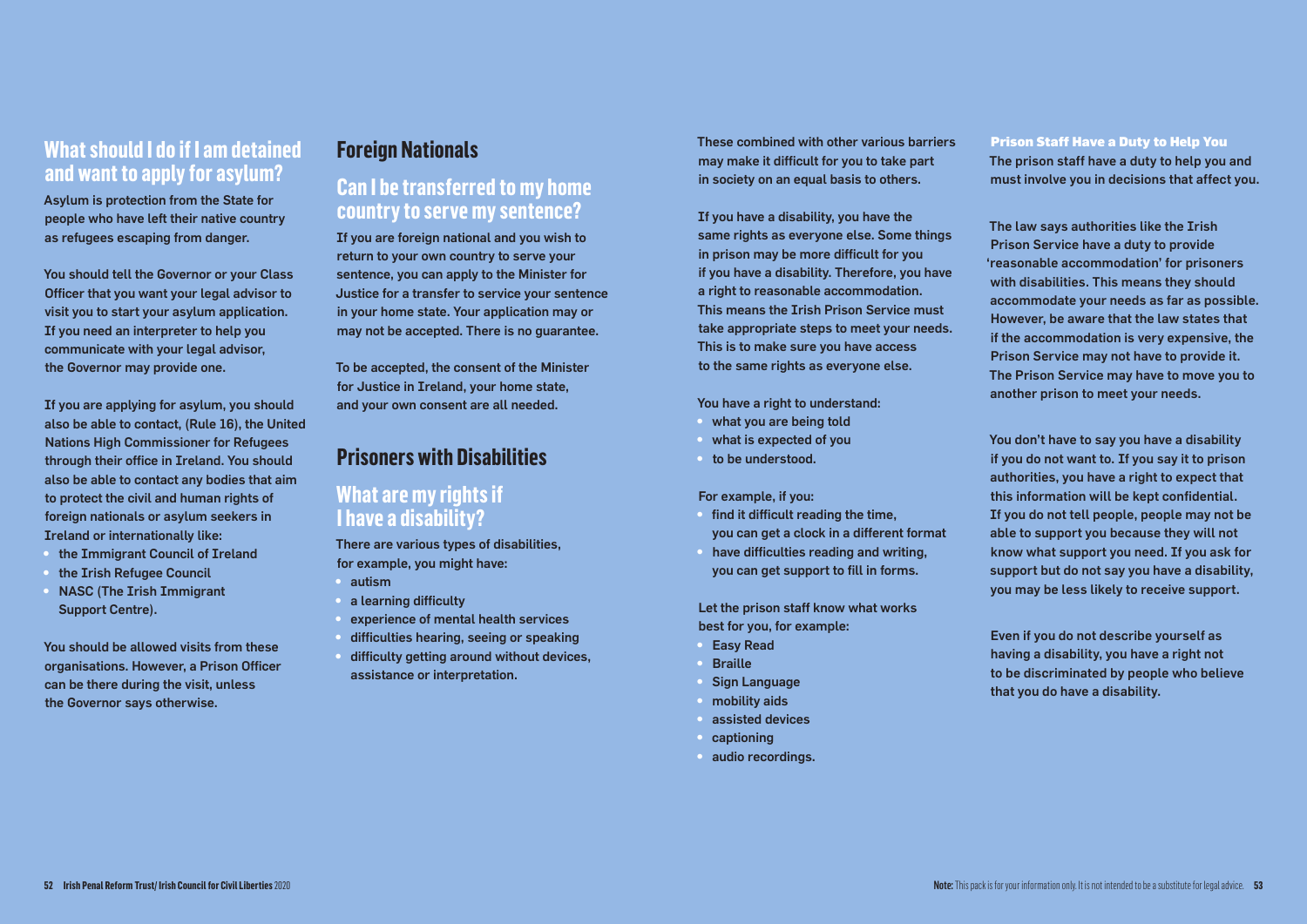## What should I do if I am detained and want to apply for asylum?

Asylum is protection from the State for people who have left their native country as refugees escaping from danger.

You should tell the Governor or your Class Officer that you want your legal advisor to visit you to start your asylum application. If you need an interpreter to help you communicate with your legal advisor, the Governor may provide one.

If you are applying for asylum, you should also be able to contact, (Rule 16), the United Nations High Commissioner for Refugees through their office in Ireland. You should also be able to contact any bodies that aim to protect the civil and human rights of foreign nationals or asylum seekers in Ireland or internationally like:

- the Immigrant Council of Ireland
- the Irish Refugee Council
- NASC (The Irish Immigrant Support Centre).

You should be allowed visits from these organisations. However, a Prison Officer can be there during the visit, unless the Governor says otherwise.

# Foreign Nationals

## Can I be transferred to my home country to serve my sentence?

If you are foreign national and you wish to return to your own country to serve your sentence, you can apply to the Minister for Justice for a transfer to service your sentence in your home state. Your application may or may not be accepted. There is no guarantee.

To be accepted, the consent of the Minister for Justice in Ireland, your home state, and your own consent are all needed.

# Prisoners with Disabilities

## What are my rights if I have a disability?

There are various types of disabilities, for example, you might have:

- autism
- a learning difficulty
- experience of mental health services
- difficulties hearing, seeing or speaking
- difficulty getting around without devices, assistance or interpretation.

These combined with other various barriers may make it difficult for you to take part in society on an equal basis to others.

If you have a disability, you have the same rights as everyone else. Some things in prison may be more difficult for you if you have a disability. Therefore, you have a right to reasonable accommodation. This means the Irish Prison Service must take appropriate steps to meet your needs. This is to make sure you have access to the same rights as everyone else.

You have a right to understand:

- what you are being told
- what is expected of you
- to be understood.

For example, if you:

- find it difficult reading the time, you can get a clock in a different format
- have difficulties reading and writing, you can get support to fill in forms.

Let the prison staff know what works best for you, for example:

- Easy Read
- Braille
- Sign Language
- mobility aids
- assisted devices
- captioning
- audio recordings.

### Prison Staff Have a Duty to Help You

The prison staff have a duty to help you and must involve you in decisions that affect you.

The law says authorities like the Irish Prison Service have a duty to provide 'reasonable accommodation' for prisoners with disabilities. This means they should accommodate your needs as far as possible. However, be aware that the law states that if the accommodation is very expensive, the Prison Service may not have to provide it. The Prison Service may have to move you to another prison to meet your needs.

You don't have to say you have a disability if you do not want to. If you say it to prison authorities, you have a right to expect that this information will be kept confidential. If you do not tell people, people may not be able to support you because they will not know what support you need. If you ask for support but do not say you have a disability, you may be less likely to receive support.

Even if you do not describe yourself as having a disability, you have a right not to be discriminated by people who believe that you do have a disability.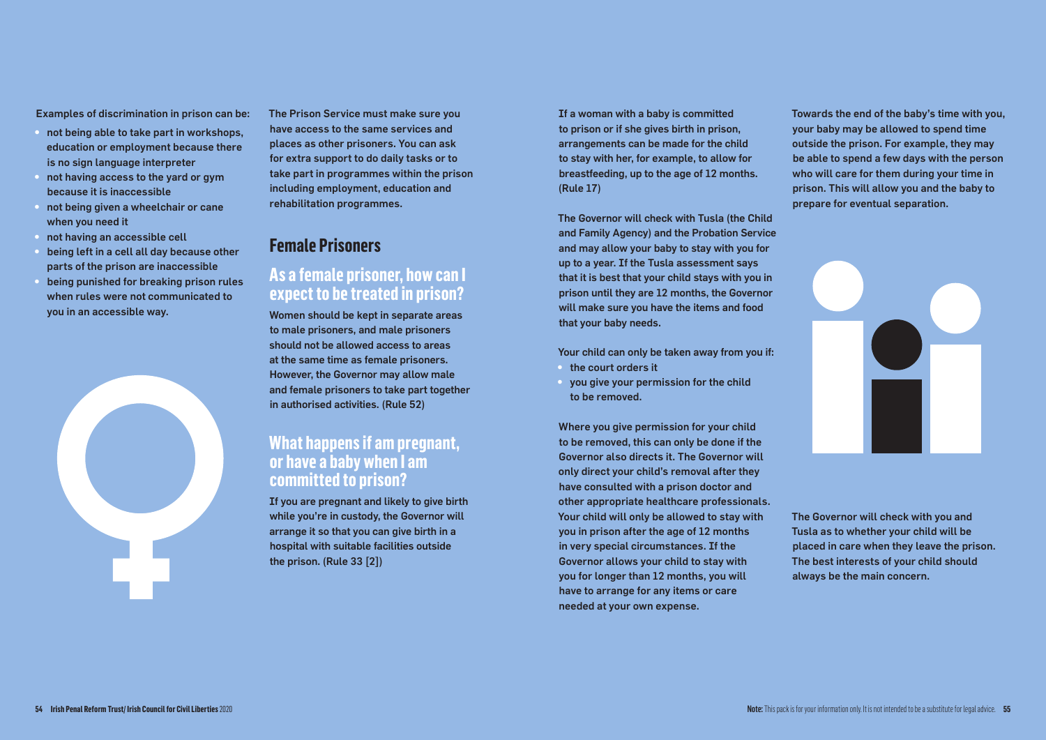Examples of discrimination in prison can be:

- not being able to take part in workshops, education or employment because there is no sign language interpreter
- not having access to the yard or gym because it is inaccessible
- not being given a wheelchair or cane when you need it
- not having an accessible cell
- being left in a cell all day because other parts of the prison are inaccessible
- being punished for breaking prison rules when rules were not communicated to you in an accessible way.

The Prison Service must make sure you have access to the same services and places as other prisoners. You can ask for extra support to do daily tasks or to take part in programmes within the prison including employment, education and rehabilitation programmes.

## Female Prisoners

### As a female prisoner, how can I expect to be treated in prison?

Women should be kept in separate areas to male prisoners, and male prisoners should not be allowed access to areas at the same time as female prisoners. However, the Governor may allow male and female prisoners to take part together in authorised activities. (Rule 52)

### What happens if am pregnant, or have a baby when I am committed to prison?

If you are pregnant and likely to give birth while you're in custody, the Governor will arrange it so that you can give birth in a hospital with suitable facilities outside the prison. (Rule 33 [2])

If a woman with a baby is committed to prison or if she gives birth in prison, arrangements can be made for the child to stay with her, for example, to allow for breastfeeding, up to the age of 12 months. (Rule 17)

The Governor will check with Tusla (the Child and Family Agency) and the Probation Service and may allow your baby to stay with you for up to a year. If the Tusla assessment says that it is best that your child stays with you in prison until they are 12 months, the Governor will make sure you have the items and food that your baby needs.

Your child can only be taken away from you if:

- the court orders it
- you give your permission for the child to be removed.

Where you give permission for your child to be removed, this can only be done if the Governor also directs it. The Governor will only direct your child's removal after they have consulted with a prison doctor and other appropriate healthcare professionals. Your child will only be allowed to stay with you in prison after the age of 12 months in very special circumstances. If the Governor allows your child to stay with you for longer than 12 months, you will have to arrange for any items or care needed at your own expense.

Towards the end of the baby's time with you, your baby may be allowed to spend time outside the prison. For example, they may be able to spend a few days with the person who will care for them during your time in prison. This will allow you and the baby to prepare for eventual separation.

The Governor will check with you and Tusla as to whether your child will be placed in care when they leave the prison. The best interests of your child should always be the main concern.

**Note:** This pack is for your information only. It is not intended to be a substitute for legal advice.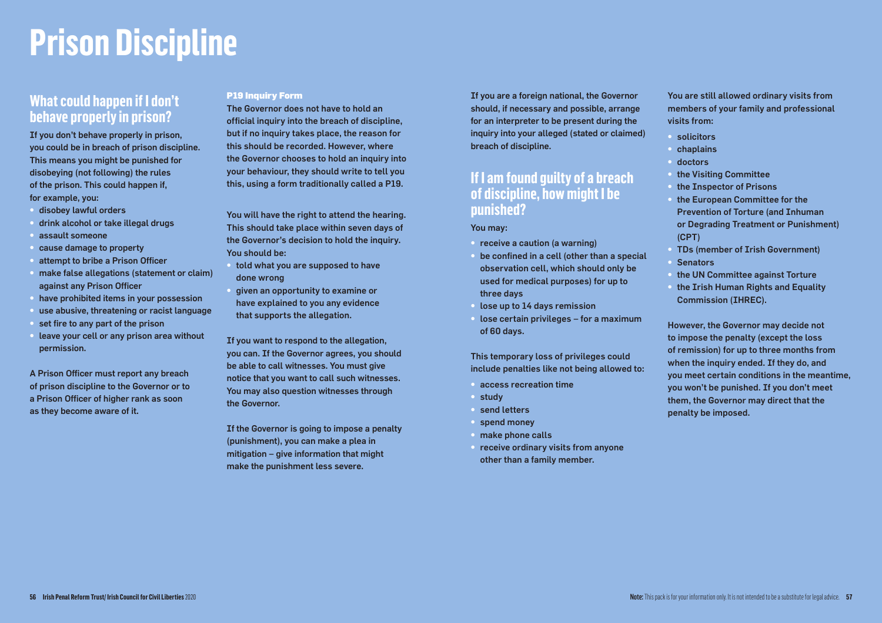# Prison Discipline

## What could happen if I don't behave properly in prison?

If you don't behave properly in prison, you could be in breach of prison discipline. This means you might be punished for disobeying (not following) the rules of the prison. This could happen if, for example, you:

- disobey lawful orders
- drink alcohol or take illegal drugs
- assault someone
- cause damage to property
- attempt to bribe a Prison Officer
- make false allegations (statement or claim) against any Prison Officer
- have prohibited items in your possession
- use abusive, threatening or racist language
- set fire to any part of the prison
- leave your cell or any prison area without permission.

A Prison Officer must report any breach of prison discipline to the Governor or to a Prison Officer of higher rank as soon as they become aware of it.

### P19 Inquiry Form

The Governor does not have to hold an official inquiry into the breach of discipline, but if no inquiry takes place, the reason for this should be recorded. However, where the Governor chooses to hold an inquiry into your behaviour, they should write to tell you this, using a form traditionally called a P19.

You will have the right to attend the hearing. This should take place within seven days of the Governor's decision to hold the inquiry. You should be:

- told what you are supposed to have done wrong
- given an opportunity to examine or have explained to you any evidence that supports the allegation.

If you want to respond to the allegation, you can. If the Governor agrees, you should be able to call witnesses. You must give notice that you want to call such witnesses. You may also question witnesses through the Governor.

If the Governor is going to impose a penalty (punishment), you can make a plea in mitigation – give information that might make the punishment less severe.

If you are a foreign national, the Governor should, if necessary and possible, arrange for an interpreter to be present during the inquiry into your alleged (stated or claimed) breach of discipline.

## If I am found guilty of a breach of discipline, how might I be punished?

You may:

- receive a caution (a warning)
- be confined in a cell (other than a special observation cell, which should only be used for medical purposes) for up to three days
- lose up to 14 days remission
- lose certain privileges – for a maximum of 60 days.

This temporary loss of privileges could include penalties like not being allowed to:

- access recreation time
- study
- send letters
- spend money
- make phone calls
- receive ordinary visits from anyone other than a family member.

You are still allowed ordinary visits from members of your family and professional visits from:

- solicitors
- chaplains
- doctors
- the Visiting Committee
- the Inspector of Prisons
- the European Committee for the Prevention of Torture (and Inhuman or Degrading Treatment or Punishment) (CPT)
- TDs (member of Irish Government)
- Senators
- the UN Committee against Torture
- the Irish Human Rights and Equality Commission (IHREC).

However, the Governor may decide not to impose the penalty (except the loss of remission) for up to three months from when the inquiry ended. If they do, and you meet certain conditions in the meantime, you won't be punished. If you don't meet them, the Governor may direct that the penalty be imposed.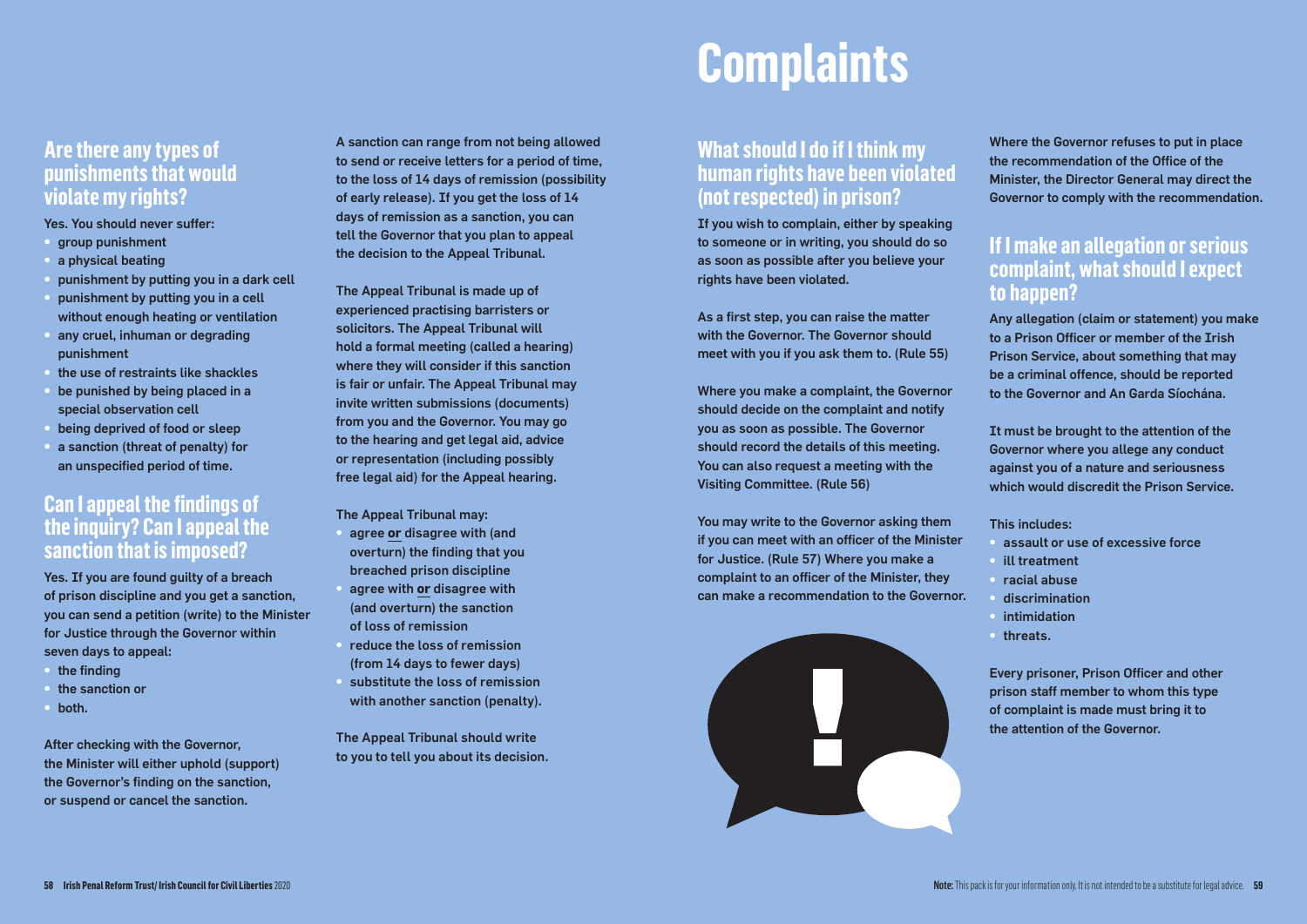## Are there any types of punishments that would violate my rights?

Yes. You should never suffer:

- group punishment
- a physical beating
- punishment by putting you in a dark cell
- punishment by putting you in a cell without enough heating or ventilation
- any cruel, inhuman or degrading punishment
- the use of restraints like shackles
- be punished by being placed in a special observation cell
- being deprived of food or sleep
- a sanction (threat of penalty) for an unspecified period of time.

## Can I appeal the findings of the inquiry? Can I appeal the sanction that is imposed?

Yes. If you are found guilty of a breach of prison discipline and you get a sanction, you can send a petition (write) to the Minister for Justice through the Governor within seven days to appeal:

- the finding
- the sanction or
- both.

After checking with the Governor, the Minister will either uphold (support) the Governor's finding on the sanction, or suspend or cancel the sanction.

A sanction can range from not being allowed to send or receive letters for a period of time, to the loss of 14 days of remission (possibility of early release). If you get the loss of 14 days of remission as a sanction, you can tell the Governor that you plan to appeal the decision to the Appeal Tribunal.

The Appeal Tribunal is made up of experienced practising barristers or solicitors. The Appeal Tribunal will hold a formal meeting (called a hearing) where they will consider if this sanction is fair or unfair. The Appeal Tribunal may invite written submissions (documents) from you and the Governor. You may go to the hearing and get legal aid, advice or representation (including possibly free legal aid) for the Appeal hearing.

The Appeal Tribunal may:

- agree **or** disagree with (and overturn) the finding that you breached prison discipline
- agree with **or** disagree with (and overturn) the sanction of loss of remission
- reduce the loss of remission (from 14 days to fewer days)
- substitute the loss of remission with another sanction (penalty).

The Appeal Tribunal should write to you to tell you about its decision.

# Complaints

## What should I do if I think my human rights have been violated (not respected) in prison?

If you wish to complain, either by speaking to someone or in writing, you should do so as soon as possible after you believe your rights have been violated.

As a first step, you can raise the matter with the Governor. The Governor should meet with you if you ask them to. (Rule 55)

Where you make a complaint, the Governor should decide on the complaint and notify you as soon as possible. The Governor should record the details of this meeting. You can also request a meeting with the Visiting Committee. (Rule 56)

You may write to the Governor asking them if you can meet with an officer of the Minister for Justice. (Rule 57) Where you make a complaint to an officer of the Minister, they can make a recommendation to the Governor.

Where the Governor refuses to put in place the recommendation of the Office of the Minister, the Director General may direct the Governor to comply with the recommendation.

## If I make an allegation or serious complaint, what should I expect to happen?

Any allegation (claim or statement) you make to a Prison Officer or member of the Irish Prison Service, about something that may be a criminal offence, should be reported to the Governor and An Garda Síochána.

It must be brought to the attention of the Governor where you allege any conduct against you of a nature and seriousness which would discredit the Prison Service.

This includes:

- assault or use of excessive force
- ill treatment
- racial abuse
- discrimination
- intimidation
- threats.

Every prisoner, Prison Officer and other prison staff member to whom this type of complaint is made must bring it to the attention of the Governor.

**Note:** This pack is for your information only. It is not intended to be a substitute for legal advice.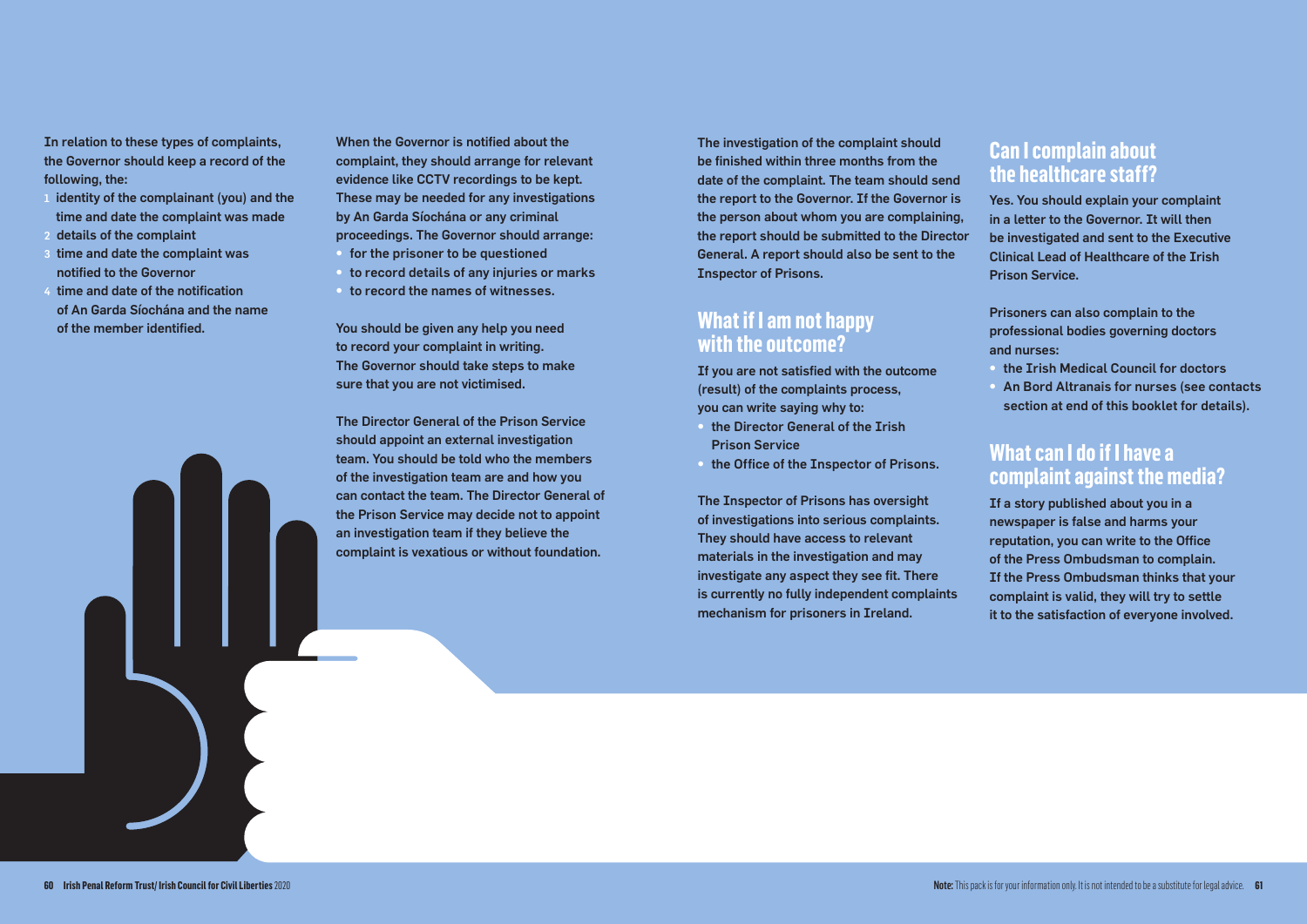In relation to these types of complaints, the Governor should keep a record of the following, the:

1. identity of the complainant (you) and the time and date the complaint was made
2. details of the complaint
3. time and date the complaint was notified to the Governor
4. time and date of the notification of An Garda Síochána and the name of the member identified.

When the Governor is notified about the complaint, they should arrange for relevant evidence like CCTV recordings to be kept. These may be needed for any investigations by An Garda Síochána or any criminal proceedings. The Governor should arrange:

- for the prisoner to be questioned
- to record details of any injuries or marks
- to record the names of witnesses.

You should be given any help you need to record your complaint in writing. The Governor should take steps to make sure that you are not victimised.

The Director General of the Prison Service should appoint an external investigation team. You should be told who the members of the investigation team are and how you can contact the team. The Director General of the Prison Service may decide not to appoint an investigation team if they believe the complaint is vexatious or without foundation.

The investigation of the complaint should be finished within three months from the date of the complaint. The team should send the report to the Governor. If the Governor is the person about whom you are complaining, the report should be submitted to the Director General. A report should also be sent to the Inspector of Prisons.

## What if I am not happy with the outcome?

If you are not satisfied with the outcome (result) of the complaints process, you can write saying why to:

- the Director General of the Irish Prison Service
- the Office of the Inspector of Prisons.

The Inspector of Prisons has oversight of investigations into serious complaints. They should have access to relevant materials in the investigation and may investigate any aspect they see fit. There is currently no fully independent complaints mechanism for prisoners in Ireland.

## Can I complain about the healthcare staff?

Yes. You should explain your complaint in a letter to the Governor. It will then be investigated and sent to the Executive Clinical Lead of Healthcare of the Irish Prison Service.

Prisoners can also complain to the professional bodies governing doctors and nurses:

- the Irish Medical Council for doctors
- An Bord Altranais for nurses (see contacts section at end of this booklet for details).

## What can I do if I have a complaint against the media?

If a story published about you in a newspaper is false and harms your reputation, you can write to the Office of the Press Ombudsman to complain. If the Press Ombudsman thinks that your complaint is valid, they will try to settle it to the satisfaction of everyone involved.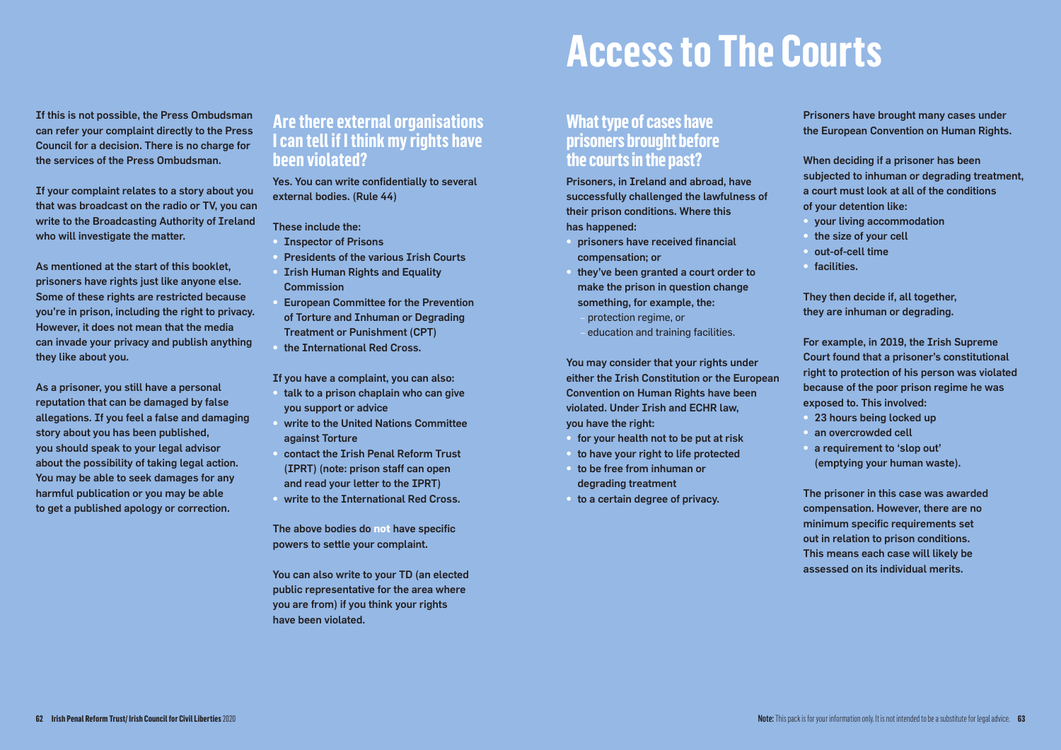If this is not possible, the Press Ombudsman can refer your complaint directly to the Press Council for a decision. There is no charge for the services of the Press Ombudsman.

If your complaint relates to a story about you that was broadcast on the radio or TV, you can write to the Broadcasting Authority of Ireland who will investigate the matter.

As mentioned at the start of this booklet, prisoners have rights just like anyone else. Some of these rights are restricted because you're in prison, including the right to privacy. However, it does not mean that the media can invade your privacy and publish anything they like about you.

As a prisoner, you still have a personal reputation that can be damaged by false allegations. If you feel a false and damaging story about you has been published, you should speak to your legal advisor about the possibility of taking legal action. You may be able to seek damages for any harmful publication or you may be able to get a published apology or correction.

## Are there external organisations I can tell if I think my rights have been violated?

Yes. You can write confidentially to several external bodies. (Rule 44)

These include the:

- Inspector of Prisons
- Presidents of the various Irish Courts
- Irish Human Rights and Equality Commission
- European Committee for the Prevention of Torture and Inhuman or Degrading Treatment or Punishment (CPT)
- the International Red Cross.

If you have a complaint, you can also:

- talk to a prison chaplain who can give you support or advice
- write to the United Nations Committee against Torture
- contact the Irish Penal Reform Trust (IPRT) (note: prison staff can open and read your letter to the IPRT)
- write to the International Red Cross.

The above bodies do **not** have specific powers to settle your complaint.

You can also write to your TD (an elected public representative for the area where you are from) if you think your rights have been violated.

# Access to The Courts

## What type of cases have prisoners brought before the courts in the past?

Prisoners, in Ireland and abroad, have successfully challenged the lawfulness of their prison conditions. Where this has happened:

- prisoners have received financial compensation; or
- they've been granted a court order to make the prison in question change something, for example, the:
  - protection regime, or
  - education and training facilities.

You may consider that your rights under either the Irish Constitution or the European Convention on Human Rights have been violated. Under Irish and ECHR law, you have the right:

- for your health not to be put at risk
- to have your right to life protected
- to be free from inhuman or degrading treatment
- to a certain degree of privacy.

Prisoners have brought many cases under the European Convention on Human Rights.

When deciding if a prisoner has been subjected to inhuman or degrading treatment, a court must look at all of the conditions of your detention like:

- your living accommodation
- the size of your cell
- out-of-cell time
- facilities.

They then decide if, all together, they are inhuman or degrading.

For example, in 2019, the Irish Supreme Court found that a prisoner's constitutional right to protection of his person was violated because of the poor prison regime he was exposed to. This involved:

- 23 hours being locked up
- an overcrowded cell
- a requirement to 'slop out' (emptying your human waste).

The prisoner in this case was awarded compensation. However, there are no minimum specific requirements set out in relation to prison conditions. This means each case will likely be assessed on its individual merits.

**Note:** This pack is for your information only. It is not intended to be a substitute for legal advice.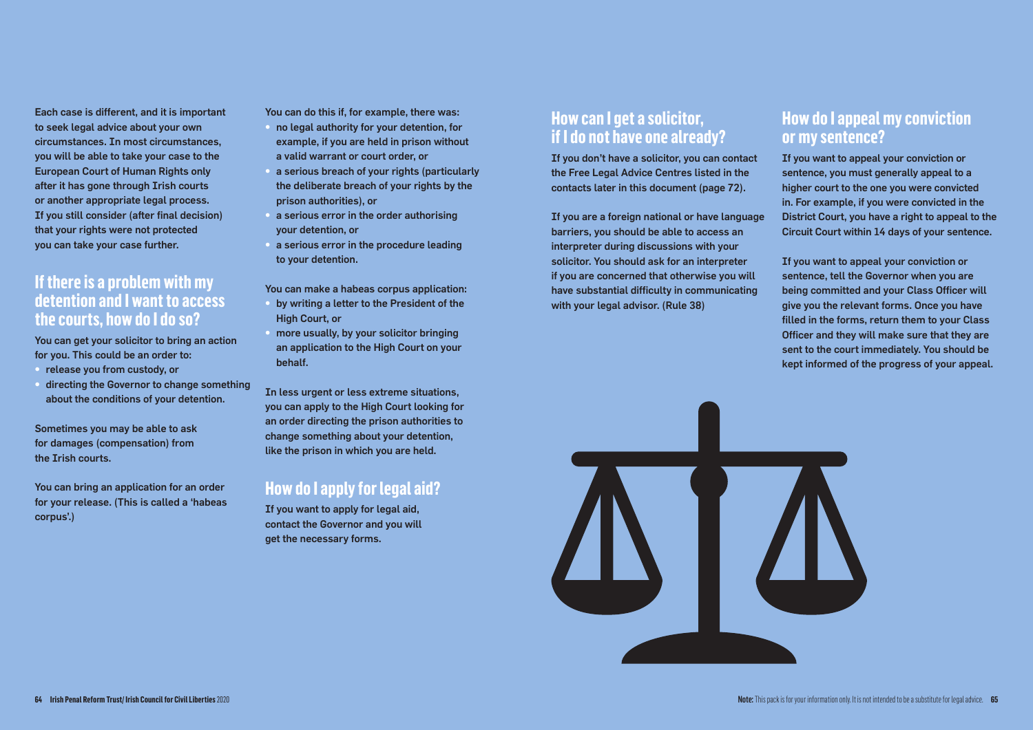Each case is different, and it is important to seek legal advice about your own circumstances. In most circumstances, you will be able to take your case to the European Court of Human Rights only after it has gone through Irish courts or another appropriate legal process. If you still consider (after final decision) that your rights were not protected you can take your case further.

## If there is a problem with my detention and I want to access the courts, how do I do so?

You can get your solicitor to bring an action for you. This could be an order to:

- release you from custody, or
- directing the Governor to change something about the conditions of your detention.

Sometimes you may be able to ask for damages (compensation) from the Irish courts.

You can bring an application for an order for your release. (This is called a 'habeas corpus'.)

You can do this if, for example, there was:

- no legal authority for your detention, for example, if you are held in prison without a valid warrant or court order, or
- a serious breach of your rights (particularly the deliberate breach of your rights by the prison authorities), or
- a serious error in the order authorising your detention, or
- a serious error in the procedure leading to your detention.

You can make a habeas corpus application:

- by writing a letter to the President of the High Court, or
- more usually, by your solicitor bringing an application to the High Court on your behalf.

In less urgent or less extreme situations, you can apply to the High Court looking for an order directing the prison authorities to change something about your detention, like the prison in which you are held.

## How do I apply for legal aid?

If you want to apply for legal aid, contact the Governor and you will get the necessary forms.

## How can I get a solicitor, if I do not have one already?

If you don't have a solicitor, you can contact the Free Legal Advice Centres listed in the contacts later in this document (page 72).

If you are a foreign national or have language barriers, you should be able to access an interpreter during discussions with your solicitor. You should ask for an interpreter if you are concerned that otherwise you will have substantial difficulty in communicating with your legal advisor. (Rule 38)

## How do I appeal my conviction or my sentence?

If you want to appeal your conviction or sentence, you must generally appeal to a higher court to the one you were convicted in. For example, if you were convicted in the District Court, you have a right to appeal to the Circuit Court within 14 days of your sentence.

If you want to appeal your conviction or sentence, tell the Governor when you are being committed and your Class Officer will give you the relevant forms. Once you have filled in the forms, return them to your Class Officer and they will make sure that they are sent to the court immediately. You should be kept informed of the progress of your appeal.

**Note:** This pack is for your information only. It is not intended to be a substitute for legal advice.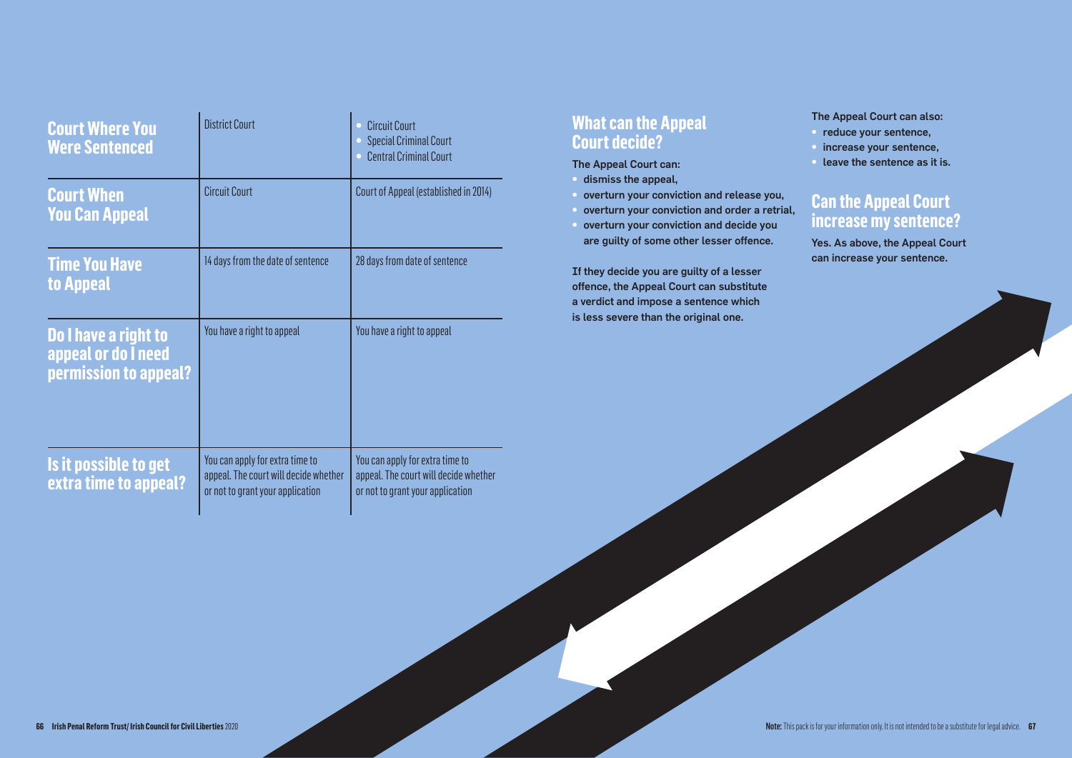| Court Where You Were Sentenced | District Court | • Circuit Court<br>• Special Criminal Court<br>• Central Criminal Court |
|---|---|---|
| **Court When You Can Appeal** | Circuit Court | Court of Appeal (established in 2014) |
| **Time You Have to Appeal** | 14 days from the date of sentence | 28 days from date of sentence |
| **Do I have a right to appeal or do I need permission to appeal?** | You have a right to appeal | You have a right to appeal |
| **Is it possible to get extra time to appeal?** | You can apply for extra time to appeal. The court will decide whether or not to grant your application | You can apply for extra time to appeal. The court will decide whether or not to grant your application |

## What can the Appeal Court decide?

**The Appeal Court can:**

- **dismiss the appeal,**
- **overturn your conviction and release you,**
- **overturn your conviction and order a retrial,**
- **overturn your conviction and decide you are guilty of some other lesser offence.**

**If they decide you are guilty of a lesser offence, the Appeal Court can substitute a verdict and impose a sentence which is less severe than the original one.**

**The Appeal Court can also:**

- **reduce your sentence,**
- **increase your sentence,**
- **leave the sentence as it is.**

## Can the Appeal Court increase my sentence?

**Yes. As above, the Appeal Court can increase your sentence.**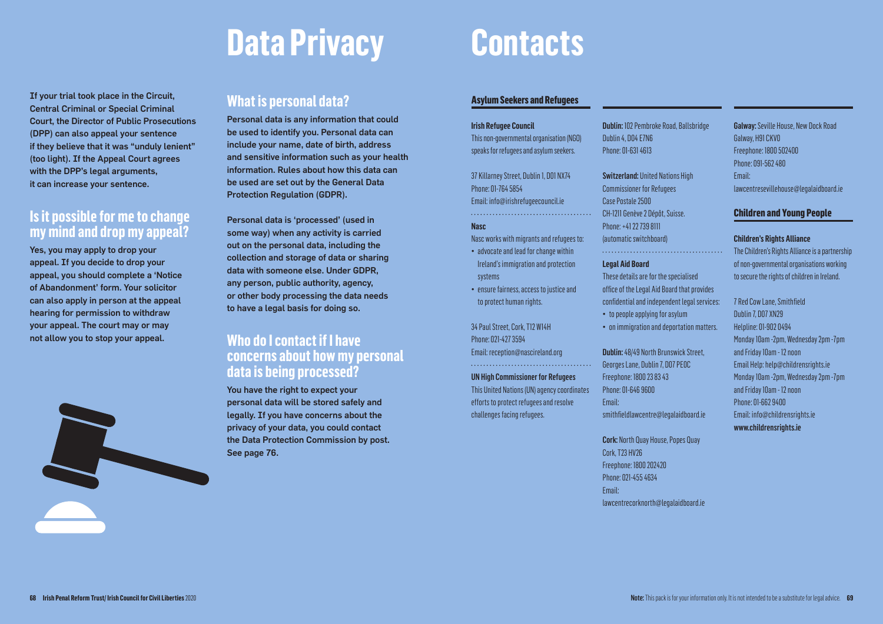If your trial took place in the Circuit, Central Criminal or Special Criminal Court, the Director of Public Prosecutions (DPP) can also appeal your sentence if they believe that it was "unduly lenient" (too light). If the Appeal Court agrees with the DPP's legal arguments, it can increase your sentence.

## Is it possible for me to change my mind and drop my appeal?

Yes, you may apply to drop your appeal. If you decide to drop your appeal, you should complete a 'Notice of Abandonment' form. Your solicitor can also apply in person at the appeal hearing for permission to withdraw your appeal. The court may or may not allow you to stop your appeal.

# Data Privacy

## What is personal data?

Personal data is any information that could be used to identify you. Personal data can include your name, date of birth, address and sensitive information such as your health information. Rules about how this data can be used are set out by the General Data Protection Regulation (GDPR).

Personal data is 'processed' (used in some way) when any activity is carried out on the personal data, including the collection and storage of data or sharing data with someone else. Under GDPR, any person, public authority, agency, or other body processing the data needs to have a legal basis for doing so.

## Who do I contact if I have concerns about how my personal data is being processed?

You have the right to expect your personal data will be stored safely and legally. If you have concerns about the privacy of your data, you could contact the Data Protection Commission by post. See page 76.

# Contacts

## Asylum Seekers and Refugees

**Irish Refugee Council**
This non-governmental organisation (NGO) speaks for refugees and asylum seekers.

37 Killarney Street, Dublin 1, D01 NX74
Phone: 01-764 5854
Email: info@irishrefugeecouncil.ie

**Nasc**
Nasc works with migrants and refugees to:

- advocate and lead for change within Ireland's immigration and protection systems
- ensure fairness, access to justice and to protect human rights.

34 Paul Street, Cork, T12 W14H
Phone: 021-427 3594
Email: reception@nascireland.org

**UN High Commissioner for Refugees**
This United Nations (UN) agency coordinates efforts to protect refugees and resolve challenges facing refugees.

**Dublin:** 102 Pembroke Road, Ballsbridge
Dublin 4, D04 E7N6
Phone: 01-631 4613

**Switzerland:** United Nations High Commissioner for Refugees
Case Postale 2500
CH-1211 Genève 2 Dépôt, Suisse.
Phone: +41 22 739 8111
(automatic switchboard)

**Legal Aid Board**
These details are for the specialised office of the Legal Aid Board that provides confidential and independent legal services:

- to people applying for asylum
- on immigration and deportation matters.

**Dublin:** 48/49 North Brunswick Street, Georges Lane, Dublin 7, D07 PE0C
Freephone: 1800 23 83 43
Phone: 01-646 9600
Email:
smithfieldlawcentre@legalaidboard.ie

**Cork:** North Quay House, Popes Quay
Cork, T23 HV26
Freephone: 1800 202420
Phone: 021-455 4634
Email:
lawcentrecorknorth@legalaidboard.ie

**Galway:** Seville House, New Dock Road
Galway, H91 CKV0
Freephone: 1800 502400
Phone: 091-562 480
Email:
lawcentresevillehouse@legalaidboard.ie

## Children and Young People

**Children's Rights Alliance**
The Children's Rights Alliance is a partnership of non-governmental organisations working to secure the rights of children in Ireland.

7 Red Cow Lane, Smithfield
Dublin 7, D07 XN29
Helpline: 01-902 0494
Monday 10am -2pm, Wednesday 2pm -7pm and Friday 10am - 12 noon
Email Help: help@childrensrights.ie
Monday 10am -2pm, Wednesday 2pm -7pm and Friday 10am - 12 noon
Phone: 01-662 9400
Email: info@childrensrights.ie
**www.childrensrights.ie**

**Note:** This pack is for your information only. It is not intended to be a substitute for legal advice.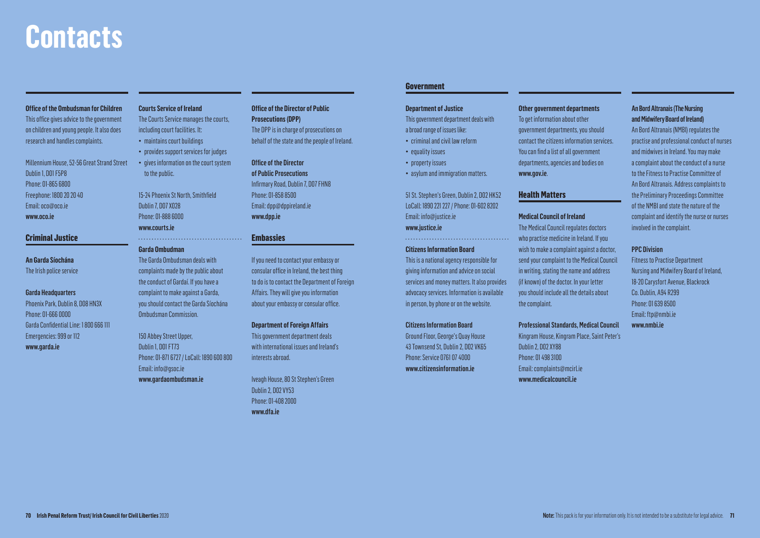# Contacts

**Office of the Ombudsman for Children**
This office gives advice to the government on children and young people. It also does research and handles complaints.

Millennium House, 52-56 Great Strand Street
Dublin 1, D01 F5P8
Phone: 01-865 6800
Freephone: 1800 20 20 40
Email: oco@oco.ie
**www.oco.ie**

## Criminal Justice

**An Garda Síochána**
The Irish police service

**Garda Headquarters**
Phoenix Park, Dublin 8, D08 HN3X
Phone: 01-666 0000
Garda Confidential Line: 1 800 666 111
Emergencies: 999 or 112
**www.garda.ie**

**Courts Service of Ireland**
The Courts Service manages the courts, including court facilities. It:

- maintains court buildings
- provides support services for judges
- gives information on the court system to the public.

15-24 Phoenix St North, Smithfield
Dublin 7, D07 X028
Phone: 01-888 6000
**www.courts.ie**

**Garda Ombudman**
The Garda Ombudsman deals with complaints made by the public about the conduct of Gardaí. If you have a complaint to make against a Garda, you should contact the Garda Síochána Ombudsman Commission.

150 Abbey Street Upper,
Dublin 1, D01 FT73
Phone: 01-871 6727 / LoCall: 1890 600 800
Email: info@gsoc.ie
**www.gardaombudsman.ie**

**Office of the Director of Public Prosecutions (DPP)**
The DPP is in charge of prosecutions on behalf of the state and the people of Ireland.

**Office of the Director of Public Prosecutions**
Infirmary Road, Dublin 7, D07 FHN8
Phone: 01-858 8500
Email: dpp@dppireland.ie
**www.dpp.ie**

## Embassies

If you need to contact your embassy or consular office in Ireland, the best thing to do is to contact the Department of Foreign Affairs. They will give you information about your embassy or consular office.

**Department of Foreign Affairs**
This government department deals with international issues and Ireland's interests abroad.

Iveagh House, 80 St Stephen's Green
Dublin 2, D02 VY53
Phone: 01-408 2000
**www.dfa.ie**

## Government

**Department of Justice**
This government department deals with a broad range of issues like:

- criminal and civil law reform
- equality issues
- property issues
- asylum and immigration matters.

51 St. Stephen's Green, Dublin 2, D02 HK52
LoCall: 1890 221 227 / Phone: 01-602 8202
Email: info@justice.ie
**www.justice.ie**

**Citizens Information Board**
This is a national agency responsible for giving information and advice on social services and money matters. It also provides advocacy services. Information is available in person, by phone or on the website.

**Citizens Information Board**
Ground Floor, George's Quay House
43 Townsend St, Dublin 2, D02 VK65
Phone: Service 0761 07 4000
**www.citizensinformation.ie**

**Other government departments**
To get information about other government departments, you should contact the citizens information services. You can find a list of all government departments, agencies and bodies on **www.gov.ie**.

## Health Matters

**Medical Council of Ireland**
The Medical Council regulates doctors who practise medicine in Ireland. If you wish to make a complaint against a doctor, send your complaint to the Medical Council in writing, stating the name and address (if known) of the doctor. In your letter you should include all the details about the complaint.

**Professional Standards, Medical Council**
Kingram House, Kingram Place, Saint Peter's
Dublin 2, D02 XY88
Phone: 01 498 3100
Email: complaints@mcirl.ie
**www.medicalcouncil.ie**

**An Bord Altranais (The Nursing and Midwifery Board of Ireland)**
An Bord Altranais (NMBI) regulates the practise and professional conduct of nurses and midwives in Ireland. You may make a complaint about the conduct of a nurse to the Fitness to Practise Committee of An Bord Altranais. Address complaints to the Preliminary Proceedings Committee of the NMBI and state the nature of the complaint and identify the nurse or nurses involved in the complaint.

**PPC Division**
Fitness to Practise Department
Nursing and Midwifery Board of Ireland,
18-20 Carysfort Avenue, Blackrock
Co. Dublin, A94 R299
Phone: 01 639 8500
Email: ftp@nmbi.ie
**www.nmbi.ie**

**Note:** This pack is for your information only. It is not intended to be a substitute for legal advice.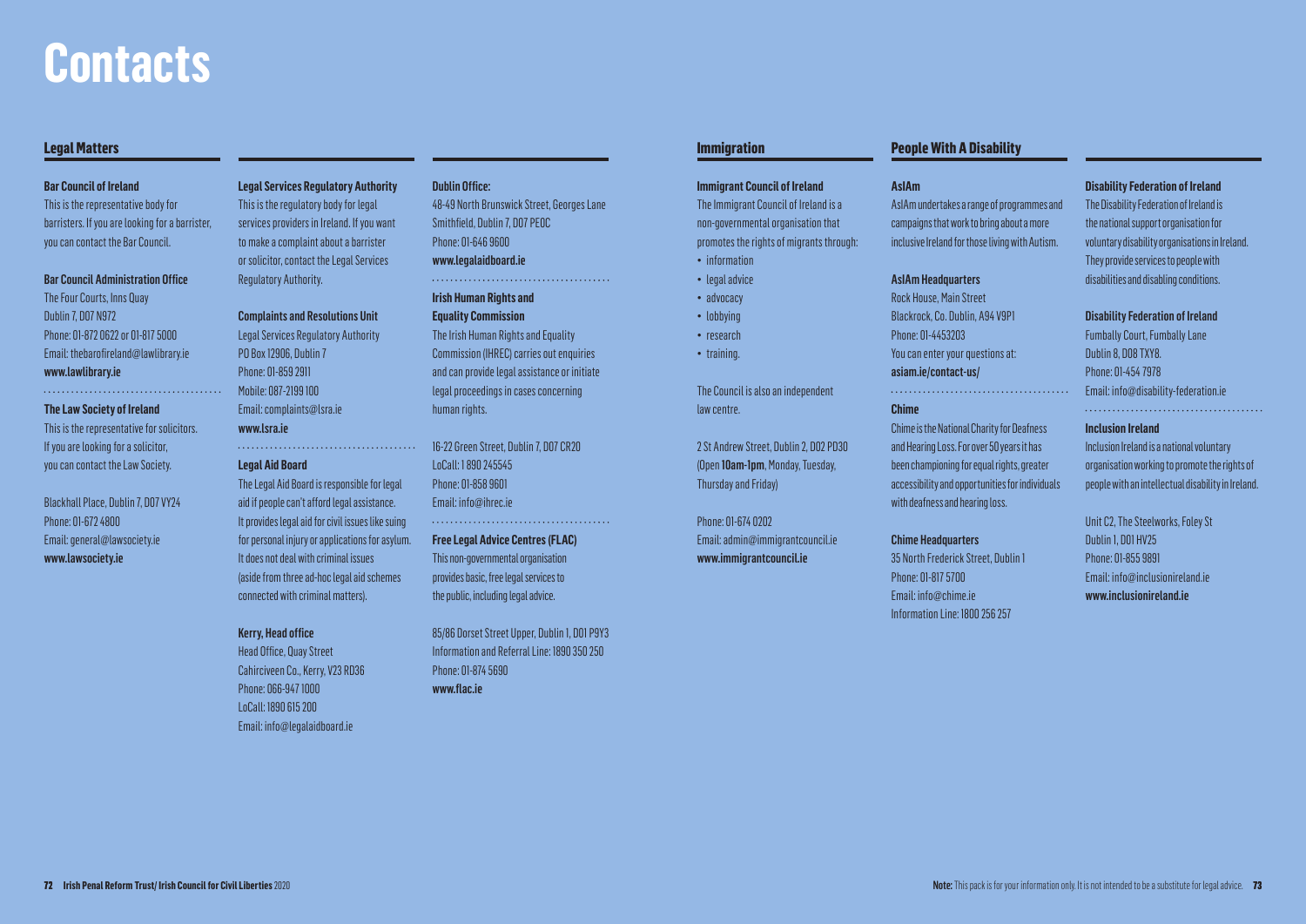# Contacts

## Legal Matters

**Bar Council of Ireland**
This is the representative body for barristers. If you are looking for a barrister, you can contact the Bar Council.

**Bar Council Administration Office**
The Four Courts, Inns Quay
Dublin 7, D07 N972
Phone: 01-872 0622 or 01-817 5000
Email: thebarofireland@lawlibrary.ie
**www.lawlibrary.ie**

**The Law Society of Ireland**
This is the representative for solicitors. If you are looking for a solicitor, you can contact the Law Society.

Blackhall Place, Dublin 7, D07 VY24
Phone: 01-672 4800
Email: general@lawsociety.ie
**www.lawsociety.ie**

**Legal Services Regulatory Authority**
This is the regulatory body for legal services providers in Ireland. If you want to make a complaint about a barrister or solicitor, contact the Legal Services Regulatory Authority.

**Complaints and Resolutions Unit**
Legal Services Regulatory Authority
PO Box 12906, Dublin 7
Phone: 01-859 2911
Mobile: 087-2199 100
Email: complaints@lsra.ie
**www.lsra.ie**

**Legal Aid Board**
The Legal Aid Board is responsible for legal aid if people can't afford legal assistance. It provides legal aid for civil issues like suing for personal injury or applications for asylum. It does not deal with criminal issues (aside from three ad-hoc legal aid schemes connected with criminal matters).

**Kerry, Head office**
Head Office, Quay Street
Cahirciveen Co., Kerry, V23 RD36
Phone: 066-947 1000
LoCall: 1890 615 200
Email: info@legalaidboard.ie

**Dublin Office:**
48-49 North Brunswick Street, Georges Lane
Smithfield, Dublin 7, D07 PE0C
Phone: 01-646 9600
**www.legalaidboard.ie**

**Irish Human Rights and Equality Commission**
The Irish Human Rights and Equality Commission (IHREC) carries out enquiries and can provide legal assistance or initiate legal proceedings in cases concerning human rights.

16-22 Green Street, Dublin 7, D07 CR20
LoCall: 1 890 245545
Phone: 01-858 9601
Email: info@ihrec.ie

**Free Legal Advice Centres (FLAC)**
This non-governmental organisation provides basic, free legal services to the public, including legal advice.

85/86 Dorset Street Upper, Dublin 1, D01 P9Y3
Information and Referral Line: 1890 350 250
Phone: 01-874 5690
**www.flac.ie**

## Immigration

**Immigrant Council of Ireland**
The Immigrant Council of Ireland is a non-governmental organisation that promotes the rights of migrants through:

- information
- legal advice
- advocacy
- lobbying
- research
- training.

The Council is also an independent law centre.

2 St Andrew Street, Dublin 2, D02 PD30
(Open **10am-1pm**, Monday, Tuesday, Thursday and Friday)

Phone: 01-674 0202
Email: admin@immigrantcouncil.ie
**www.immigrantcouncil.ie**

## People With A Disability

**AsIAm**
AsIAm undertakes a range of programmes and campaigns that work to bring about a more inclusive Ireland for those living with Autism.

**AsIAm Headquarters**
Rock House, Main Street
Blackrock, Co. Dublin, A94 V9P1
Phone: 01-4453203
You can enter your questions at:
**asiam.ie/contact-us/**

**Chime**
Chime is the National Charity for Deafness and Hearing Loss. For over 50 years it has been championing for equal rights, greater accessibility and opportunities for individuals with deafness and hearing loss.

**Chime Headquarters**
35 North Frederick Street, Dublin 1
Phone: 01-817 5700
Email: info@chime.ie
Information Line: 1800 256 257

**Disability Federation of Ireland**
The Disability Federation of Ireland is the national support organisation for voluntary disability organisations in Ireland. They provide services to people with disabilities and disabling conditions.

**Disability Federation of Ireland**
Fumbally Court, Fumbally Lane
Dublin 8, D08 TXY8.
Phone: 01-454 7978
Email: info@disability-federation.ie

**Inclusion Ireland**
Inclusion Ireland is a national voluntary organisation working to promote the rights of people with an intellectual disability in Ireland.

Unit C2, The Steelworks, Foley St
Dublin 1, D01 HV25
Phone: 01-855 9891
Email: info@inclusionireland.ie
**www.inclusionireland.ie**

**Note:** This pack is for your information only. It is not intended to be a substitute for legal advice.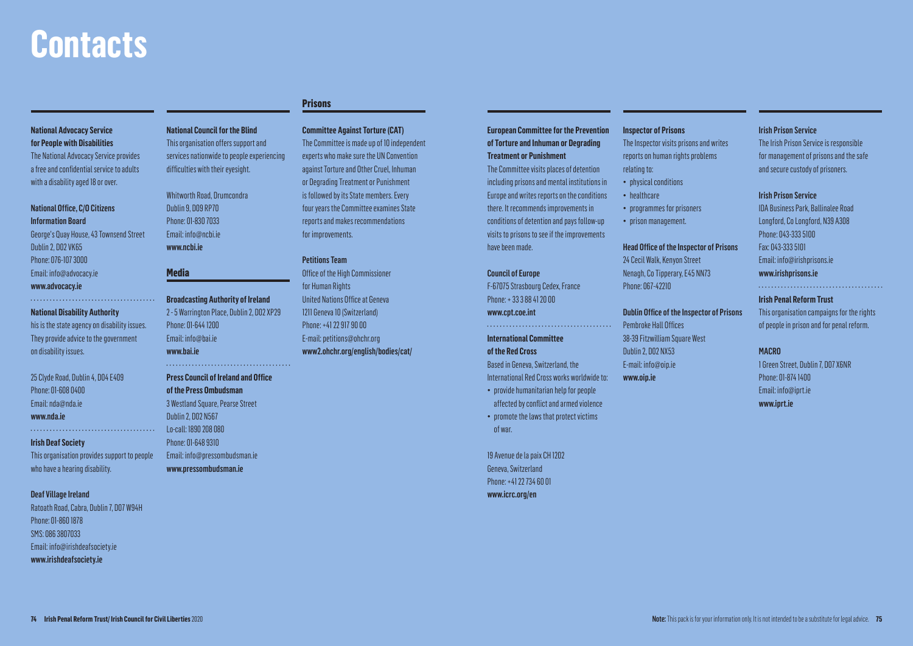# Contacts

**National Advocacy Service for People with Disabilities**
The National Advocacy Service provides a free and confidential service to adults with a disability aged 18 or over.

**National Office, C/O Citizens Information Board**
George's Quay House, 43 Townsend Street
Dublin 2, D02 VK65
Phone: 076-107 3000
Email: info@advocacy.ie
**www.advocacy.ie**

**National Disability Authority**
his is the state agency on disability issues. They provide advice to the government on disability issues.

25 Clyde Road, Dublin 4, D04 E409
Phone: 01-608 0400
Email: nda@nda.ie
**www.nda.ie**

**Irish Deaf Society**
This organisation provides support to people who have a hearing disability.

**Deaf Village Ireland**
Ratoath Road, Cabra, Dublin 7, D07 W94H
Phone: 01-860 1878
SMS: 086 3807033
Email: info@irishdeafsociety.ie
**www.irishdeafsociety.ie**

**National Council for the Blind**
This organisation offers support and services nationwide to people experiencing difficulties with their eyesight.

Whitworth Road, Drumcondra
Dublin 9, D09 RP70
Phone: 01-830 7033
Email: info@ncbi.ie
**www.ncbi.ie**

## Media

**Broadcasting Authority of Ireland**
2 - 5 Warrington Place, Dublin 2, D02 XP29
Phone: 01-644 1200
Email: info@bai.ie
**www.bai.ie**

**Press Council of Ireland and Office of the Press Ombudsman**
3 Westland Square, Pearse Street
Dublin 2, D02 N567
Lo-call: 1890 208 080
Phone: 01-648 9310
Email: info@pressombudsman.ie
**www.pressombudsman.ie**

## Prisons

**Committee Against Torture (CAT)**
The Committee is made up of 10 independent experts who make sure the UN Convention against Torture and Other Cruel, Inhuman or Degrading Treatment or Punishment is followed by its State members. Every four years the Committee examines State reports and makes recommendations for improvements.

**Petitions Team**
Office of the High Commissioner for Human Rights
United Nations Office at Geneva
1211 Geneva 10 (Switzerland)
Phone: +41 22 917 90 00
E-mail: petitions@ohchr.org
**www2.ohchr.org/english/bodies/cat/**

**European Committee for the Prevention of Torture and Inhuman or Degrading Treatment or Punishment**
The Committee visits places of detention including prisons and mental institutions in Europe and writes reports on the conditions there. It recommends improvements in conditions of detention and pays follow-up visits to prisons to see if the improvements have been made.

**Council of Europe**
F-67075 Strasbourg Cedex, France
Phone: + 33 3 88 41 20 00
**www.cpt.coe.int**

**International Committee of the Red Cross**
Based in Geneva, Switzerland, the International Red Cross works worldwide to:

- provide humanitarian help for people affected by conflict and armed violence
- promote the laws that protect victims of war.

19 Avenue de la paix CH 1202
Geneva, Switzerland
Phone: +41 22 734 60 01
**www.icrc.org/en**

**Inspector of Prisons**
The Inspector visits prisons and writes reports on human rights problems relating to:

- physical conditions
- healthcare
- programmes for prisoners
- prison management.

**Head Office of the Inspector of Prisons**
24 Cecil Walk, Kenyon Street
Nenagh, Co Tipperary, E45 NN73
Phone: 067-42210

**Dublin Office of the Inspector of Prisons**
Pembroke Hall Offices
38-39 Fitzwilliam Square West
Dublin 2, D02 NX53
E-mail: info@oip.ie
**www.oip.ie**

**Irish Prison Service**
The Irish Prison Service is responsible for management of prisons and the safe and secure custody of prisoners.

**Irish Prison Service**
IDA Business Park, Ballinalee Road
Longford, Co Longford, N39 A308
Phone: 043-333 5100
Fax: 043-333 5101
Email: info@irishprisons.ie
**www.irishprisons.ie**

**Irish Penal Reform Trust**
This organisation campaigns for the rights of people in prison and for penal reform.

**MACRO**
1 Green Street, Dublin 7, D07 X6NR
Phone: 01-874 1400
Email: info@iprt.ie
**www.iprt.ie**

**Note:** This pack is for your information only. It is not intended to be a substitute for legal advice.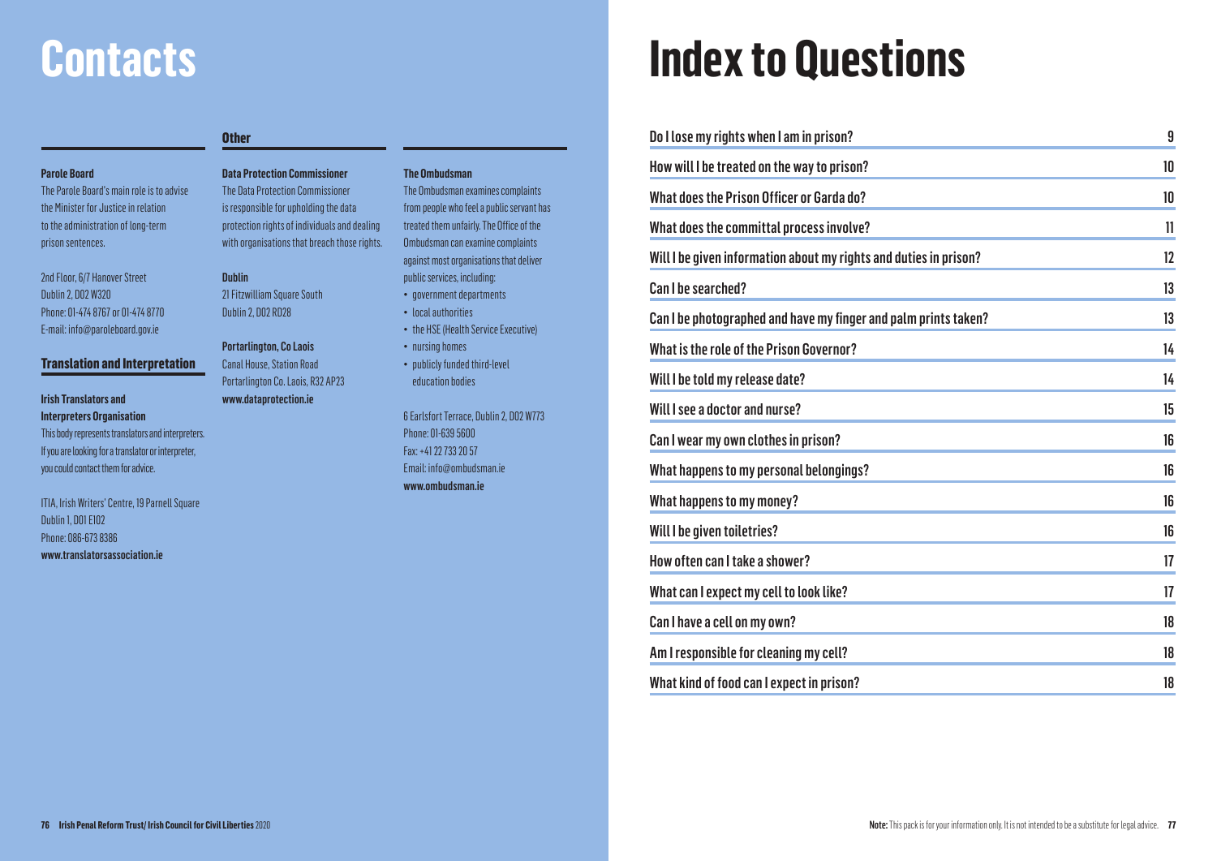# Contacts

## Other

**Parole Board**
The Parole Board's main role is to advise the Minister for Justice in relation to the administration of long-term prison sentences.

2nd Floor, 6/7 Hanover Street
Dublin 2, D02 W320
Phone: 01-474 8767 or 01-474 8770
E-mail: info@paroleboard.gov.ie

## Translation and Interpretation

**Irish Translators and Interpreters Organisation**
This body represents translators and interpreters. If you are looking for a translator or interpreter, you could contact them for advice.

ITIA, Irish Writers' Centre, 19 Parnell Square
Dublin 1, D01 E102
Phone: 086-673 8386
**www.translatorsassociation.ie**

**Data Protection Commissioner**
The Data Protection Commissioner is responsible for upholding the data protection rights of individuals and dealing with organisations that breach those rights.

**Dublin**
21 Fitzwilliam Square South
Dublin 2, D02 RD28

**Portarlington, Co Laois**
Canal House, Station Road
Portarlington Co. Laois, R32 AP23
**www.dataprotection.ie**

**The Ombudsman**
The Ombudsman examines complaints from people who feel a public servant has treated them unfairly. The Office of the Ombudsman can examine complaints against most organisations that deliver public services, including:

- government departments
- local authorities
- the HSE (Health Service Executive)
- nursing homes
- publicly funded third-level education bodies

6 Earlsfort Terrace, Dublin 2, D02 W773
Phone: 01-639 5600
Fax: +41 22 733 20 57
Email: info@ombudsman.ie
**www.ombudsman.ie**

# Index to Questions

| | |
|---|---|
| Do I lose my rights when I am in prison? | 9 |
| How will I be treated on the way to prison? | 10 |
| What does the Prison Officer or Garda do? | 10 |
| What does the committal process involve? | 11 |
| Will I be given information about my rights and duties in prison? | 12 |
| Can I be searched? | 13 |
| Can I be photographed and have my finger and palm prints taken? | 13 |
| What is the role of the Prison Governor? | 14 |
| Will I be told my release date? | 14 |
| Will I see a doctor and nurse? | 15 |
| Can I wear my own clothes in prison? | 16 |
| What happens to my personal belongings? | 16 |
| What happens to my money? | 16 |
| Will I be given toiletries? | 16 |
| How often can I take a shower? | 17 |
| What can I expect my cell to look like? | 17 |
| Can I have a cell on my own? | 18 |
| Am I responsible for cleaning my cell? | 18 |
| What kind of food can I expect in prison? | 18 |

**Note:** This pack is for your information only. It is not intended to be a substitute for legal advice.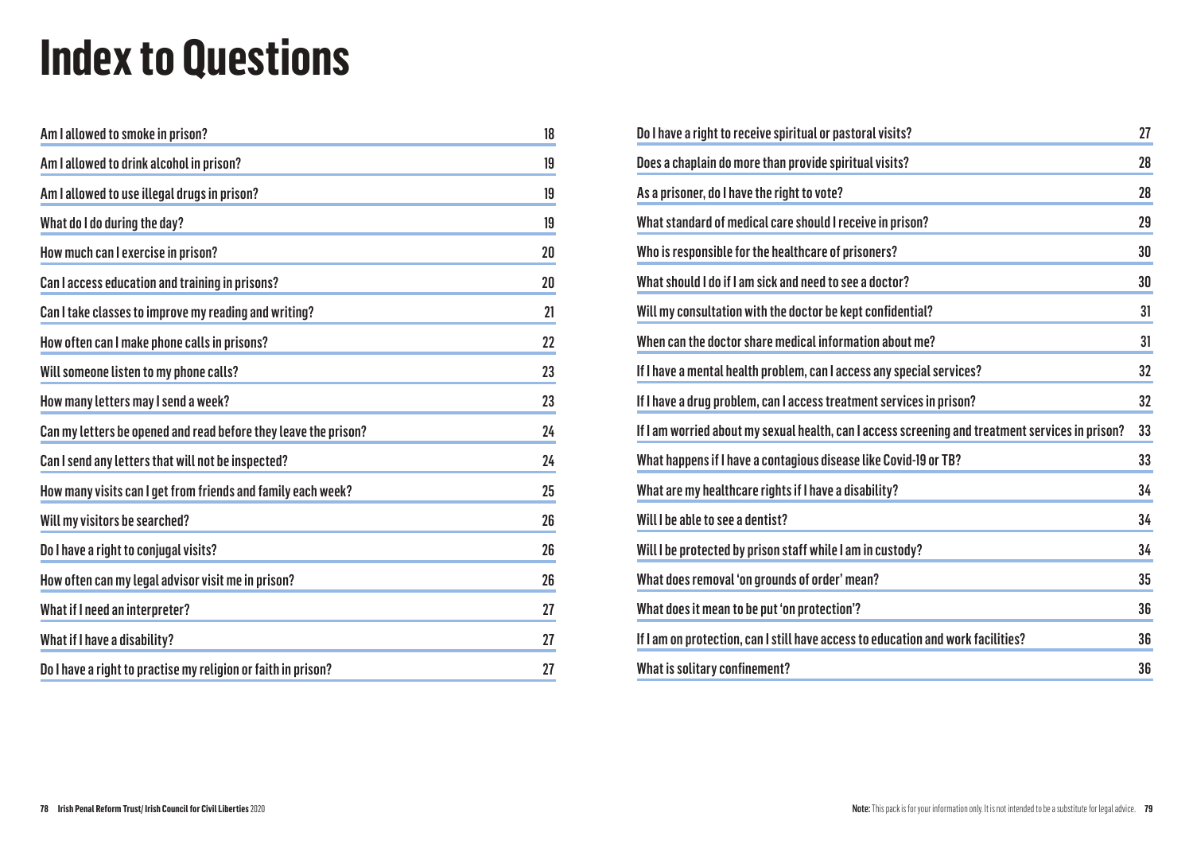# Index to Questions

| | |
|---|---|
| Am I allowed to smoke in prison? | 18 |
| Am I allowed to drink alcohol in prison? | 19 |
| Am I allowed to use illegal drugs in prison? | 19 |
| What do I do during the day? | 19 |
| How much can I exercise in prison? | 20 |
| Can I access education and training in prisons? | 20 |
| Can I take classes to improve my reading and writing? | 21 |
| How often can I make phone calls in prisons? | 22 |
| Will someone listen to my phone calls? | 23 |
| How many letters may I send a week? | 23 |
| Can my letters be opened and read before they leave the prison? | 24 |
| Can I send any letters that will not be inspected? | 24 |
| How many visits can I get from friends and family each week? | 25 |
| Will my visitors be searched? | 26 |
| Do I have a right to conjugal visits? | 26 |
| How often can my legal advisor visit me in prison? | 26 |
| What if I need an interpreter? | 27 |
| What if I have a disability? | 27 |
| Do I have a right to practise my religion or faith in prison? | 27 |
| Do I have a right to receive spiritual or pastoral visits? | 27 |
| Does a chaplain do more than provide spiritual visits? | 28 |
| As a prisoner, do I have the right to vote? | 28 |
| What standard of medical care should I receive in prison? | 29 |
| Who is responsible for the healthcare of prisoners? | 30 |
| What should I do if I am sick and need to see a doctor? | 30 |
| Will my consultation with the doctor be kept confidential? | 31 |
| When can the doctor share medical information about me? | 31 |
| If I have a mental health problem, can I access any special services? | 32 |
| If I have a drug problem, can I access treatment services in prison? | 32 |
| If I am worried about my sexual health, can I access screening and treatment services in prison? | 33 |
| What happens if I have a contagious disease like Covid-19 or TB? | 33 |
| What are my healthcare rights if I have a disability? | 34 |
| Will I be able to see a dentist? | 34 |
| Will I be protected by prison staff while I am in custody? | 34 |
| What does removal 'on grounds of order' mean? | 35 |
| What does it mean to be put 'on protection'? | 36 |
| If I am on protection, can I still have access to education and work facilities? | 36 |
| What is solitary confinement? | 36 |

**Note:** This pack is for your information only. It is not intended to be a substitute for legal advice.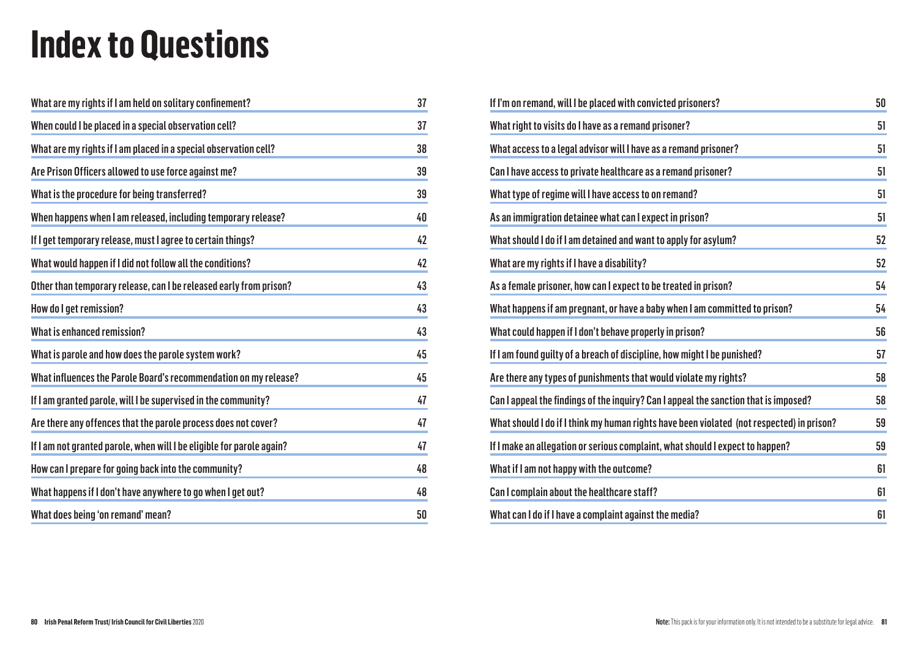# Index to Questions

| | |
|---|---|
| What are my rights if I am held on solitary confinement? | 37 |
| When could I be placed in a special observation cell? | 37 |
| What are my rights if I am placed in a special observation cell? | 38 |
| Are Prison Officers allowed to use force against me? | 39 |
| What is the procedure for being transferred? | 39 |
| When happens when I am released, including temporary release? | 40 |
| If I get temporary release, must I agree to certain things? | 42 |
| What would happen if I did not follow all the conditions? | 42 |
| Other than temporary release, can I be released early from prison? | 43 |
| How do I get remission? | 43 |
| What is enhanced remission? | 43 |
| What is parole and how does the parole system work? | 45 |
| What influences the Parole Board's recommendation on my release? | 45 |
| If I am granted parole, will I be supervised in the community? | 47 |
| Are there any offences that the parole process does not cover? | 47 |
| If I am not granted parole, when will I be eligible for parole again? | 47 |
| How can I prepare for going back into the community? | 48 |
| What happens if I don't have anywhere to go when I get out? | 48 |
| What does being 'on remand' mean? | 50 |
| If I'm on remand, will I be placed with convicted prisoners? | 50 |
| What right to visits do I have as a remand prisoner? | 51 |
| What access to a legal advisor will I have as a remand prisoner? | 51 |
| Can I have access to private healthcare as a remand prisoner? | 51 |
| What type of regime will I have access to on remand? | 51 |
| As an immigration detainee what can I expect in prison? | 51 |
| What should I do if I am detained and want to apply for asylum? | 52 |
| What are my rights if I have a disability? | 52 |
| As a female prisoner, how can I expect to be treated in prison? | 54 |
| What happens if am pregnant, or have a baby when I am committed to prison? | 54 |
| What could happen if I don't behave properly in prison? | 56 |
| If I am found guilty of a breach of discipline, how might I be punished? | 57 |
| Are there any types of punishments that would violate my rights? | 58 |
| Can I appeal the findings of the inquiry? Can I appeal the sanction that is imposed? | 58 |
| What should I do if I think my human rights have been violated (not respected) in prison? | 59 |
| If I make an allegation or serious complaint, what should I expect to happen? | 59 |
| What if I am not happy with the outcome? | 61 |
| Can I complain about the healthcare staff? | 61 |
| What can I do if I have a complaint against the media? | 61 |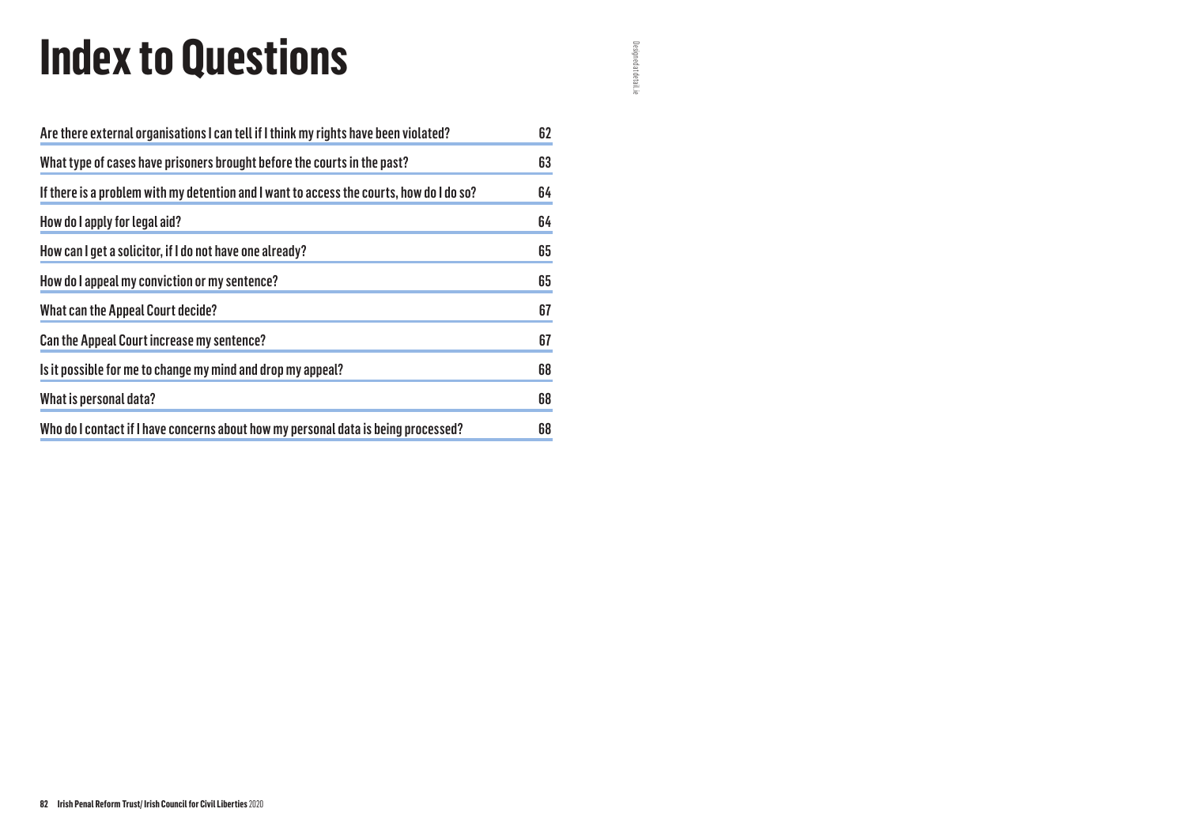# Index to Questions

| | |
|---|---|
| Are there external organisations I can tell if I think my rights have been violated? | 62 |
| What type of cases have prisoners brought before the courts in the past? | 63 |
| If there is a problem with my detention and I want to access the courts, how do I do so? | 64 |
| How do I apply for legal aid? | 64 |
| How can I get a solicitor, if I do not have one already? | 65 |
| How do I appeal my conviction or my sentence? | 65 |
| What can the Appeal Court decide? | 67 |
| Can the Appeal Court increase my sentence? | 67 |
| Is it possible for me to change my mind and drop my appeal? | 68 |
| What is personal data? | 68 |
| Who do I contact if I have concerns about how my personal data is being processed? | 68 |

Designed at detail.ie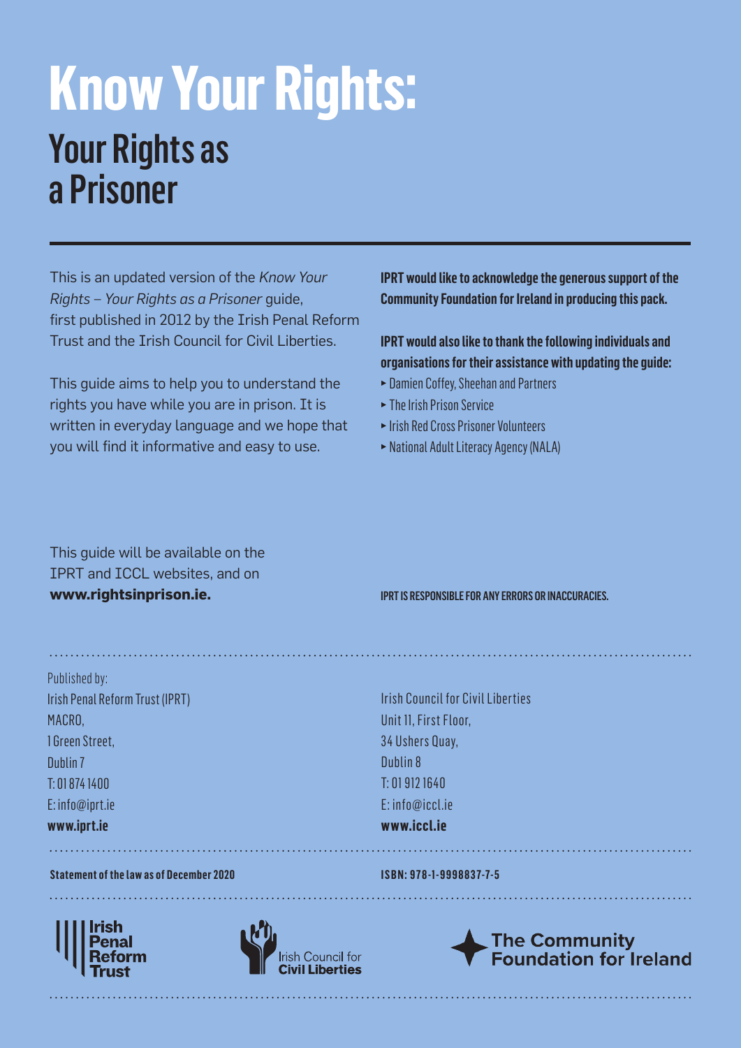# Know Your Rights:

## Your Rights as a Prisoner

This is an updated version of the *Know Your Rights – Your Rights as a Prisoner* guide, first published in 2012 by the Irish Penal Reform Trust and the Irish Council for Civil Liberties.

This guide aims to help you to understand the rights you have while you are in prison. It is written in everyday language and we hope that you will find it informative and easy to use.

**IPRT would like to acknowledge the generous support of the Community Foundation for Ireland in producing this pack.**

**IPRT would also like to thank the following individuals and organisations for their assistance with updating the guide:**

- Damien Coffey, Sheehan and Partners
- The Irish Prison Service
- Irish Red Cross Prisoner Volunteers
- National Adult Literacy Agency (NALA)

This guide will be available on the IPRT and ICCL websites, and on **www.rightsinprison.ie.**

**IPRT IS RESPONSIBLE FOR ANY ERRORS OR INACCURACIES.**

Published by:

Irish Penal Reform Trust (IPRT)
MACRO,
1 Green Street,
Dublin 7
T: 01 874 1400
E: info@iprt.ie
**www.iprt.ie**

Irish Council for Civil Liberties
Unit 11, First Floor,
34 Ushers Quay,
Dublin 8
T: 01 912 1640
E: info@iccl.ie
**www.iccl.ie**

**Statement of the law as of December 2020**

**ISBN: 978-1-9998837-7-5**

Irish Penal Reform Trust

Irish Council for Civil Liberties

The Community Foundation for Ireland